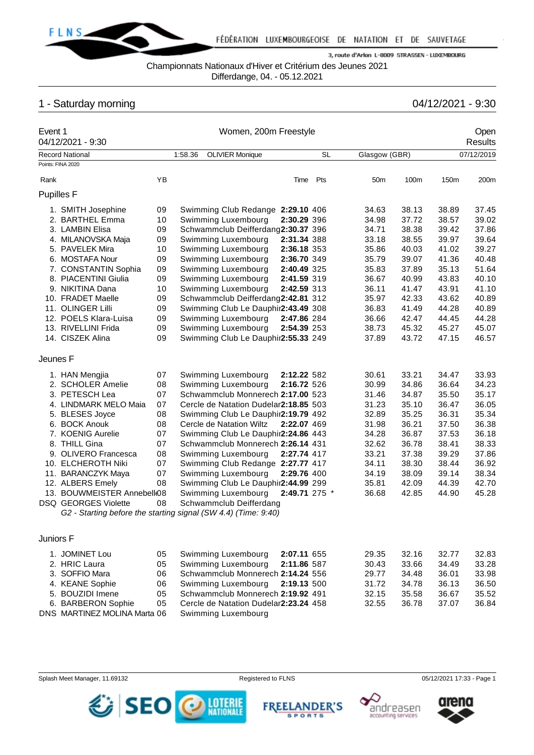Championnats Nationaux d'Hiver et Critérium des Jeunes 2021
Differdange, 04. - 05.12.2021

## 1 - Saturday morning

04/12/2021 - 9:30

### Event 1 — Women, 200m Freestyle — Open

04/12/2021 - 9:30 — Results

Record National: 1:58.36 OLIVIER Monique SL Glasgow (GBR) 07/12/2019

Points: FINA 2020

| Rank | | YB | | Time | Pts | 50m | 100m | 150m | 200m |
|---|---|---|---|---|---|---|---|---|---|
| **Pupilles F** | | | | | | | | | |
| 1. | SMITH Josephine | 09 | Swimming Club Redange | 2:29.10 | 406 | 34.63 | 38.13 | 38.89 | 37.45 |
| 2. | BARTHEL Emma | 10 | Swimming Luxembourg | 2:30.29 | 396 | 34.98 | 37.72 | 38.57 | 39.02 |
| 3. | LAMBIN Elisa | 09 | Schwammclub Deifferdang | 2:30.37 | 396 | 34.71 | 38.38 | 39.42 | 37.86 |
| 4. | MILANOVSKA Maja | 09 | Swimming Luxembourg | 2:31.34 | 388 | 33.18 | 38.55 | 39.97 | 39.64 |
| 5. | PAVELEK Mira | 10 | Swimming Luxembourg | 2:36.18 | 353 | 35.86 | 40.03 | 41.02 | 39.27 |
| 6. | MOSTAFA Nour | 09 | Swimming Luxembourg | 2:36.70 | 349 | 35.79 | 39.07 | 41.36 | 40.48 |
| 7. | CONSTANTIN Sophia | 09 | Swimming Luxembourg | 2:40.49 | 325 | 35.83 | 37.89 | 35.13 | 51.64 |
| 8. | PIACENTINI Giulia | 09 | Swimming Luxembourg | 2:41.59 | 319 | 36.67 | 40.99 | 43.83 | 40.10 |
| 9. | NIKITINA Dana | 10 | Swimming Luxembourg | 2:42.59 | 313 | 36.11 | 41.47 | 43.91 | 41.10 |
| 10. | FRADET Maelle | 09 | Schwammclub Deifferdang | 2:42.81 | 312 | 35.97 | 42.33 | 43.62 | 40.89 |
| 11. | OLINGER Lilli | 09 | Swimming Club Le Dauphin | 2:43.49 | 308 | 36.83 | 41.49 | 44.28 | 40.89 |
| 12. | POELS Klara-Luisa | 09 | Swimming Luxembourg | 2:47.86 | 284 | 36.66 | 42.47 | 44.45 | 44.28 |
| 13. | RIVELLINI Frida | 09 | Swimming Luxembourg | 2:54.39 | 253 | 38.73 | 45.32 | 45.27 | 45.07 |
| 14. | CISZEK Alina | 09 | Swimming Club Le Dauphin | 2:55.33 | 249 | 37.89 | 43.72 | 47.15 | 46.57 |
| **Jeunes F** | | | | | | | | | |
| 1. | HAN Mengjia | 07 | Swimming Luxembourg | 2:12.22 | 582 | 30.61 | 33.21 | 34.47 | 33.93 |
| 2. | SCHOLER Amelie | 08 | Swimming Luxembourg | 2:16.72 | 526 | 30.99 | 34.86 | 36.64 | 34.23 |
| 3. | PETESCH Lea | 07 | Schwammclub Monnerech | 2:17.00 | 523 | 31.46 | 34.87 | 35.50 | 35.17 |
| 4. | LINDMARK MELO Maia | 07 | Cercle de Natation Dudelange | 2:18.85 | 503 | 31.23 | 35.10 | 36.47 | 36.05 |
| 5. | BLESES Joyce | 08 | Swimming Club Le Dauphin | 2:19.79 | 492 | 32.89 | 35.25 | 36.31 | 35.34 |
| 6. | BOCK Anouk | 08 | Cercle de Natation Wiltz | 2:22.07 | 469 | 31.98 | 36.21 | 37.50 | 36.38 |
| 7. | KOENIG Aurelie | 07 | Swimming Club Le Dauphin | 2:24.86 | 443 | 34.28 | 36.87 | 37.53 | 36.18 |
| 8. | THILL Gina | 07 | Schwammclub Monnerech | 2:26.14 | 431 | 32.62 | 36.78 | 38.41 | 38.33 |
| 9. | OLIVERO Francesca | 08 | Swimming Luxembourg | 2:27.74 | 417 | 33.21 | 37.38 | 39.29 | 37.86 |
| 10. | ELCHEROTH Niki | 07 | Swimming Club Redange | 2:27.77 | 417 | 34.11 | 38.30 | 38.44 | 36.92 |
| 11. | BARANCZYK Maya | 07 | Swimming Luxembourg | 2:29.76 | 400 | 34.19 | 38.09 | 39.14 | 38.34 |
| 12. | ALBERS Emely | 08 | Swimming Club Le Dauphin | 2:44.99 | 299 | 35.81 | 42.09 | 44.39 | 42.70 |
| 13. | BOUWMEISTER Annebelle | 08 | Swimming Luxembourg | 2:49.71 | 275 * | 36.68 | 42.85 | 44.90 | 45.28 |
| DSQ | GEORGES Violette | 08 | Schwammclub Deifferdang | | | | | | |
| | *G2 - Starting before the starting signal (SW 4.4) (Time: 9:40)* | | | | | | | | |
| **Juniors F** | | | | | | | | | |
| 1. | JOMINET Lou | 05 | Swimming Luxembourg | 2:07.11 | 655 | 29.35 | 32.16 | 32.77 | 32.83 |
| 2. | HRIC Laura | 05 | Swimming Luxembourg | 2:11.86 | 587 | 30.43 | 33.66 | 34.49 | 33.28 |
| 3. | SOFFIO Mara | 06 | Schwammclub Monnerech | 2:14.24 | 556 | 29.77 | 34.48 | 36.01 | 33.98 |
| 4. | KEANE Sophie | 06 | Swimming Luxembourg | 2:19.13 | 500 | 31.72 | 34.78 | 36.13 | 36.50 |
| 5. | BOUZIDI Imene | 05 | Schwammclub Monnerech | 2:19.92 | 491 | 32.15 | 35.58 | 36.67 | 35.52 |
| 6. | BARBERON Sophie | 05 | Cercle de Natation Dudelange | 2:23.24 | 458 | 32.55 | 36.78 | 37.07 | 36.84 |
| DNS | MARTINEZ MOLINA Marta | 06 | Swimming Luxembourg | | | | | | |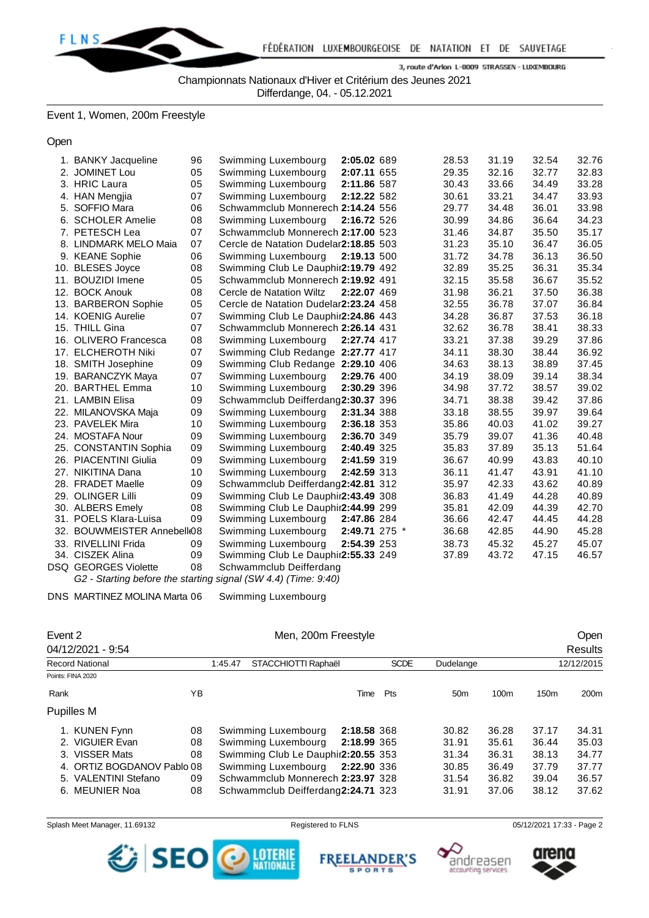Championnats Nationaux d'Hiver et Critérium des Jeunes 2021
Differdange, 04. - 05.12.2021

## Event 1, Women, 200m Freestyle

### Open

| Rank | Name | YB | Club | Time | Pts | 50m | 100m | 150m | 200m |
|---|---|---|---|---|---|---|---|---|---|
| 1. | BANKY Jacqueline | 96 | Swimming Luxembourg | **2:05.02** | 689 | 28.53 | 31.19 | 32.54 | 32.76 |
| 2. | JOMINET Lou | 05 | Swimming Luxembourg | **2:07.11** | 655 | 29.35 | 32.16 | 32.77 | 32.83 |
| 3. | HRIC Laura | 05 | Swimming Luxembourg | **2:11.86** | 587 | 30.43 | 33.66 | 34.49 | 33.28 |
| 4. | HAN Mengjia | 07 | Swimming Luxembourg | **2:12.22** | 582 | 30.61 | 33.21 | 34.47 | 33.93 |
| 5. | SOFFIO Mara | 06 | Schwammclub Monnerech | **2:14.24** | 556 | 29.77 | 34.48 | 36.01 | 33.98 |
| 6. | SCHOLER Amelie | 08 | Swimming Luxembourg | **2:16.72** | 526 | 30.99 | 34.86 | 36.64 | 34.23 |
| 7. | PETESCH Lea | 07 | Schwammclub Monnerech | **2:17.00** | 523 | 31.46 | 34.87 | 35.50 | 35.17 |
| 8. | LINDMARK MELO Maia | 07 | Cercle de Natation Dudelar | **2:18.85** | 503 | 31.23 | 35.10 | 36.47 | 36.05 |
| 9. | KEANE Sophie | 06 | Swimming Luxembourg | **2:19.13** | 500 | 31.72 | 34.78 | 36.13 | 36.50 |
| 10. | BLESES Joyce | 08 | Swimming Club Le Dauphir | **2:19.79** | 492 | 32.89 | 35.25 | 36.31 | 35.34 |
| 11. | BOUZIDI Imene | 05 | Schwammclub Monnerech | **2:19.92** | 491 | 32.15 | 35.58 | 36.67 | 35.52 |
| 12. | BOCK Anouk | 08 | Cercle de Natation Wiltz | **2:22.07** | 469 | 31.98 | 36.21 | 37.50 | 36.38 |
| 13. | BARBERON Sophie | 05 | Cercle de Natation Dudelar | **2:23.24** | 458 | 32.55 | 36.78 | 37.07 | 36.84 |
| 14. | KOENIG Aurelie | 07 | Swimming Club Le Dauphir | **2:24.86** | 443 | 34.28 | 36.87 | 37.53 | 36.18 |
| 15. | THILL Gina | 07 | Schwammclub Monnerech | **2:26.14** | 431 | 32.62 | 36.78 | 38.41 | 38.33 |
| 16. | OLIVERO Francesca | 08 | Swimming Luxembourg | **2:27.74** | 417 | 33.21 | 37.38 | 39.29 | 37.86 |
| 17. | ELCHEROTH Niki | 07 | Swimming Club Redange | **2:27.77** | 417 | 34.11 | 38.30 | 38.44 | 36.92 |
| 18. | SMITH Josephine | 09 | Swimming Club Redange | **2:29.10** | 406 | 34.63 | 38.13 | 38.89 | 37.45 |
| 19. | BARANCZYK Maya | 07 | Swimming Luxembourg | **2:29.76** | 400 | 34.19 | 38.09 | 39.14 | 38.34 |
| 20. | BARTHEL Emma | 10 | Swimming Luxembourg | **2:30.29** | 396 | 34.98 | 37.72 | 38.57 | 39.02 |
| 21. | LAMBIN Elisa | 09 | Schwammclub Deifferdang | **2:30.37** | 396 | 34.71 | 38.38 | 39.42 | 37.86 |
| 22. | MILANOVSKA Maja | 09 | Swimming Luxembourg | **2:31.34** | 388 | 33.18 | 38.55 | 39.97 | 39.64 |
| 23. | PAVELEK Mira | 10 | Swimming Luxembourg | **2:36.18** | 353 | 35.86 | 40.03 | 41.02 | 39.27 |
| 24. | MOSTAFA Nour | 09 | Swimming Luxembourg | **2:36.70** | 349 | 35.79 | 39.07 | 41.36 | 40.48 |
| 25. | CONSTANTIN Sophia | 09 | Swimming Luxembourg | **2:40.49** | 325 | 35.83 | 37.89 | 35.13 | 51.64 |
| 26. | PIACENTINI Giulia | 09 | Swimming Luxembourg | **2:41.59** | 319 | 36.67 | 40.99 | 43.83 | 40.10 |
| 27. | NIKITINA Dana | 10 | Swimming Luxembourg | **2:42.59** | 313 | 36.11 | 41.47 | 43.91 | 41.10 |
| 28. | FRADET Maelle | 09 | Schwammclub Deifferdang | **2:42.81** | 312 | 35.97 | 42.33 | 43.62 | 40.89 |
| 29. | OLINGER Lilli | 09 | Swimming Club Le Dauphir | **2:43.49** | 308 | 36.83 | 41.49 | 44.28 | 40.89 |
| 30. | ALBERS Emely | 08 | Swimming Club Le Dauphir | **2:44.99** | 299 | 35.81 | 42.09 | 44.39 | 42.70 |
| 31. | POELS Klara-Luisa | 09 | Swimming Luxembourg | **2:47.86** | 284 | 36.66 | 42.47 | 44.45 | 44.28 |
| 32. | BOUWMEISTER Annebell | 08 | Swimming Luxembourg | **2:49.71** | 275 * | 36.68 | 42.85 | 44.90 | 45.28 |
| 33. | RIVELLINI Frida | 09 | Swimming Luxembourg | **2:54.39** | 253 | 38.73 | 45.32 | 45.27 | 45.07 |
| 34. | CISZEK Alina | 09 | Swimming Club Le Dauphir | **2:55.33** | 249 | 37.89 | 43.72 | 47.15 | 46.57 |
| DSQ | GEORGES Violette | 08 | Schwammclub Deifferdang | | | | | | |

*G2 - Starting before the starting signal (SW 4.4) (Time: 9:40)*

DNS MARTINEZ MOLINA Marta 06 Swimming Luxembourg

## Event 2 — Men, 200m Freestyle — Open

04/12/2021 - 9:54 — Results

Record National: 1:45.47 STACCHIOTTI Raphaël SCDE Dudelange 12/12/2015

Points: FINA 2020

### Pupilles M

| Rank | Name | YB | Club | Time | Pts | 50m | 100m | 150m | 200m |
|---|---|---|---|---|---|---|---|---|---|
| 1. | KUNEN Fynn | 08 | Swimming Luxembourg | **2:18.58** | 368 | 30.82 | 36.28 | 37.17 | 34.31 |
| 2. | VIGUIER Evan | 08 | Swimming Luxembourg | **2:18.99** | 365 | 31.91 | 35.61 | 36.44 | 35.03 |
| 3. | VISSER Mats | 08 | Swimming Club Le Dauphir | **2:20.55** | 353 | 31.34 | 36.31 | 38.13 | 34.77 |
| 4. | ORTIZ BOGDANOV Pablo | 08 | Swimming Luxembourg | **2:22.90** | 336 | 30.85 | 36.49 | 37.79 | 37.77 |
| 5. | VALENTINI Stefano | 09 | Schwammclub Monnerech | **2:23.97** | 328 | 31.54 | 36.82 | 39.04 | 36.57 |
| 6. | MEUNIER Noa | 08 | Schwammclub Deifferdang | **2:24.71** | 323 | 31.91 | 37.06 | 38.12 | 37.62 |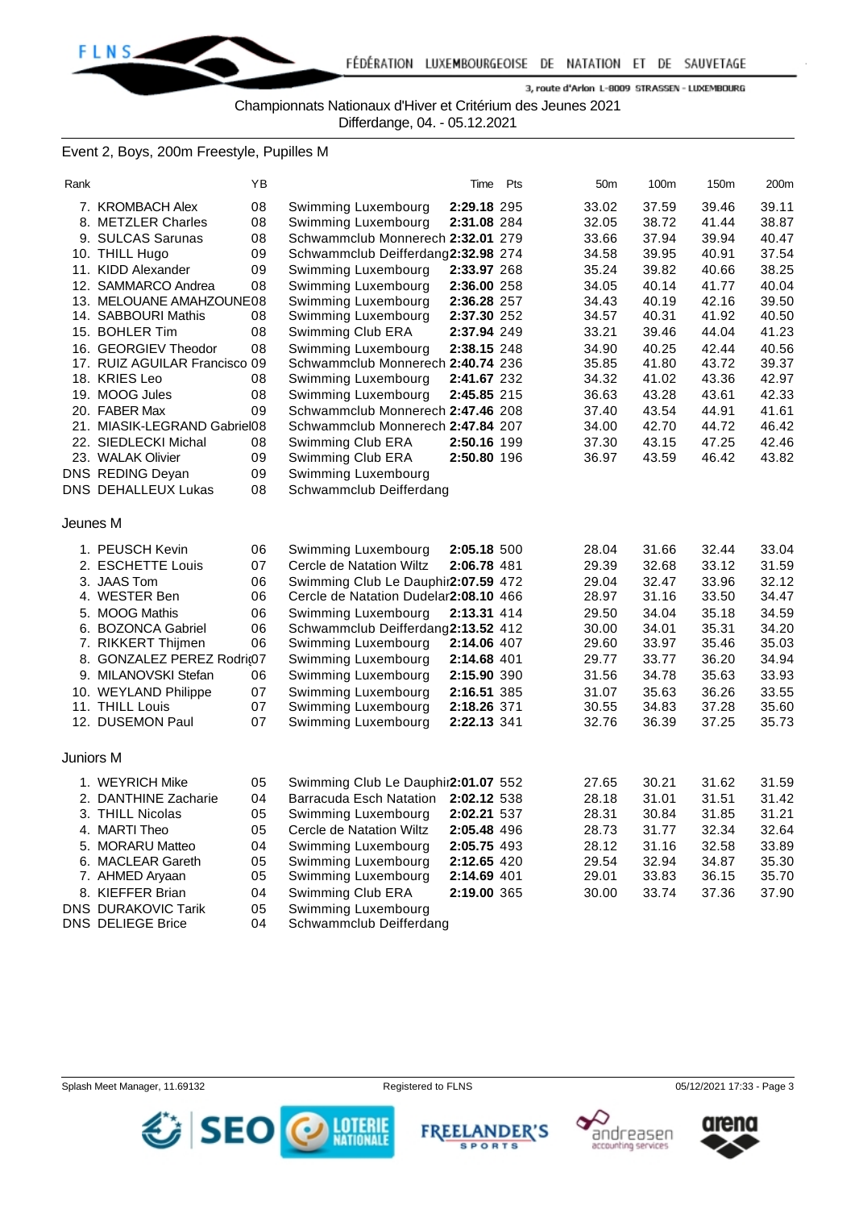Championnats Nationaux d'Hiver et Critérium des Jeunes 2021
Differdange, 04. - 05.12.2021

## Event 2, Boys, 200m Freestyle, Pupilles M

| Rank | Name | YB | Club | Time | Pts | 50m | 100m | 150m | 200m |
|---|---|---|---|---|---|---|---|---|---|
| 7. | KROMBACH Alex | 08 | Swimming Luxembourg | **2:29.18** | 295 | 33.02 | 37.59 | 39.46 | 39.11 |
| 8. | METZLER Charles | 08 | Swimming Luxembourg | **2:31.08** | 284 | 32.05 | 38.72 | 41.44 | 38.87 |
| 9. | SULCAS Sarunas | 08 | Schwammclub Monnerech | **2:32.01** | 279 | 33.66 | 37.94 | 39.94 | 40.47 |
| 10. | THILL Hugo | 09 | Schwammclub Deifferdang | **2:32.98** | 274 | 34.58 | 39.95 | 40.91 | 37.54 |
| 11. | KIDD Alexander | 09 | Swimming Luxembourg | **2:33.97** | 268 | 35.24 | 39.82 | 40.66 | 38.25 |
| 12. | SAMMARCO Andrea | 08 | Swimming Luxembourg | **2:36.00** | 258 | 34.05 | 40.14 | 41.77 | 40.04 |
| 13. | MELOUANE AMAHZOUNE | 08 | Swimming Luxembourg | **2:36.28** | 257 | 34.43 | 40.19 | 42.16 | 39.50 |
| 14. | SABBOURI Mathis | 08 | Swimming Luxembourg | **2:37.30** | 252 | 34.57 | 40.31 | 41.92 | 40.50 |
| 15. | BOHLER Tim | 08 | Swimming Club ERA | **2:37.94** | 249 | 33.21 | 39.46 | 44.04 | 41.23 |
| 16. | GEORGIEV Theodor | 08 | Swimming Luxembourg | **2:38.15** | 248 | 34.90 | 40.25 | 42.44 | 40.56 |
| 17. | RUIZ AGUILAR Francisco | 09 | Schwammclub Monnerech | **2:40.74** | 236 | 35.85 | 41.80 | 43.72 | 39.37 |
| 18. | KRIES Leo | 08 | Swimming Luxembourg | **2:41.67** | 232 | 34.32 | 41.02 | 43.36 | 42.97 |
| 19. | MOOG Jules | 08 | Swimming Luxembourg | **2:45.85** | 215 | 36.63 | 43.28 | 43.61 | 42.33 |
| 20. | FABER Max | 09 | Schwammclub Monnerech | **2:47.46** | 208 | 37.40 | 43.54 | 44.91 | 41.61 |
| 21. | MIASIK-LEGRAND Gabriel | 08 | Schwammclub Monnerech | **2:47.84** | 207 | 34.00 | 42.70 | 44.72 | 46.42 |
| 22. | SIEDLECKI Michal | 08 | Swimming Club ERA | **2:50.16** | 199 | 37.30 | 43.15 | 47.25 | 42.46 |
| 23. | WALAK Olivier | 09 | Swimming Club ERA | **2:50.80** | 196 | 36.97 | 43.59 | 46.42 | 43.82 |
| DNS | REDING Deyan | 09 | Swimming Luxembourg | | | | | | |
| DNS | DEHALLEUX Lukas | 08 | Schwammclub Deifferdang | | | | | | |

### Jeunes M

| Rank | Name | YB | Club | Time | Pts | 50m | 100m | 150m | 200m |
|---|---|---|---|---|---|---|---|---|---|
| 1. | PEUSCH Kevin | 06 | Swimming Luxembourg | **2:05.18** | 500 | 28.04 | 31.66 | 32.44 | 33.04 |
| 2. | ESCHETTE Louis | 07 | Cercle de Natation Wiltz | **2:06.78** | 481 | 29.39 | 32.68 | 33.12 | 31.59 |
| 3. | JAAS Tom | 06 | Swimming Club Le Dauphin | **2:07.59** | 472 | 29.04 | 32.47 | 33.96 | 32.12 |
| 4. | WESTER Ben | 06 | Cercle de Natation Dudelange | **2:08.10** | 466 | 28.97 | 31.16 | 33.50 | 34.47 |
| 5. | MOOG Mathis | 06 | Swimming Luxembourg | **2:13.31** | 414 | 29.50 | 34.04 | 35.18 | 34.59 |
| 6. | BOZONCA Gabriel | 06 | Schwammclub Deifferdang | **2:13.52** | 412 | 30.00 | 34.01 | 35.31 | 34.20 |
| 7. | RIKKERT Thijmen | 06 | Swimming Luxembourg | **2:14.06** | 407 | 29.60 | 33.97 | 35.46 | 35.03 |
| 8. | GONZALEZ PEREZ Rodri | 07 | Swimming Luxembourg | **2:14.68** | 401 | 29.77 | 33.77 | 36.20 | 34.94 |
| 9. | MILANOVSKI Stefan | 06 | Swimming Luxembourg | **2:15.90** | 390 | 31.56 | 34.78 | 35.63 | 33.93 |
| 10. | WEYLAND Philippe | 07 | Swimming Luxembourg | **2:16.51** | 385 | 31.07 | 35.63 | 36.26 | 33.55 |
| 11. | THILL Louis | 07 | Swimming Luxembourg | **2:18.26** | 371 | 30.55 | 34.83 | 37.28 | 35.60 |
| 12. | DUSEMON Paul | 07 | Swimming Luxembourg | **2:22.13** | 341 | 32.76 | 36.39 | 37.25 | 35.73 |

### Juniors M

| Rank | Name | YB | Club | Time | Pts | 50m | 100m | 150m | 200m |
|---|---|---|---|---|---|---|---|---|---|
| 1. | WEYRICH Mike | 05 | Swimming Club Le Dauphin | **2:01.07** | 552 | 27.65 | 30.21 | 31.62 | 31.59 |
| 2. | DANTHINE Zacharie | 04 | Barracuda Esch Natation | **2:02.12** | 538 | 28.18 | 31.01 | 31.51 | 31.42 |
| 3. | THILL Nicolas | 05 | Swimming Luxembourg | **2:02.21** | 537 | 28.31 | 30.84 | 31.85 | 31.21 |
| 4. | MARTI Theo | 05 | Cercle de Natation Wiltz | **2:05.48** | 496 | 28.73 | 31.77 | 32.34 | 32.64 |
| 5. | MORARU Matteo | 04 | Swimming Luxembourg | **2:05.75** | 493 | 28.12 | 31.16 | 32.58 | 33.89 |
| 6. | MACLEAR Gareth | 05 | Swimming Luxembourg | **2:12.65** | 420 | 29.54 | 32.94 | 34.87 | 35.30 |
| 7. | AHMED Aryaan | 05 | Swimming Luxembourg | **2:14.69** | 401 | 29.01 | 33.83 | 36.15 | 35.70 |
| 8. | KIEFFER Brian | 04 | Swimming Club ERA | **2:19.00** | 365 | 30.00 | 33.74 | 37.36 | 37.90 |
| DNS | DURAKOVIC Tarik | 05 | Swimming Luxembourg | | | | | | |
| DNS | DELIEGE Brice | 04 | Schwammclub Deifferdang | | | | | | |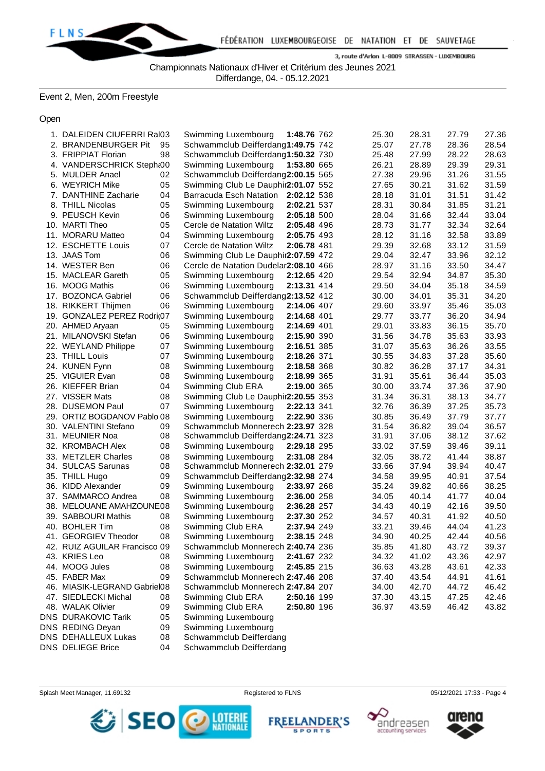Championnats Nationaux d'Hiver et Critérium des Jeunes 2021
Differdange, 04. - 05.12.2021

## Event 2, Men, 200m Freestyle

### Open

| Place | Name | YB | Club | Time | Pts | 50m | 100m | 150m | 200m |
|---|---|---|---|---|---|---|---|---|---|
| 1. | DALEIDEN CIUFERRI Ral | 03 | Swimming Luxembourg | **1:48.76** | 762 | 25.30 | 28.31 | 27.79 | 27.36 |
| 2. | BRANDENBURGER Pit | 95 | Schwammclub Deifferdang | **1:49.75** | 742 | 25.07 | 27.78 | 28.36 | 28.54 |
| 3. | FRIPPIAT Florian | 98 | Schwammclub Deifferdang | **1:50.32** | 730 | 25.48 | 27.99 | 28.22 | 28.63 |
| 4. | VANDERSCHRICK Steph | 00 | Swimming Luxembourg | **1:53.80** | 665 | 26.21 | 28.89 | 29.39 | 29.31 |
| 5. | MULDER Anael | 02 | Schwammclub Deifferdang | **2:00.15** | 565 | 27.38 | 29.96 | 31.26 | 31.55 |
| 6. | WEYRICH Mike | 05 | Swimming Club Le Dauphi | **2:01.07** | 552 | 27.65 | 30.21 | 31.62 | 31.59 |
| 7. | DANTHINE Zacharie | 04 | Barracuda Esch Natation | **2:02.12** | 538 | 28.18 | 31.01 | 31.51 | 31.42 |
| 8. | THILL Nicolas | 05 | Swimming Luxembourg | **2:02.21** | 537 | 28.31 | 30.84 | 31.85 | 31.21 |
| 9. | PEUSCH Kevin | 06 | Swimming Luxembourg | **2:05.18** | 500 | 28.04 | 31.66 | 32.44 | 33.04 |
| 10. | MARTI Theo | 05 | Cercle de Natation Wiltz | **2:05.48** | 496 | 28.73 | 31.77 | 32.34 | 32.64 |
| 11. | MORARU Matteo | 04 | Swimming Luxembourg | **2:05.75** | 493 | 28.12 | 31.16 | 32.58 | 33.89 |
| 12. | ESCHETTE Louis | 07 | Cercle de Natation Wiltz | **2:06.78** | 481 | 29.39 | 32.68 | 33.12 | 31.59 |
| 13. | JAAS Tom | 06 | Swimming Club Le Dauphi | **2:07.59** | 472 | 29.04 | 32.47 | 33.96 | 32.12 |
| 14. | WESTER Ben | 06 | Cercle de Natation Dudelar | **2:08.10** | 466 | 28.97 | 31.16 | 33.50 | 34.47 |
| 15. | MACLEAR Gareth | 05 | Swimming Luxembourg | **2:12.65** | 420 | 29.54 | 32.94 | 34.87 | 35.30 |
| 16. | MOOG Mathis | 06 | Swimming Luxembourg | **2:13.31** | 414 | 29.50 | 34.04 | 35.18 | 34.59 |
| 17. | BOZONCA Gabriel | 06 | Schwammclub Deifferdang | **2:13.52** | 412 | 30.00 | 34.01 | 35.31 | 34.20 |
| 18. | RIKKERT Thijmen | 06 | Swimming Luxembourg | **2:14.06** | 407 | 29.60 | 33.97 | 35.46 | 35.03 |
| 19. | GONZALEZ PEREZ Rodri | 07 | Swimming Luxembourg | **2:14.68** | 401 | 29.77 | 33.77 | 36.20 | 34.94 |
| 20. | AHMED Aryaan | 05 | Swimming Luxembourg | **2:14.69** | 401 | 29.01 | 33.83 | 36.15 | 35.70 |
| 21. | MILANOVSKI Stefan | 06 | Swimming Luxembourg | **2:15.90** | 390 | 31.56 | 34.78 | 35.63 | 33.93 |
| 22. | WEYLAND Philippe | 07 | Swimming Luxembourg | **2:16.51** | 385 | 31.07 | 35.63 | 36.26 | 33.55 |
| 23. | THILL Louis | 07 | Swimming Luxembourg | **2:18.26** | 371 | 30.55 | 34.83 | 37.28 | 35.60 |
| 24. | KUNEN Fynn | 08 | Swimming Luxembourg | **2:18.58** | 368 | 30.82 | 36.28 | 37.17 | 34.31 |
| 25. | VIGUIER Evan | 08 | Swimming Luxembourg | **2:18.99** | 365 | 31.91 | 35.61 | 36.44 | 35.03 |
| 26. | KIEFFER Brian | 04 | Swimming Club ERA | **2:19.00** | 365 | 30.00 | 33.74 | 37.36 | 37.90 |
| 27. | VISSER Mats | 08 | Swimming Club Le Dauphi | **2:20.55** | 353 | 31.34 | 36.31 | 38.13 | 34.77 |
| 28. | DUSEMON Paul | 07 | Swimming Luxembourg | **2:22.13** | 341 | 32.76 | 36.39 | 37.25 | 35.73 |
| 29. | ORTIZ BOGDANOV Pablo | 08 | Swimming Luxembourg | **2:22.90** | 336 | 30.85 | 36.49 | 37.79 | 37.77 |
| 30. | VALENTINI Stefano | 09 | Schwammclub Monnerech | **2:23.97** | 328 | 31.54 | 36.82 | 39.04 | 36.57 |
| 31. | MEUNIER Noa | 08 | Schwammclub Deifferdang | **2:24.71** | 323 | 31.91 | 37.06 | 38.12 | 37.62 |
| 32. | KROMBACH Alex | 08 | Swimming Luxembourg | **2:29.18** | 295 | 33.02 | 37.59 | 39.46 | 39.11 |
| 33. | METZLER Charles | 08 | Swimming Luxembourg | **2:31.08** | 284 | 32.05 | 38.72 | 41.44 | 38.87 |
| 34. | SULCAS Sarunas | 08 | Schwammclub Monnerech | **2:32.01** | 279 | 33.66 | 37.94 | 39.94 | 40.47 |
| 35. | THILL Hugo | 09 | Schwammclub Deifferdang | **2:32.98** | 274 | 34.58 | 39.95 | 40.91 | 37.54 |
| 36. | KIDD Alexander | 09 | Swimming Luxembourg | **2:33.97** | 268 | 35.24 | 39.82 | 40.66 | 38.25 |
| 37. | SAMMARCO Andrea | 08 | Swimming Luxembourg | **2:36.00** | 258 | 34.05 | 40.14 | 41.77 | 40.04 |
| 38. | MELOUANE AMAHZOUNE | 08 | Swimming Luxembourg | **2:36.28** | 257 | 34.43 | 40.19 | 42.16 | 39.50 |
| 39. | SABBOURI Mathis | 08 | Swimming Luxembourg | **2:37.30** | 252 | 34.57 | 40.31 | 41.92 | 40.50 |
| 40. | BOHLER Tim | 08 | Swimming Club ERA | **2:37.94** | 249 | 33.21 | 39.46 | 44.04 | 41.23 |
| 41. | GEORGIEV Theodor | 08 | Swimming Luxembourg | **2:38.15** | 248 | 34.90 | 40.25 | 42.44 | 40.56 |
| 42. | RUIZ AGUILAR Francisco | 09 | Schwammclub Monnerech | **2:40.74** | 236 | 35.85 | 41.80 | 43.72 | 39.37 |
| 43. | KRIES Leo | 08 | Swimming Luxembourg | **2:41.67** | 232 | 34.32 | 41.02 | 43.36 | 42.97 |
| 44. | MOOG Jules | 08 | Swimming Luxembourg | **2:45.85** | 215 | 36.63 | 43.28 | 43.61 | 42.33 |
| 45. | FABER Max | 09 | Schwammclub Monnerech | **2:47.46** | 208 | 37.40 | 43.54 | 44.91 | 41.61 |
| 46. | MIASIK-LEGRAND Gabriel | 08 | Schwammclub Monnerech | **2:47.84** | 207 | 34.00 | 42.70 | 44.72 | 46.42 |
| 47. | SIEDLECKI Michal | 08 | Swimming Club ERA | **2:50.16** | 199 | 37.30 | 43.15 | 47.25 | 42.46 |
| 48. | WALAK Olivier | 09 | Swimming Club ERA | **2:50.80** | 196 | 36.97 | 43.59 | 46.42 | 43.82 |
| DNS | DURAKOVIC Tarik | 05 | Swimming Luxembourg | | | | | | |
| DNS | REDING Deyan | 09 | Swimming Luxembourg | | | | | | |
| DNS | DEHALLEUX Lukas | 08 | Schwammclub Deifferdang | | | | | | |
| DNS | DELIEGE Brice | 04 | Schwammclub Deifferdang | | | | | | |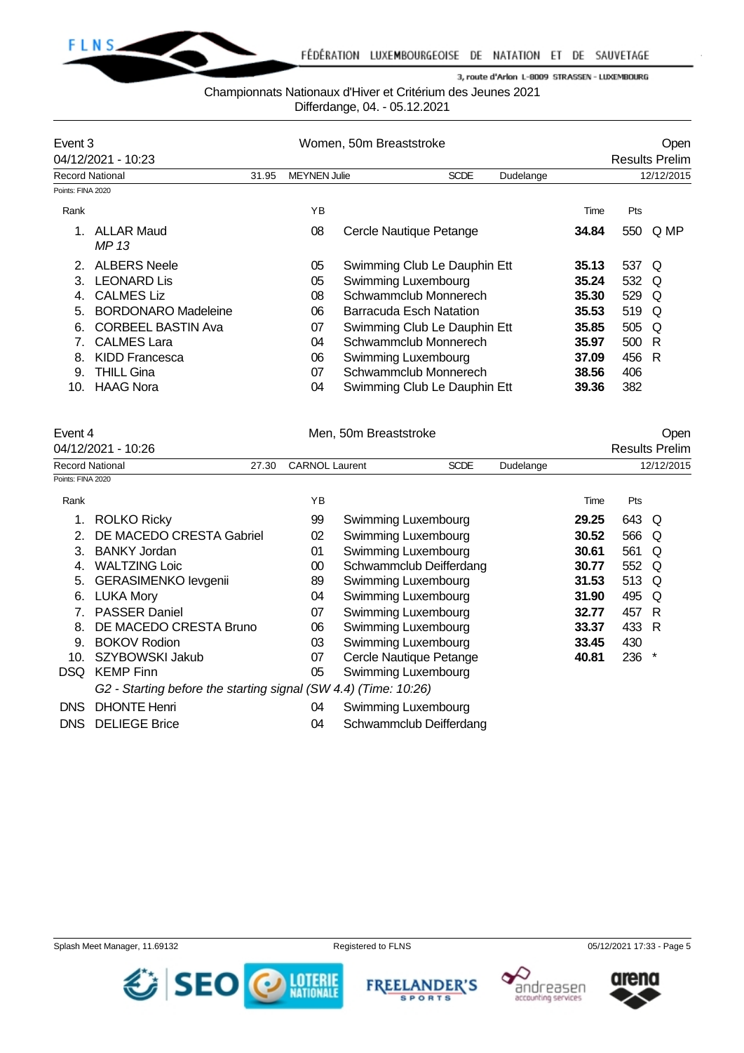Championnats Nationaux d'Hiver et Critérium des Jeunes 2021
Differdange, 04. - 05.12.2021

## Event 3 — Women, 50m Breaststroke — Open

04/12/2021 - 10:23 — Results Prelim

Record National — 31.95 — MEYNEN Julie — SCDE — Dudelange — 12/12/2015

Points: FINA 2020

| Rank | | YB | | Time | Pts | |
|---|---|---|---|---|---|---|
| 1. | ALLAR Maud | 08 | Cercle Nautique Petange | **34.84** | 550 | Q MP |
| | *MP 13* | | | | | |
| 2. | ALBERS Neele | 05 | Swimming Club Le Dauphin Ett | **35.13** | 537 | Q |
| 3. | LEONARD Lis | 05 | Swimming Luxembourg | **35.24** | 532 | Q |
| 4. | CALMES Liz | 08 | Schwammclub Monnerech | **35.30** | 529 | Q |
| 5. | BORDONARO Madeleine | 06 | Barracuda Esch Natation | **35.53** | 519 | Q |
| 6. | CORBEEL BASTIN Ava | 07 | Swimming Club Le Dauphin Ett | **35.85** | 505 | Q |
| 7. | CALMES Lara | 04 | Schwammclub Monnerech | **35.97** | 500 | R |
| 8. | KIDD Francesca | 06 | Swimming Luxembourg | **37.09** | 456 | R |
| 9. | THILL Gina | 07 | Schwammclub Monnerech | **38.56** | 406 | |
| 10. | HAAG Nora | 04 | Swimming Club Le Dauphin Ett | **39.36** | 382 | |

## Event 4 — Men, 50m Breaststroke — Open

04/12/2021 - 10:26 — Results Prelim

Record National — 27.30 — CARNOL Laurent — SCDE — Dudelange — 12/12/2015

Points: FINA 2020

| Rank | | YB | | Time | Pts | |
|---|---|---|---|---|---|---|
| 1. | ROLKO Ricky | 99 | Swimming Luxembourg | **29.25** | 643 | Q |
| 2. | DE MACEDO CRESTA Gabriel | 02 | Swimming Luxembourg | **30.52** | 566 | Q |
| 3. | BANKY Jordan | 01 | Swimming Luxembourg | **30.61** | 561 | Q |
| 4. | WALTZING Loic | 00 | Schwammclub Deifferdang | **30.77** | 552 | Q |
| 5. | GERASIMENKO Ievgenii | 89 | Swimming Luxembourg | **31.53** | 513 | Q |
| 6. | LUKA Mory | 04 | Swimming Luxembourg | **31.90** | 495 | Q |
| 7. | PASSER Daniel | 07 | Swimming Luxembourg | **32.77** | 457 | R |
| 8. | DE MACEDO CRESTA Bruno | 06 | Swimming Luxembourg | **33.37** | 433 | R |
| 9. | BOKOV Rodion | 03 | Swimming Luxembourg | **33.45** | 430 | |
| 10. | SZYBOWSKI Jakub | 07 | Cercle Nautique Petange | **40.81** | 236 | * |
| DSQ | KEMP Finn | 05 | Swimming Luxembourg | | | |
| | *G2 - Starting before the starting signal (SW 4.4) (Time: 10:26)* | | | | | |
| DNS | DHONTE Henri | 04 | Swimming Luxembourg | | | |
| DNS | DELIEGE Brice | 04 | Schwammclub Deifferdang | | | |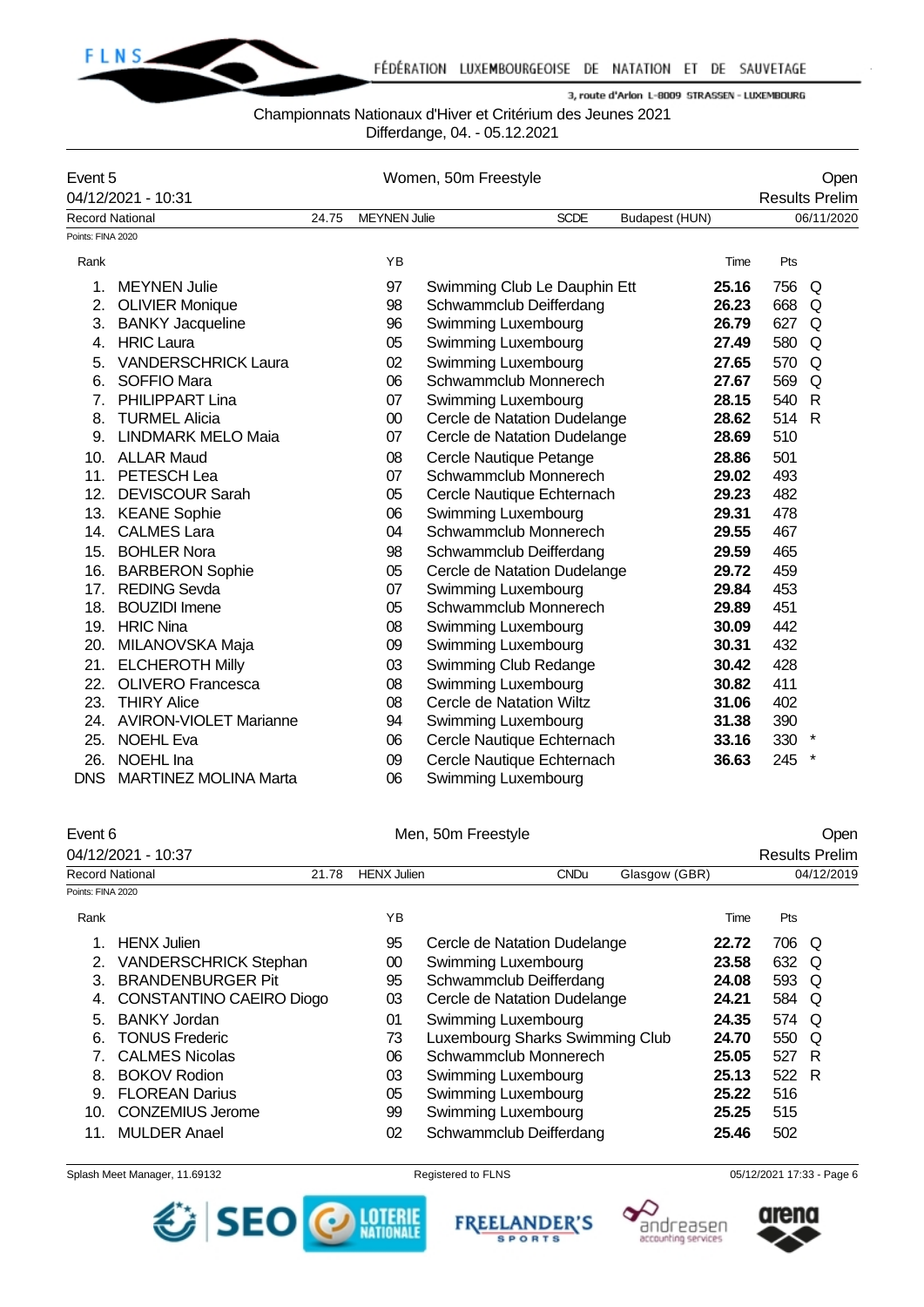Championnats Nationaux d'Hiver et Critérium des Jeunes 2021
Differdange, 04. - 05.12.2021

## Event 5 — Women, 50m Freestyle — Open

04/12/2021 - 10:31 — Results Prelim

Record National: 24.75 MEYNEN Julie SCDE Budapest (HUN) 06/11/2020

Points: FINA 2020

| Rank | Name | YB | Club | Time | Pts | |
|---|---|---|---|---|---|---|
| 1. | MEYNEN Julie | 97 | Swimming Club Le Dauphin Ett | **25.16** | 756 | Q |
| 2. | OLIVIER Monique | 98 | Schwammclub Deifferdang | **26.23** | 668 | Q |
| 3. | BANKY Jacqueline | 96 | Swimming Luxembourg | **26.79** | 627 | Q |
| 4. | HRIC Laura | 05 | Swimming Luxembourg | **27.49** | 580 | Q |
| 5. | VANDERSCHRICK Laura | 02 | Swimming Luxembourg | **27.65** | 570 | Q |
| 6. | SOFFIO Mara | 06 | Schwammclub Monnerech | **27.67** | 569 | Q |
| 7. | PHILIPPART Lina | 07 | Swimming Luxembourg | **28.15** | 540 | R |
| 8. | TURMEL Alicia | 00 | Cercle de Natation Dudelange | **28.62** | 514 | R |
| 9. | LINDMARK MELO Maia | 07 | Cercle de Natation Dudelange | **28.69** | 510 | |
| 10. | ALLAR Maud | 08 | Cercle Nautique Petange | **28.86** | 501 | |
| 11. | PETESCH Lea | 07 | Schwammclub Monnerech | **29.02** | 493 | |
| 12. | DEVISCOUR Sarah | 05 | Cercle Nautique Echternach | **29.23** | 482 | |
| 13. | KEANE Sophie | 06 | Swimming Luxembourg | **29.31** | 478 | |
| 14. | CALMES Lara | 04 | Schwammclub Monnerech | **29.55** | 467 | |
| 15. | BOHLER Nora | 98 | Schwammclub Deifferdang | **29.59** | 465 | |
| 16. | BARBERON Sophie | 05 | Cercle de Natation Dudelange | **29.72** | 459 | |
| 17. | REDING Sevda | 07 | Swimming Luxembourg | **29.84** | 453 | |
| 18. | BOUZIDI Imene | 05 | Schwammclub Monnerech | **29.89** | 451 | |
| 19. | HRIC Nina | 08 | Swimming Luxembourg | **30.09** | 442 | |
| 20. | MILANOVSKA Maja | 09 | Swimming Luxembourg | **30.31** | 432 | |
| 21. | ELCHEROTH Emilie | 03 | Swimming Club Redange | **30.42** | 428 | |
| 22. | OLIVERO Francesca | 08 | Swimming Luxembourg | **30.82** | 411 | |
| 23. | THIRY Alice | 08 | Cercle de Natation Wiltz | **31.06** | 402 | |
| 24. | AVIRON-VIOLET Marianne | 94 | Swimming Luxembourg | **31.38** | 390 | |
| 25. | NOEHL Eva | 06 | Cercle Nautique Echternach | **33.16** | 330 | * |
| 26. | NOEHL Ina | 09 | Cercle Nautique Echternach | **36.63** | 245 | * |
| DNS | MARTINEZ MOLINA Marta | 06 | Swimming Luxembourg | | | |

## Event 6 — Men, 50m Freestyle — Open

04/12/2021 - 10:37 — Results Prelim

Record National: 21.78 HENX Julien CNDu Glasgow (GBR) 04/12/2019

Points: FINA 2020

| Rank | Name | YB | Club | Time | Pts | |
|---|---|---|---|---|---|---|
| 1. | HENX Julien | 95 | Cercle de Natation Dudelange | **22.72** | 706 | Q |
| 2. | VANDERSCHRICK Stephan | 00 | Swimming Luxembourg | **23.58** | 632 | Q |
| 3. | BRANDENBURGER Pit | 95 | Schwammclub Deifferdang | **24.08** | 593 | Q |
| 4. | CONSTANTINO CAEIRO Diogo | 03 | Cercle de Natation Dudelange | **24.21** | 584 | Q |
| 5. | BANKY Jordan | 01 | Swimming Luxembourg | **24.35** | 574 | Q |
| 6. | TONUS Frederic | 73 | Luxembourg Sharks Swimming Club | **24.70** | 550 | Q |
| 7. | CALMES Nicolas | 06 | Schwammclub Monnerech | **25.05** | 527 | R |
| 8. | BOKOV Rodion | 03 | Swimming Luxembourg | **25.13** | 522 | R |
| 9. | FLOREAN Darius | 05 | Swimming Luxembourg | **25.22** | 516 | |
| 10. | CONZEMIUS Jerome | 99 | Swimming Luxembourg | **25.25** | 515 | |
| 11. | MULDER Anael | 02 | Schwammclub Deifferdang | **25.46** | 502 | |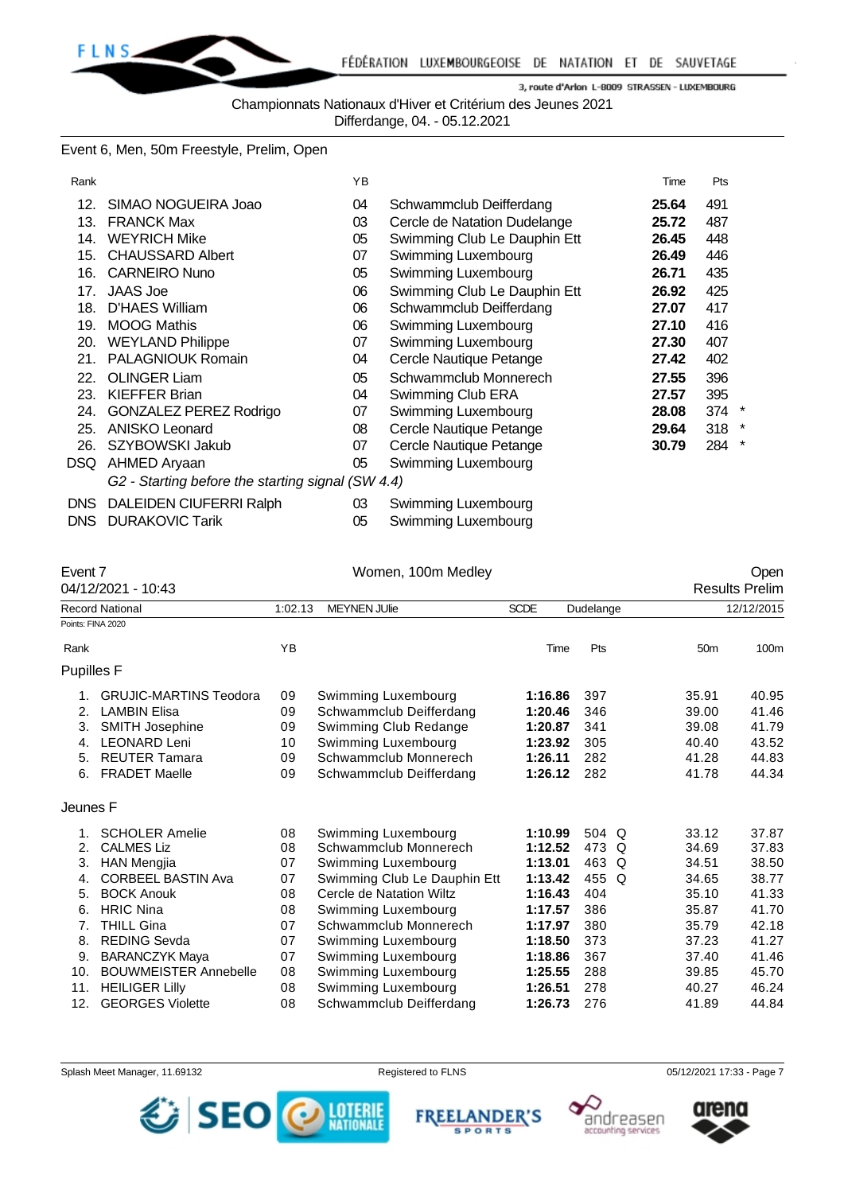Championnats Nationaux d'Hiver et Critérium des Jeunes 2021
Differdange, 04. - 05.12.2021

## Event 6, Men, 50m Freestyle, Prelim, Open

| Rank | | YB | | Time | Pts | |
|---|---|---|---|---|---|---|
| 12. | SIMAO NOGUEIRA Joao | 04 | Schwammclub Deifferdang | **25.64** | 491 | |
| 13. | FRANCK Max | 03 | Cercle de Natation Dudelange | **25.72** | 487 | |
| 14. | WEYRICH Mike | 05 | Swimming Club Le Dauphin Ett | **26.45** | 448 | |
| 15. | CHAUSSARD Albert | 07 | Swimming Luxembourg | **26.49** | 446 | |
| 16. | CARNEIRO Nuno | 05 | Swimming Luxembourg | **26.71** | 435 | |
| 17. | JAAS Joe | 06 | Swimming Club Le Dauphin Ett | **26.92** | 425 | |
| 18. | D'HAES William | 06 | Schwammclub Deifferdang | **27.07** | 417 | |
| 19. | MOOG Mathis | 06 | Swimming Luxembourg | **27.10** | 416 | |
| 20. | WEYLAND Philippe | 07 | Swimming Luxembourg | **27.30** | 407 | |
| 21. | PALAGNIOUK Romain | 04 | Cercle Nautique Petange | **27.42** | 402 | |
| 22. | OLINGER Liam | 05 | Schwammclub Monnerech | **27.55** | 396 | |
| 23. | KIEFFER Brian | 04 | Swimming Club ERA | **27.57** | 395 | |
| 24. | GONZALEZ PEREZ Rodrigo | 07 | Swimming Luxembourg | **28.08** | 374 | * |
| 25. | ANISKO Leonard | 08 | Cercle Nautique Petange | **29.64** | 318 | * |
| 26. | SZYBOWSKI Jakub | 07 | Cercle Nautique Petange | **30.79** | 284 | * |
| DSQ | AHMED Aryaan | 05 | Swimming Luxembourg | | | |
| | *G2 - Starting before the starting signal (SW 4.4)* | | | | | |
| DNS | DALEIDEN CIUFERRI Ralph | 03 | Swimming Luxembourg | | | |
| DNS | DURAKOVIC Tarik | 05 | Swimming Luxembourg | | | |

## Event 7 — Women, 100m Medley — Open

04/12/2021 - 10:43 — Results Prelim

| Record National | 1:02.13 | MEYNEN JUlie | SCDE | Dudelange | 12/12/2015 |
|---|---|---|---|---|---|

Points: FINA 2020

### Pupilles F

| Rank | | YB | | Time | Pts | | 50m | 100m |
|---|---|---|---|---|---|---|---|---|
| 1. | GRUJIC-MARTINS Teodora | 09 | Swimming Luxembourg | **1:16.86** | 397 | | 35.91 | 40.95 |
| 2. | LAMBIN Elisa | 09 | Schwammclub Deifferdang | **1:20.46** | 346 | | 39.00 | 41.46 |
| 3. | SMITH Josephine | 09 | Swimming Club Redange | **1:20.87** | 341 | | 39.08 | 41.79 |
| 4. | LEONARD Leni | 10 | Swimming Luxembourg | **1:23.92** | 305 | | 40.40 | 43.52 |
| 5. | REUTER Tamara | 09 | Schwammclub Monnerech | **1:26.11** | 282 | | 41.28 | 44.83 |
| 6. | FRADET Maelle | 09 | Schwammclub Deifferdang | **1:26.12** | 282 | | 41.78 | 44.34 |

### Jeunes F

| Rank | | YB | | Time | Pts | | 50m | 100m |
|---|---|---|---|---|---|---|---|---|
| 1. | SCHOLER Amelie | 08 | Swimming Luxembourg | **1:10.99** | 504 | Q | 33.12 | 37.87 |
| 2. | CALMES Liz | 08 | Schwammclub Monnerech | **1:12.52** | 473 | Q | 34.69 | 37.83 |
| 3. | HAN Mengjia | 07 | Swimming Luxembourg | **1:13.01** | 463 | Q | 34.51 | 38.50 |
| 4. | CORBEEL BASTIN Ava | 07 | Swimming Club Le Dauphin Ett | **1:13.42** | 455 | Q | 34.65 | 38.77 |
| 5. | BOCK Anouk | 08 | Cercle de Natation Wiltz | **1:16.43** | 404 | | 35.10 | 41.33 |
| 6. | HRIC Nina | 08 | Swimming Luxembourg | **1:17.57** | 386 | | 35.87 | 41.70 |
| 7. | THILL Gina | 07 | Schwammclub Monnerech | **1:17.97** | 380 | | 35.79 | 42.18 |
| 8. | REDING Sevda | 07 | Swimming Luxembourg | **1:18.50** | 373 | | 37.23 | 41.27 |
| 9. | BARANCZYK Maya | 07 | Swimming Luxembourg | **1:18.86** | 367 | | 37.40 | 41.46 |
| 10. | BOUWMEISTER Annebelle | 08 | Swimming Luxembourg | **1:25.55** | 288 | | 39.85 | 45.70 |
| 11. | HEILIGER Lilly | 08 | Swimming Luxembourg | **1:26.51** | 278 | | 40.27 | 46.24 |
| 12. | GEORGES Violette | 08 | Schwammclub Deifferdang | **1:26.73** | 276 | | 41.89 | 44.84 |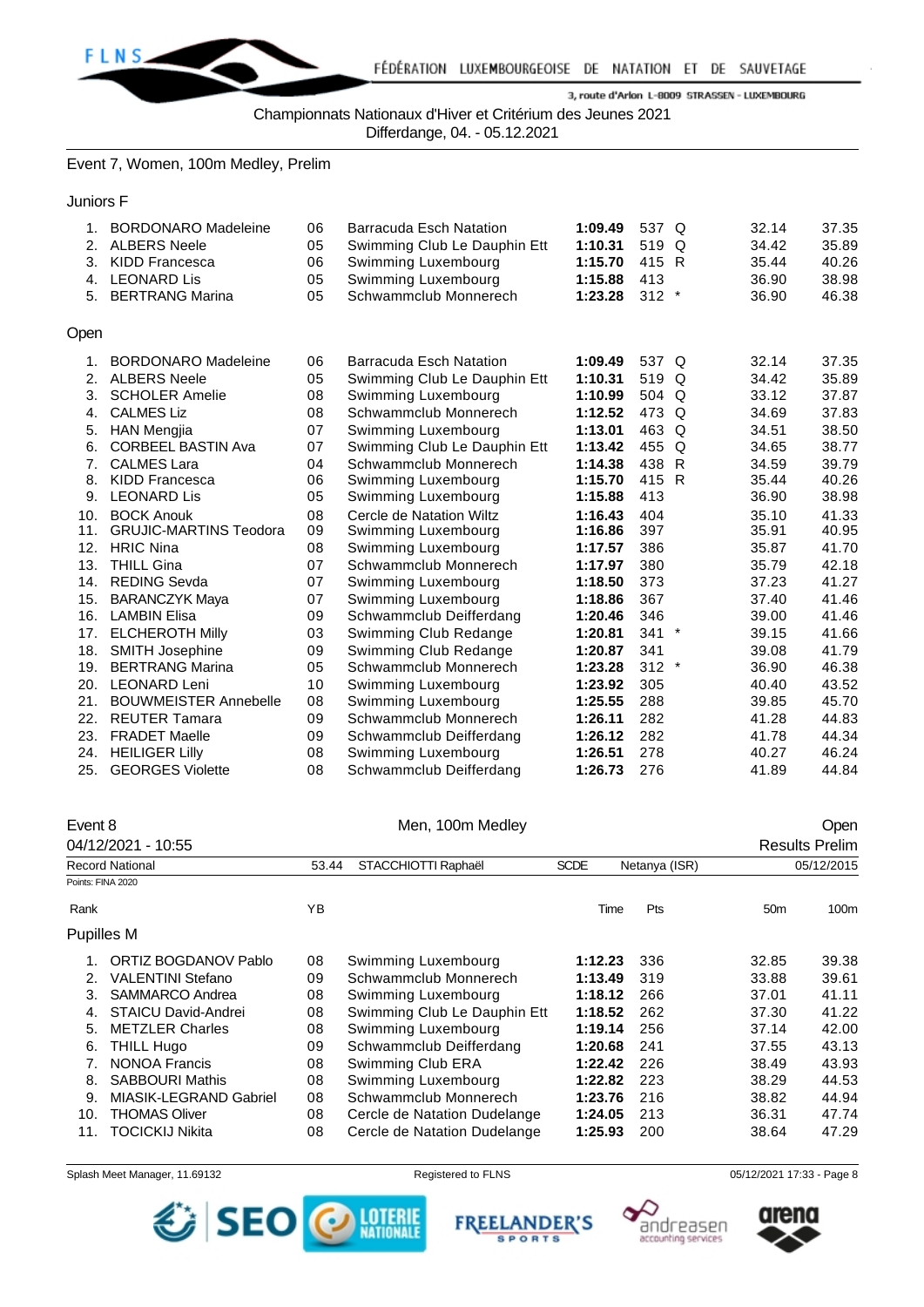Championnats Nationaux d'Hiver et Critérium des Jeunes 2021

Differdange, 04. - 05.12.2021

## Event 7, Women, 100m Medley, Prelim

### Juniors F

| Rank | Name | YB | Club | Time | Pts | | 50m | 100m |
|---|---|---|---|---|---|---|---|---|
| 1. | BORDONARO Madeleine | 06 | Barracuda Esch Natation | **1:09.49** | 537 | Q | 32.14 | 37.35 |
| 2. | ALBERS Neele | 05 | Swimming Club Le Dauphin Ett | **1:10.31** | 519 | Q | 34.42 | 35.89 |
| 3. | KIDD Francesca | 06 | Swimming Luxembourg | **1:15.70** | 415 | R | 35.44 | 40.26 |
| 4. | LEONARD Lis | 05 | Swimming Luxembourg | **1:15.88** | 413 | | 36.90 | 38.98 |
| 5. | BERTRANG Marina | 05 | Schwammclub Monnerech | **1:23.28** | 312 | * | 36.90 | 46.38 |

### Open

| Rank | Name | YB | Club | Time | Pts | | 50m | 100m |
|---|---|---|---|---|---|---|---|---|
| 1. | BORDONARO Madeleine | 06 | Barracuda Esch Natation | **1:09.49** | 537 | Q | 32.14 | 37.35 |
| 2. | ALBERS Neele | 05 | Swimming Club Le Dauphin Ett | **1:10.31** | 519 | Q | 34.42 | 35.89 |
| 3. | SCHOLER Amelie | 08 | Swimming Luxembourg | **1:10.99** | 504 | Q | 33.12 | 37.87 |
| 4. | CALMES Liz | 08 | Schwammclub Monnerech | **1:12.52** | 473 | Q | 34.69 | 37.83 |
| 5. | HAN Mengjia | 07 | Swimming Luxembourg | **1:13.01** | 463 | Q | 34.51 | 38.50 |
| 6. | CORBEEL BASTIN Ava | 07 | Swimming Club Le Dauphin Ett | **1:13.42** | 455 | Q | 34.65 | 38.77 |
| 7. | CALMES Lara | 04 | Schwammclub Monnerech | **1:14.38** | 438 | R | 34.59 | 39.79 |
| 8. | KIDD Francesca | 06 | Swimming Luxembourg | **1:15.70** | 415 | R | 35.44 | 40.26 |
| 9. | LEONARD Lis | 05 | Swimming Luxembourg | **1:15.88** | 413 | | 36.90 | 38.98 |
| 10. | BOCK Anouk | 08 | Cercle de Natation Wiltz | **1:16.43** | 404 | | 35.10 | 41.33 |
| 11. | GRUJIC-MARTINS Teodora | 09 | Swimming Luxembourg | **1:16.86** | 397 | | 35.91 | 40.95 |
| 12. | HRIC Nina | 08 | Swimming Luxembourg | **1:17.57** | 386 | | 35.87 | 41.70 |
| 13. | THILL Gina | 07 | Schwammclub Monnerech | **1:17.97** | 380 | | 35.79 | 42.18 |
| 14. | REDING Sevda | 07 | Swimming Luxembourg | **1:18.50** | 373 | | 37.23 | 41.27 |
| 15. | BARANCZYK Maya | 07 | Swimming Luxembourg | **1:18.86** | 367 | | 37.40 | 41.46 |
| 16. | LAMBIN Elisa | 09 | Schwammclub Deifferdang | **1:20.46** | 346 | | 39.00 | 41.46 |
| 17. | ELCHEROTH Milly | 03 | Swimming Club Redange | **1:20.81** | 341 | * | 39.15 | 41.66 |
| 18. | SMITH Josephine | 09 | Swimming Club Redange | **1:20.87** | 341 | | 39.08 | 41.79 |
| 19. | BERTRANG Marina | 05 | Schwammclub Monnerech | **1:23.28** | 312 | * | 36.90 | 46.38 |
| 20. | LEONARD Leni | 10 | Swimming Luxembourg | **1:23.92** | 305 | | 40.40 | 43.52 |
| 21. | BOUWMEISTER Annebelle | 08 | Swimming Luxembourg | **1:25.55** | 288 | | 39.85 | 45.70 |
| 22. | REUTER Tamara | 09 | Schwammclub Monnerech | **1:26.11** | 282 | | 41.28 | 44.83 |
| 23. | FRADET Maelle | 09 | Schwammclub Deifferdang | **1:26.12** | 282 | | 41.78 | 44.34 |
| 24. | HEILIGER Lilly | 08 | Swimming Luxembourg | **1:26.51** | 278 | | 40.27 | 46.24 |
| 25. | GEORGES Violette | 08 | Schwammclub Deifferdang | **1:26.73** | 276 | | 41.89 | 44.84 |

## Event 8 — Men, 100m Medley — Open

04/12/2021 - 10:55 — Results Prelim

| Record National | 53.44 | STACCHIOTTI Raphaël | SCDE | Netanya (ISR) | 05/12/2015 |
|---|---|---|---|---|---|

Points: FINA 2020

### Pupilles M

| Rank | Name | YB | Club | Time | Pts | 50m | 100m |
|---|---|---|---|---|---|---|---|
| 1. | ORTIZ BOGDANOV Pablo | 08 | Swimming Luxembourg | **1:12.23** | 336 | 32.85 | 39.38 |
| 2. | VALENTINI Stefano | 09 | Schwammclub Monnerech | **1:13.49** | 319 | 33.88 | 39.61 |
| 3. | SAMMARCO Andrea | 08 | Swimming Luxembourg | **1:18.12** | 266 | 37.01 | 41.11 |
| 4. | STAICU David-Andrei | 08 | Swimming Club Le Dauphin Ett | **1:18.52** | 262 | 37.30 | 41.22 |
| 5. | METZLER Charles | 08 | Swimming Luxembourg | **1:19.14** | 256 | 37.14 | 42.00 |
| 6. | THILL Hugo | 09 | Schwammclub Deifferdang | **1:20.68** | 241 | 37.55 | 43.13 |
| 7. | NONOA Francis | 08 | Swimming Club ERA | **1:22.42** | 226 | 38.49 | 43.93 |
| 8. | SABBOURI Mathis | 08 | Swimming Luxembourg | **1:22.82** | 223 | 38.29 | 44.53 |
| 9. | MIASIK-LEGRAND Gabriel | 08 | Schwammclub Monnerech | **1:23.76** | 216 | 38.82 | 44.94 |
| 10. | THOMAS Oliver | 08 | Cercle de Natation Dudelange | **1:24.05** | 213 | 36.31 | 47.74 |
| 11. | TOCICKIJ Nikita | 08 | Cercle de Natation Dudelange | **1:25.93** | 200 | 38.64 | 47.29 |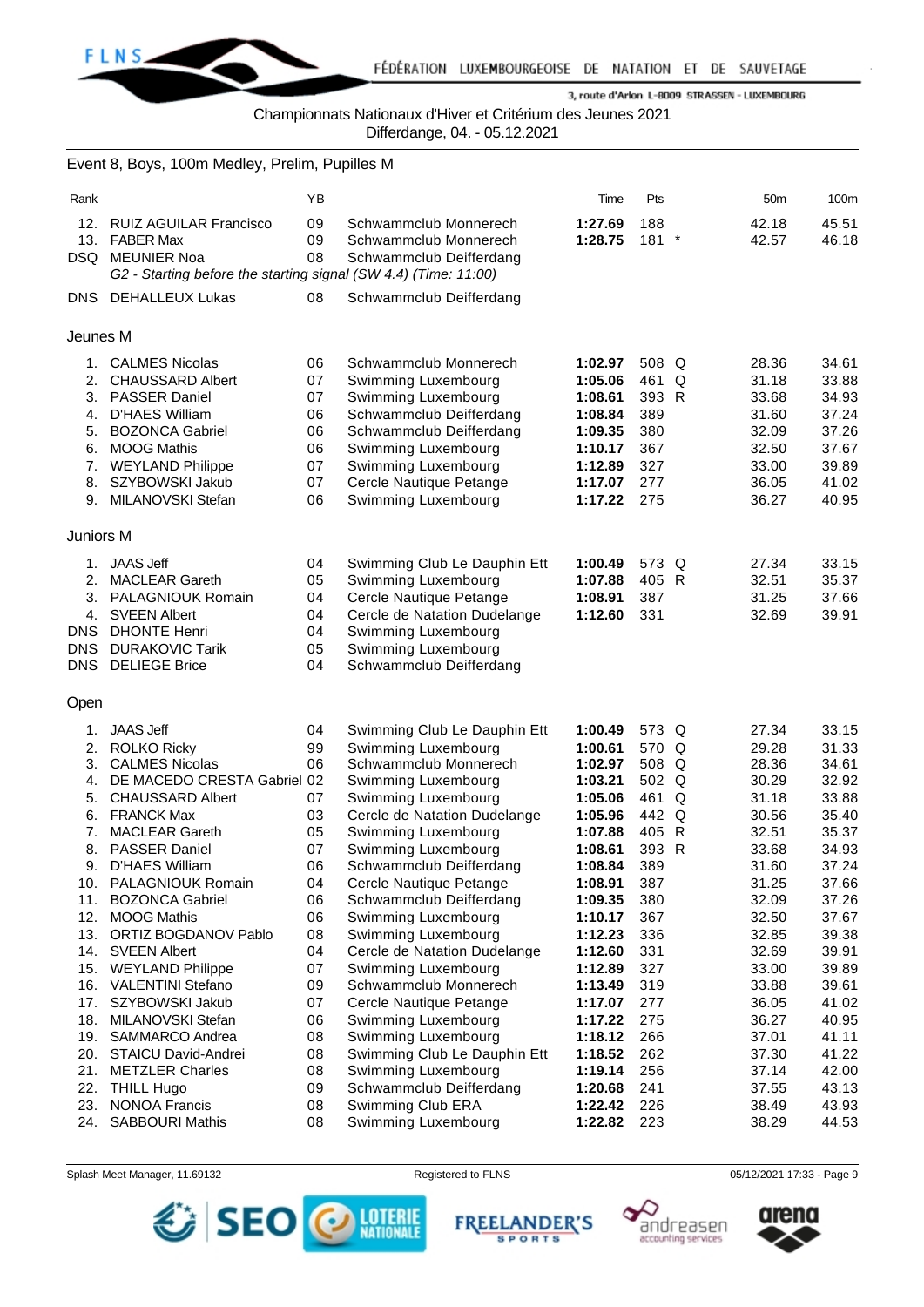Championnats Nationaux d'Hiver et Critérium des Jeunes 2021

Differdange, 04. - 05.12.2021

## Event 8, Boys, 100m Medley, Prelim, Pupilles M

| Rank | | YB | | Time | Pts | | 50m | 100m |
|---|---|---|---|---|---|---|---|---|
| 12. | RUIZ AGUILAR Francisco | 09 | Schwammclub Monnerech | **1:27.69** | 188 | | 42.18 | 45.51 |
| 13. | FABER Max | 09 | Schwammclub Monnerech | **1:28.75** | 181 | * | 42.57 | 46.18 |
| DSQ | MEUNIER Noa | 08 | Schwammclub Deifferdang | | | | | |
| | *G2 - Starting before the starting signal (SW 4.4) (Time: 11:00)* | | | | | | | |
| DNS | DEHALLEUX Lukas | 08 | Schwammclub Deifferdang | | | | | |

### Jeunes M

| Rank | | YB | | Time | Pts | | 50m | 100m |
|---|---|---|---|---|---|---|---|---|
| 1. | CALMES Nicolas | 06 | Schwammclub Monnerech | **1:02.97** | 508 | Q | 28.36 | 34.61 |
| 2. | CHAUSSARD Albert | 07 | Swimming Luxembourg | **1:05.06** | 461 | Q | 31.18 | 33.88 |
| 3. | PASSER Daniel | 07 | Swimming Luxembourg | **1:08.61** | 393 | R | 33.68 | 34.93 |
| 4. | D'HAES William | 06 | Schwammclub Deifferdang | **1:08.84** | 389 | | 31.60 | 37.24 |
| 5. | BOZONCA Gabriel | 06 | Schwammclub Deifferdang | **1:09.35** | 380 | | 32.09 | 37.26 |
| 6. | MOOG Mathis | 06 | Swimming Luxembourg | **1:10.17** | 367 | | 32.50 | 37.67 |
| 7. | WEYLAND Philippe | 07 | Swimming Luxembourg | **1:12.89** | 327 | | 33.00 | 39.89 |
| 8. | SZYBOWSKI Jakub | 07 | Cercle Nautique Petange | **1:17.07** | 277 | | 36.05 | 41.02 |
| 9. | MILANOVSKI Stefan | 06 | Swimming Luxembourg | **1:17.22** | 275 | | 36.27 | 40.95 |

### Juniors M

| Rank | | YB | | Time | Pts | | 50m | 100m |
|---|---|---|---|---|---|---|---|---|
| 1. | JAAS Jeff | 04 | Swimming Club Le Dauphin Ett | **1:00.49** | 573 | Q | 27.34 | 33.15 |
| 2. | MACLEAR Gareth | 05 | Swimming Luxembourg | **1:07.88** | 405 | R | 32.51 | 35.37 |
| 3. | PALAGNIOUK Romain | 04 | Cercle Nautique Petange | **1:08.91** | 387 | | 31.25 | 37.66 |
| 4. | SVEEN Albert | 04 | Cercle de Natation Dudelange | **1:12.60** | 331 | | 32.69 | 39.91 |
| DNS | DHONTE Henri | 04 | Swimming Luxembourg | | | | | |
| DNS | DURAKOVIC Tarik | 05 | Swimming Luxembourg | | | | | |
| DNS | DELIEGE Brice | 04 | Schwammclub Deifferdang | | | | | |

### Open

| Rank | | YB | | Time | Pts | | 50m | 100m |
|---|---|---|---|---|---|---|---|---|
| 1. | JAAS Jeff | 04 | Swimming Club Le Dauphin Ett | **1:00.49** | 573 | Q | 27.34 | 33.15 |
| 2. | ROLKO Ricky | 99 | Swimming Luxembourg | **1:00.61** | 570 | Q | 29.28 | 31.33 |
| 3. | CALMES Nicolas | 06 | Schwammclub Monnerech | **1:02.97** | 508 | Q | 28.36 | 34.61 |
| 4. | DE MACEDO CRESTA Gabriel | 02 | Swimming Luxembourg | **1:03.21** | 502 | Q | 30.29 | 32.92 |
| 5. | CHAUSSARD Albert | 07 | Swimming Luxembourg | **1:05.06** | 461 | Q | 31.18 | 33.88 |
| 6. | FRANCK Max | 03 | Cercle de Natation Dudelange | **1:05.96** | 442 | Q | 30.56 | 35.40 |
| 7. | MACLEAR Gareth | 05 | Swimming Luxembourg | **1:07.88** | 405 | R | 32.51 | 35.37 |
| 8. | PASSER Daniel | 07 | Swimming Luxembourg | **1:08.61** | 393 | R | 33.68 | 34.93 |
| 9. | D'HAES William | 06 | Schwammclub Deifferdang | **1:08.84** | 389 | | 31.60 | 37.24 |
| 10. | PALAGNIOUK Romain | 04 | Cercle Nautique Petange | **1:08.91** | 387 | | 31.25 | 37.66 |
| 11. | BOZONCA Gabriel | 06 | Schwammclub Deifferdang | **1:09.35** | 380 | | 32.09 | 37.26 |
| 12. | MOOG Mathis | 06 | Swimming Luxembourg | **1:10.17** | 367 | | 32.50 | 37.67 |
| 13. | ORTIZ BOGDANOV Pablo | 08 | Swimming Luxembourg | **1:12.23** | 336 | | 32.85 | 39.38 |
| 14. | SVEEN Albert | 04 | Cercle de Natation Dudelange | **1:12.60** | 331 | | 32.69 | 39.91 |
| 15. | WEYLAND Philippe | 07 | Swimming Luxembourg | **1:12.89** | 327 | | 33.00 | 39.89 |
| 16. | VALENTINI Stefano | 09 | Schwammclub Monnerech | **1:13.49** | 319 | | 33.88 | 39.61 |
| 17. | SZYBOWSKI Jakub | 07 | Cercle Nautique Petange | **1:17.07** | 277 | | 36.05 | 41.02 |
| 18. | MILANOVSKI Stefan | 06 | Swimming Luxembourg | **1:17.22** | 275 | | 36.27 | 40.95 |
| 19. | SAMMARCO Andrea | 08 | Swimming Luxembourg | **1:18.12** | 266 | | 37.01 | 41.11 |
| 20. | STAICU David-Andrei | 08 | Swimming Club Le Dauphin Ett | **1:18.52** | 262 | | 37.30 | 41.22 |
| 21. | METZLER Charles | 08 | Swimming Luxembourg | **1:19.14** | 256 | | 37.14 | 42.00 |
| 22. | THILL Hugo | 09 | Schwammclub Deifferdang | **1:20.68** | 241 | | 37.55 | 43.13 |
| 23. | NONOA Francis | 08 | Swimming Club ERA | **1:22.42** | 226 | | 38.49 | 43.93 |
| 24. | SABBOURI Mathis | 08 | Swimming Luxembourg | **1:22.82** | 223 | | 38.29 | 44.53 |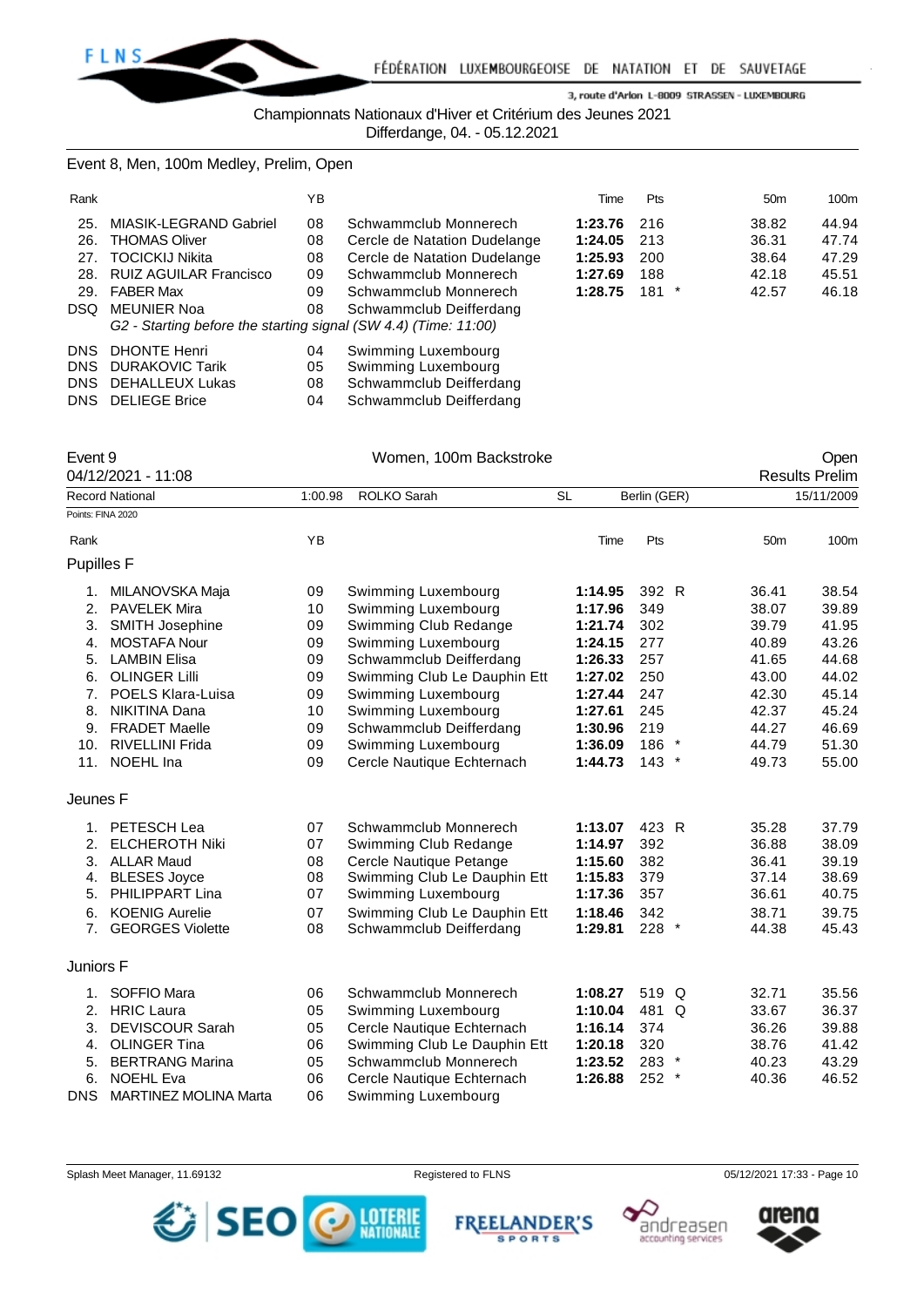Championnats Nationaux d'Hiver et Critérium des Jeunes 2021
Differdange, 04. - 05.12.2021

## Event 8, Men, 100m Medley, Prelim, Open

| Rank | | YB | | Time | Pts | 50m | 100m |
|---|---|---|---|---|---|---|---|
| 25. | MIASIK-LEGRAND Gabriel | 08 | Schwammclub Monnerech | **1:23.76** | 216 | 38.82 | 44.94 |
| 26. | THOMAS Oliver | 08 | Cercle de Natation Dudelange | **1:24.05** | 213 | 36.31 | 47.74 |
| 27. | TOCICKIJ Nikita | 08 | Cercle de Natation Dudelange | **1:25.93** | 200 | 38.64 | 47.29 |
| 28. | RUIZ AGUILAR Francisco | 09 | Schwammclub Monnerech | **1:27.69** | 188 | 42.18 | 45.51 |
| 29. | FABER Max | 09 | Schwammclub Monnerech | **1:28.75** | 181 * | 42.57 | 46.18 |
| DSQ | MEUNIER Noa | 08 | Schwammclub Deifferdang | | | | |
| | *G2 - Starting before the starting signal (SW 4.4) (Time: 11:00)* | | | | | | |
| DNS | DHONTE Henri | 04 | Swimming Luxembourg | | | | |
| DNS | DURAKOVIC Tarik | 05 | Swimming Luxembourg | | | | |
| DNS | DEHALLEUX Lukas | 08 | Schwammclub Deifferdang | | | | |
| DNS | DELIEGE Brice | 04 | Schwammclub Deifferdang | | | | |

## Event 9 — Women, 100m Backstroke — Open

04/12/2021 - 11:08 — Results Prelim

Record National: 1:00.98 ROLKO Sarah, SL, Berlin (GER), 15/11/2009

Points: FINA 2020

| Rank | | YB | | Time | Pts | 50m | 100m |
|---|---|---|---|---|---|---|---|
| **Pupilles F** | | | | | | | |
| 1. | MILANOVSKA Maja | 09 | Swimming Luxembourg | **1:14.95** | 392 R | 36.41 | 38.54 |
| 2. | PAVELEK Mira | 10 | Swimming Luxembourg | **1:17.96** | 349 | 38.07 | 39.89 |
| 3. | SMITH Josephine | 09 | Swimming Club Redange | **1:21.74** | 302 | 39.79 | 41.95 |
| 4. | MOSTAFA Nour | 09 | Swimming Luxembourg | **1:24.15** | 277 | 40.89 | 43.26 |
| 5. | LAMBIN Elisa | 09 | Schwammclub Deifferdang | **1:26.33** | 257 | 41.65 | 44.68 |
| 6. | OLINGER Lilli | 09 | Swimming Club Le Dauphin Ett | **1:27.02** | 250 | 43.00 | 44.02 |
| 7. | POELS Klara-Luisa | 09 | Swimming Luxembourg | **1:27.44** | 247 | 42.30 | 45.14 |
| 8. | NIKITINA Dana | 10 | Swimming Luxembourg | **1:27.61** | 245 | 42.37 | 45.24 |
| 9. | FRADET Maelle | 09 | Schwammclub Deifferdang | **1:30.96** | 219 | 44.27 | 46.69 |
| 10. | RIVELLINI Frida | 09 | Swimming Luxembourg | **1:36.09** | 186 * | 44.79 | 51.30 |
| 11. | NOEHL Ina | 09 | Cercle Nautique Echternach | **1:44.73** | 143 * | 49.73 | 55.00 |
| **Jeunes F** | | | | | | | |
| 1. | PETESCH Lea | 07 | Schwammclub Monnerech | **1:13.07** | 423 R | 35.28 | 37.79 |
| 2. | ELCHEROTH Niki | 07 | Swimming Club Redange | **1:14.97** | 392 | 36.88 | 38.09 |
| 3. | ALLAR Maud | 08 | Cercle Nautique Petange | **1:15.60** | 382 | 36.41 | 39.19 |
| 4. | BLESES Joyce | 08 | Swimming Club Le Dauphin Ett | **1:15.83** | 379 | 37.14 | 38.69 |
| 5. | PHILIPPART Lina | 07 | Swimming Luxembourg | **1:17.36** | 357 | 36.61 | 40.75 |
| 6. | KOENIG Aurelie | 07 | Swimming Club Le Dauphin Ett | **1:18.46** | 342 | 38.71 | 39.75 |
| 7. | GEORGES Violette | 08 | Schwammclub Deifferdang | **1:29.81** | 228 * | 44.38 | 45.43 |
| **Juniors F** | | | | | | | |
| 1. | SOFFIO Mara | 06 | Schwammclub Monnerech | **1:08.27** | 519 Q | 32.71 | 35.56 |
| 2. | HRIC Laura | 05 | Swimming Luxembourg | **1:10.04** | 481 Q | 33.67 | 36.37 |
| 3. | DEVISCOUR Sarah | 05 | Cercle Nautique Echternach | **1:16.14** | 374 | 36.26 | 39.88 |
| 4. | OLINGER Tina | 06 | Swimming Club Le Dauphin Ett | **1:20.18** | 320 | 38.76 | 41.42 |
| 5. | BERTRANG Marina | 05 | Schwammclub Monnerech | **1:23.52** | 283 * | 40.23 | 43.29 |
| 6. | NOEHL Eva | 06 | Cercle Nautique Echternach | **1:26.88** | 252 * | 40.36 | 46.52 |
| DNS | MARTINEZ MOLINA Marta | 06 | Swimming Luxembourg | | | | |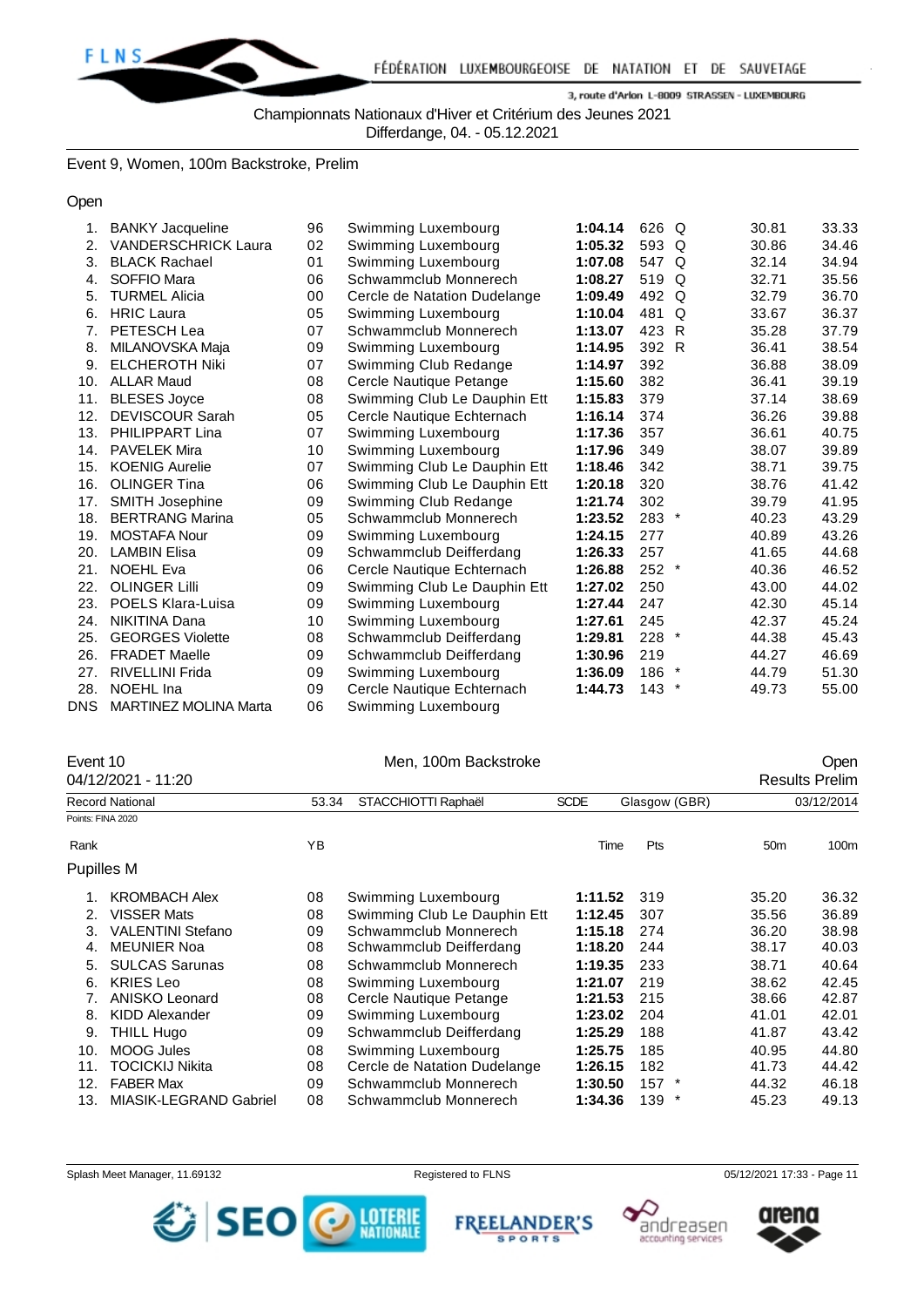Event 9, Women, 100m Backstroke, Prelim

Open

| Rank | Name | YB | Club | Time | Pts | | 50m | 100m |
|---|---|---|---|---|---|---|---|---|
| 1. | BANKY Jacqueline | 96 | Swimming Luxembourg | **1:04.14** | 626 | Q | 30.81 | 33.33 |
| 2. | VANDERSCHRICK Laura | 02 | Swimming Luxembourg | **1:05.32** | 593 | Q | 30.86 | 34.46 |
| 3. | BLACK Rachael | 01 | Swimming Luxembourg | **1:07.08** | 547 | Q | 32.14 | 34.94 |
| 4. | SOFFIO Mara | 06 | Schwammclub Monnerech | **1:08.27** | 519 | Q | 32.71 | 35.56 |
| 5. | TURMEL Alicia | 00 | Cercle de Natation Dudelange | **1:09.49** | 492 | Q | 32.79 | 36.70 |
| 6. | HRIC Laura | 05 | Swimming Luxembourg | **1:10.04** | 481 | Q | 33.67 | 36.37 |
| 7. | PETESCH Lea | 07 | Schwammclub Monnerech | **1:13.07** | 423 | R | 35.28 | 37.79 |
| 8. | MILANOVSKA Maja | 09 | Swimming Luxembourg | **1:14.95** | 392 | R | 36.41 | 38.54 |
| 9. | ELCHEROTH Niki | 07 | Swimming Club Redange | **1:14.97** | 392 | | 36.88 | 38.09 |
| 10. | ALLAR Maud | 08 | Cercle Nautique Petange | **1:15.60** | 382 | | 36.41 | 39.19 |
| 11. | BLESES Joyce | 08 | Swimming Club Le Dauphin Ett | **1:15.83** | 379 | | 37.14 | 38.69 |
| 12. | DEVISCOUR Sarah | 05 | Cercle Nautique Echternach | **1:16.14** | 374 | | 36.26 | 39.88 |
| 13. | PHILIPPART Lina | 07 | Swimming Luxembourg | **1:17.36** | 357 | | 36.61 | 40.75 |
| 14. | PAVELEK Mira | 10 | Swimming Luxembourg | **1:17.96** | 349 | | 38.07 | 39.89 |
| 15. | KOENIG Aurelie | 07 | Swimming Club Le Dauphin Ett | **1:18.46** | 342 | | 38.71 | 39.75 |
| 16. | OLINGER Tina | 06 | Swimming Club Le Dauphin Ett | **1:20.18** | 320 | | 38.76 | 41.42 |
| 17. | SMITH Josephine | 09 | Swimming Club Redange | **1:21.74** | 302 | | 39.79 | 41.95 |
| 18. | BERTRANG Marina | 05 | Schwammclub Monnerech | **1:23.52** | 283 | * | 40.23 | 43.29 |
| 19. | MOSTAFA Nour | 09 | Swimming Luxembourg | **1:24.15** | 277 | | 40.89 | 43.26 |
| 20. | LAMBIN Elisa | 09 | Schwammclub Deifferdang | **1:26.33** | 257 | | 41.65 | 44.68 |
| 21. | NOEHL Eva | 06 | Cercle Nautique Echternach | **1:26.88** | 252 | * | 40.36 | 46.52 |
| 22. | OLINGER Lilli | 09 | Swimming Club Le Dauphin Ett | **1:27.02** | 250 | | 43.00 | 44.02 |
| 23. | POELS Klara-Luisa | 09 | Swimming Luxembourg | **1:27.44** | 247 | | 42.30 | 45.14 |
| 24. | NIKITINA Dana | 10 | Swimming Luxembourg | **1:27.61** | 245 | | 42.37 | 45.24 |
| 25. | GEORGES Violette | 08 | Schwammclub Deifferdang | **1:29.81** | 228 | * | 44.38 | 45.43 |
| 26. | FRADET Maelle | 09 | Schwammclub Deifferdang | **1:30.96** | 219 | | 44.27 | 46.69 |
| 27. | RIVELLINI Frida | 09 | Swimming Luxembourg | **1:36.09** | 186 | * | 44.79 | 51.30 |
| 28. | NOEHL Ina | 09 | Cercle Nautique Echternach | **1:44.73** | 143 | * | 49.73 | 55.00 |
| DNS | MARTINEZ MOLINA Marta | 06 | Swimming Luxembourg | | | | | |

Event 10 — Men, 100m Backstroke — Open

04/12/2021 - 11:20 — Results Prelim

| Record National | 53.34 | STACCHIOTTI Raphaël | SCDE | Glasgow (GBR) | 03/12/2014 |
|---|---|---|---|---|---|

Points: FINA 2020

Pupilles M

| Rank | Name | YB | Club | Time | Pts | | 50m | 100m |
|---|---|---|---|---|---|---|---|---|
| 1. | KROMBACH Alex | 08 | Swimming Luxembourg | **1:11.52** | 319 | | 35.20 | 36.32 |
| 2. | VISSER Mats | 08 | Swimming Club Le Dauphin Ett | **1:12.45** | 307 | | 35.56 | 36.89 |
| 3. | VALENTINI Stefano | 09 | Schwammclub Monnerech | **1:15.18** | 274 | | 36.20 | 38.98 |
| 4. | MEUNIER Noa | 08 | Schwammclub Deifferdang | **1:18.20** | 244 | | 38.17 | 40.03 |
| 5. | SULCAS Sarunas | 08 | Schwammclub Monnerech | **1:19.35** | 233 | | 38.71 | 40.64 |
| 6. | KRIES Leo | 08 | Swimming Luxembourg | **1:21.07** | 219 | | 38.62 | 42.45 |
| 7. | ANISKO Leonard | 08 | Cercle Nautique Petange | **1:21.53** | 215 | | 38.66 | 42.87 |
| 8. | KIDD Alexander | 09 | Swimming Luxembourg | **1:23.02** | 204 | | 41.01 | 42.01 |
| 9. | THILL Hugo | 09 | Schwammclub Deifferdang | **1:25.29** | 188 | | 41.87 | 43.42 |
| 10. | MOOG Jules | 08 | Swimming Luxembourg | **1:25.75** | 185 | | 40.95 | 44.80 |
| 11. | TOCICKIJ Nikita | 08 | Cercle de Natation Dudelange | **1:26.15** | 182 | | 41.73 | 44.42 |
| 12. | FABER Max | 09 | Schwammclub Monnerech | **1:30.50** | 157 | * | 44.32 | 46.18 |
| 13. | MIASIK-LEGRAND Gabriel | 08 | Schwammclub Monnerech | **1:34.36** | 139 | * | 45.23 | 49.13 |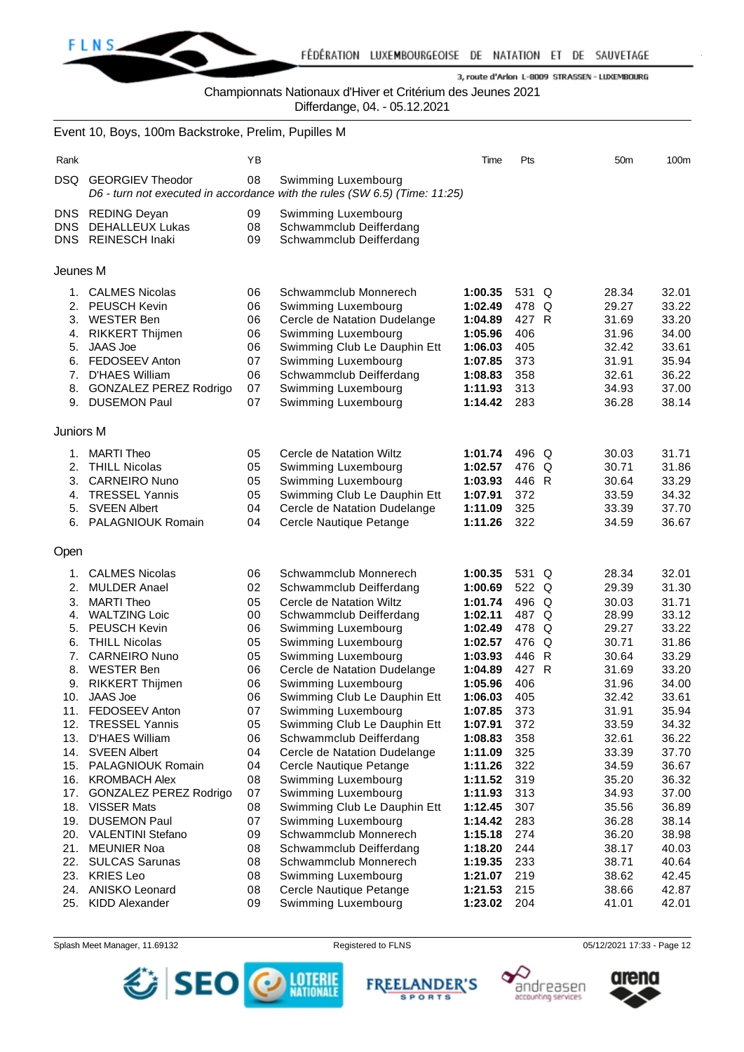Championnats Nationaux d'Hiver et Critérium des Jeunes 2021
Differdange, 04. - 05.12.2021

## Event 10, Boys, 100m Backstroke, Prelim, Pupilles M

| Rank | | YB | | Time | Pts | | 50m | 100m |
|---|---|---|---|---|---|---|---|---|
| DSQ | GEORGIEV Theodor | 08 | Swimming Luxembourg | | | | | |
| | *D6 - turn not executed in accordance with the rules (SW 6.5) (Time: 11:25)* | | | | | | | |
| DNS | REDING Deyan | 09 | Swimming Luxembourg | | | | | |
| DNS | DEHALLEUX Lukas | 08 | Schwammclub Deifferdang | | | | | |
| DNS | REINESCH Inaki | 09 | Schwammclub Deifferdang | | | | | |

### Jeunes M

| Rank | | YB | | Time | Pts | | 50m | 100m |
|---|---|---|---|---|---|---|---|---|
| 1. | CALMES Nicolas | 06 | Schwammclub Monnerech | **1:00.35** | 531 | Q | 28.34 | 32.01 |
| 2. | PEUSCH Kevin | 06 | Swimming Luxembourg | **1:02.49** | 478 | Q | 29.27 | 33.22 |
| 3. | WESTER Ben | 06 | Cercle de Natation Dudelange | **1:04.89** | 427 | R | 31.69 | 33.20 |
| 4. | RIKKERT Thijmen | 06 | Swimming Luxembourg | **1:05.96** | 406 | | 31.96 | 34.00 |
| 5. | JAAS Joe | 06 | Swimming Club Le Dauphin Ett | **1:06.03** | 405 | | 32.42 | 33.61 |
| 6. | FEDOSEEV Anton | 07 | Swimming Luxembourg | **1:07.85** | 373 | | 31.91 | 35.94 |
| 7. | D'HAES William | 06 | Schwammclub Deifferdang | **1:08.83** | 358 | | 32.61 | 36.22 |
| 8. | GONZALEZ PEREZ Rodrigo | 07 | Swimming Luxembourg | **1:11.93** | 313 | | 34.93 | 37.00 |
| 9. | DUSEMON Paul | 07 | Swimming Luxembourg | **1:14.42** | 283 | | 36.28 | 38.14 |

### Juniors M

| Rank | | YB | | Time | Pts | | 50m | 100m |
|---|---|---|---|---|---|---|---|---|
| 1. | MARTI Theo | 05 | Cercle de Natation Wiltz | **1:01.74** | 496 | Q | 30.03 | 31.71 |
| 2. | THILL Nicolas | 05 | Swimming Luxembourg | **1:02.57** | 476 | Q | 30.71 | 31.86 |
| 3. | CARNEIRO Nuno | 05 | Swimming Luxembourg | **1:03.93** | 446 | R | 30.64 | 33.29 |
| 4. | TRESSEL Yannis | 05 | Swimming Club Le Dauphin Ett | **1:07.91** | 372 | | 33.59 | 34.32 |
| 5. | SVEEN Albert | 04 | Cercle de Natation Dudelange | **1:11.09** | 325 | | 33.39 | 37.70 |
| 6. | PALAGNIOUK Romain | 04 | Cercle Nautique Petange | **1:11.26** | 322 | | 34.59 | 36.67 |

### Open

| Rank | | YB | | Time | Pts | | 50m | 100m |
|---|---|---|---|---|---|---|---|---|
| 1. | CALMES Nicolas | 06 | Schwammclub Monnerech | **1:00.35** | 531 | Q | 28.34 | 32.01 |
| 2. | MULDER Anael | 02 | Schwammclub Deifferdang | **1:00.69** | 522 | Q | 29.39 | 31.30 |
| 3. | MARTI Theo | 05 | Cercle de Natation Wiltz | **1:01.74** | 496 | Q | 30.03 | 31.71 |
| 4. | WALTZING Loic | 00 | Schwammclub Deifferdang | **1:02.11** | 487 | Q | 28.99 | 33.12 |
| 5. | PEUSCH Kevin | 06 | Swimming Luxembourg | **1:02.49** | 478 | Q | 29.27 | 33.22 |
| 6. | THILL Nicolas | 05 | Swimming Luxembourg | **1:02.57** | 476 | Q | 30.71 | 31.86 |
| 7. | CARNEIRO Nuno | 05 | Swimming Luxembourg | **1:03.93** | 446 | R | 30.64 | 33.29 |
| 8. | WESTER Ben | 06 | Cercle de Natation Dudelange | **1:04.89** | 427 | R | 31.69 | 33.20 |
| 9. | RIKKERT Thijmen | 06 | Swimming Luxembourg | **1:05.96** | 406 | | 31.96 | 34.00 |
| 10. | JAAS Joe | 06 | Swimming Club Le Dauphin Ett | **1:06.03** | 405 | | 32.42 | 33.61 |
| 11. | FEDOSEEV Anton | 07 | Swimming Luxembourg | **1:07.85** | 373 | | 31.91 | 35.94 |
| 12. | TRESSEL Yannis | 05 | Swimming Club Le Dauphin Ett | **1:07.91** | 372 | | 33.59 | 34.32 |
| 13. | D'HAES William | 06 | Schwammclub Deifferdang | **1:08.83** | 358 | | 32.61 | 36.22 |
| 14. | SVEEN Albert | 04 | Cercle de Natation Dudelange | **1:11.09** | 325 | | 33.39 | 37.70 |
| 15. | PALAGNIOUK Romain | 04 | Cercle Nautique Petange | **1:11.26** | 322 | | 34.59 | 36.67 |
| 16. | KROMBACH Alex | 08 | Swimming Luxembourg | **1:11.52** | 319 | | 35.20 | 36.32 |
| 17. | GONZALEZ PEREZ Rodrigo | 07 | Swimming Luxembourg | **1:11.93** | 313 | | 34.93 | 37.00 |
| 18. | VISSER Mats | 08 | Swimming Club Le Dauphin Ett | **1:12.45** | 307 | | 35.56 | 36.89 |
| 19. | DUSEMON Paul | 07 | Swimming Luxembourg | **1:14.42** | 283 | | 36.28 | 38.14 |
| 20. | VALENTINI Stefano | 09 | Schwammclub Monnerech | **1:15.18** | 274 | | 36.20 | 38.98 |
| 21. | MEUNIER Noa | 08 | Schwammclub Deifferdang | **1:18.20** | 244 | | 38.17 | 40.03 |
| 22. | SULCAS Sarunas | 08 | Schwammclub Monnerech | **1:19.35** | 233 | | 38.71 | 40.64 |
| 23. | KRIES Leo | 08 | Swimming Luxembourg | **1:21.07** | 219 | | 38.62 | 42.45 |
| 24. | ANISKO Leonard | 08 | Cercle Nautique Petange | **1:21.53** | 215 | | 38.66 | 42.87 |
| 25. | KIDD Alexander | 09 | Swimming Luxembourg | **1:23.02** | 204 | | 41.01 | 42.01 |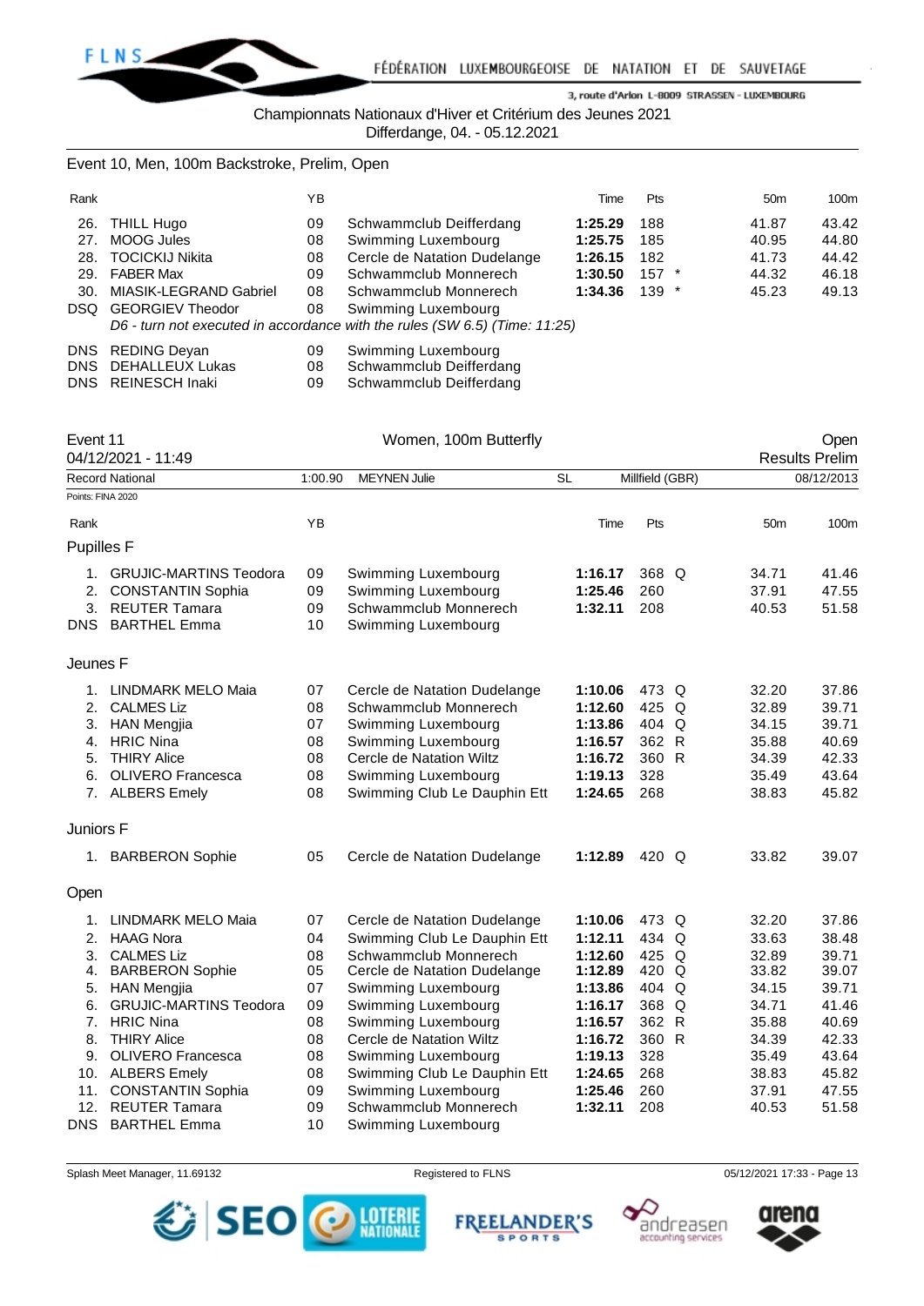Championnats Nationaux d'Hiver et Critérium des Jeunes 2021
Differdange, 04. - 05.12.2021

## Event 10, Men, 100m Backstroke, Prelim, Open

| Rank | | YB | | Time | Pts | | 50m | 100m |
|---|---|---|---|---|---|---|---|---|
| 26. | THILL Hugo | 09 | Schwammclub Deifferdang | **1:25.29** | 188 | | 41.87 | 43.42 |
| 27. | MOOG Jules | 08 | Swimming Luxembourg | **1:25.75** | 185 | | 40.95 | 44.80 |
| 28. | TOCICKIJ Nikita | 08 | Cercle de Natation Dudelange | **1:26.15** | 182 | | 41.73 | 44.42 |
| 29. | FABER Max | 09 | Schwammclub Monnerech | **1:30.50** | 157 | * | 44.32 | 46.18 |
| 30. | MIASIK-LEGRAND Gabriel | 08 | Schwammclub Monnerech | **1:34.36** | 139 | * | 45.23 | 49.13 |
| DSQ | GEORGIEV Theodor | 08 | Swimming Luxembourg | | | | | |
| | *D6 - turn not executed in accordance with the rules (SW 6.5) (Time: 11:25)* | | | | | | | |
| DNS | REDING Deyan | 09 | Swimming Luxembourg | | | | | |
| DNS | DEHALLEUX Lukas | 08 | Schwammclub Deifferdang | | | | | |
| DNS | REINESCH Inaki | 09 | Schwammclub Deifferdang | | | | | |

## Event 11 — Women, 100m Butterfly — Open

04/12/2021 - 11:49 — Results Prelim

| Record National | 1:00.90 | MEYNEN Julie | SL | Millfield (GBR) | 08/12/2013 |
|---|---|---|---|---|---|

Points: FINA 2020

### Pupilles F

| Rank | | YB | | Time | Pts | | 50m | 100m |
|---|---|---|---|---|---|---|---|---|
| 1. | GRUJIC-MARTINS Teodora | 09 | Swimming Luxembourg | **1:16.17** | 368 | Q | 34.71 | 41.46 |
| 2. | CONSTANTIN Sophia | 09 | Swimming Luxembourg | **1:25.46** | 260 | | 37.91 | 47.55 |
| 3. | REUTER Tamara | 09 | Schwammclub Monnerech | **1:32.11** | 208 | | 40.53 | 51.58 |
| DNS | BARTHEL Emma | 10 | Swimming Luxembourg | | | | | |

### Jeunes F

| Rank | | YB | | Time | Pts | | 50m | 100m |
|---|---|---|---|---|---|---|---|---|
| 1. | LINDMARK MELO Maia | 07 | Cercle de Natation Dudelange | **1:10.06** | 473 | Q | 32.20 | 37.86 |
| 2. | CALMES Liz | 08 | Schwammclub Monnerech | **1:12.60** | 425 | Q | 32.89 | 39.71 |
| 3. | HAN Mengjia | 07 | Swimming Luxembourg | **1:13.86** | 404 | Q | 34.15 | 39.71 |
| 4. | HRIC Nina | 08 | Swimming Luxembourg | **1:16.57** | 362 | R | 35.88 | 40.69 |
| 5. | THIRY Alice | 08 | Cercle de Natation Wiltz | **1:16.72** | 360 | R | 34.39 | 42.33 |
| 6. | OLIVERO Francesca | 08 | Swimming Luxembourg | **1:19.13** | 328 | | 35.49 | 43.64 |
| 7. | ALBERS Emely | 08 | Swimming Club Le Dauphin Ett | **1:24.65** | 268 | | 38.83 | 45.82 |

### Juniors F

| Rank | | YB | | Time | Pts | | 50m | 100m |
|---|---|---|---|---|---|---|---|---|
| 1. | BARBERON Sophie | 05 | Cercle de Natation Dudelange | **1:12.89** | 420 | Q | 33.82 | 39.07 |

### Open

| Rank | | YB | | Time | Pts | | 50m | 100m |
|---|---|---|---|---|---|---|---|---|
| 1. | LINDMARK MELO Maia | 07 | Cercle de Natation Dudelange | **1:10.06** | 473 | Q | 32.20 | 37.86 |
| 2. | HAAG Nora | 04 | Swimming Club Le Dauphin Ett | **1:12.11** | 434 | Q | 33.63 | 38.48 |
| 3. | CALMES Liz | 08 | Schwammclub Monnerech | **1:12.60** | 425 | Q | 32.89 | 39.71 |
| 4. | BARBERON Sophie | 05 | Cercle de Natation Dudelange | **1:12.89** | 420 | Q | 33.82 | 39.07 |
| 5. | HAN Mengjia | 07 | Swimming Luxembourg | **1:13.86** | 404 | Q | 34.15 | 39.71 |
| 6. | GRUJIC-MARTINS Teodora | 09 | Swimming Luxembourg | **1:16.17** | 368 | Q | 34.71 | 41.46 |
| 7. | HRIC Nina | 08 | Swimming Luxembourg | **1:16.57** | 362 | R | 35.88 | 40.69 |
| 8. | THIRY Alice | 08 | Cercle de Natation Wiltz | **1:16.72** | 360 | R | 34.39 | 42.33 |
| 9. | OLIVERO Francesca | 08 | Swimming Luxembourg | **1:19.13** | 328 | | 35.49 | 43.64 |
| 10. | ALBERS Emely | 08 | Swimming Club Le Dauphin Ett | **1:24.65** | 268 | | 38.83 | 45.82 |
| 11. | CONSTANTIN Sophia | 09 | Swimming Luxembourg | **1:25.46** | 260 | | 37.91 | 47.55 |
| 12. | REUTER Tamara | 09 | Schwammclub Monnerech | **1:32.11** | 208 | | 40.53 | 51.58 |
| DNS | BARTHEL Emma | 10 | Swimming Luxembourg | | | | | |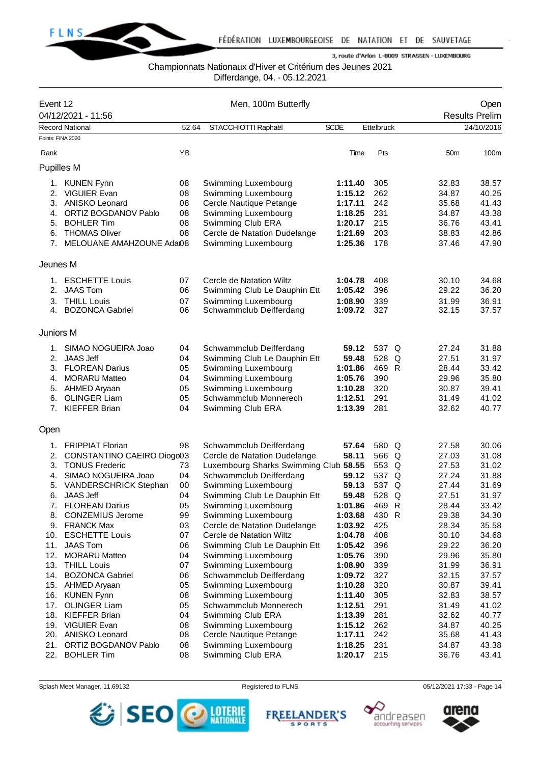Championnats Nationaux d'Hiver et Critérium des Jeunes 2021
Differdange, 04. - 05.12.2021

**Event 12** — Men, 100m Butterfly — Open
04/12/2021 - 11:56 — Results Prelim

| Record National | 52.64 | STACCHIOTTI Raphaël | SCDE | Ettelbruck | 24/10/2016 |
|---|---|---|---|---|---|

Points: FINA 2020

| Rank | | YB | | Time | Pts | | 50m | 100m |
|---|---|---|---|---|---|---|---|---|
| **Pupilles M** | | | | | | | | |
| 1. | KUNEN Fynn | 08 | Swimming Luxembourg | **1:11.40** | 305 | | 32.83 | 38.57 |
| 2. | VIGUIER Evan | 08 | Swimming Luxembourg | **1:15.12** | 262 | | 34.87 | 40.25 |
| 3. | ANISKO Leonard | 08 | Cercle Nautique Petange | **1:17.11** | 242 | | 35.68 | 41.43 |
| 4. | ORTIZ BOGDANOV Pablo | 08 | Swimming Luxembourg | **1:18.25** | 231 | | 34.87 | 43.38 |
| 5. | BOHLER Tim | 08 | Swimming Club ERA | **1:20.17** | 215 | | 36.76 | 43.41 |
| 6. | THOMAS Oliver | 08 | Cercle de Natation Dudelange | **1:21.69** | 203 | | 38.83 | 42.86 |
| 7. | MELOUANE AMAHZOUNE Ada | 08 | Swimming Luxembourg | **1:25.36** | 178 | | 37.46 | 47.90 |
| **Jeunes M** | | | | | | | | |
| 1. | ESCHETTE Louis | 07 | Cercle de Natation Wiltz | **1:04.78** | 408 | | 30.10 | 34.68 |
| 2. | JAAS Tom | 06 | Swimming Club Le Dauphin Ett | **1:05.42** | 396 | | 29.22 | 36.20 |
| 3. | THILL Louis | 07 | Swimming Luxembourg | **1:08.90** | 339 | | 31.99 | 36.91 |
| 4. | BOZONCA Gabriel | 06 | Schwammclub Deifferdang | **1:09.72** | 327 | | 32.15 | 37.57 |
| **Juniors M** | | | | | | | | |
| 1. | SIMAO NOGUEIRA Joao | 04 | Schwammclub Deifferdang | **59.12** | 537 | Q | 27.24 | 31.88 |
| 2. | JAAS Jeff | 04 | Swimming Club Le Dauphin Ett | **59.48** | 528 | Q | 27.51 | 31.97 |
| 3. | FLOREAN Darius | 05 | Swimming Luxembourg | **1:01.86** | 469 | R | 28.44 | 33.42 |
| 4. | MORARU Matteo | 04 | Swimming Luxembourg | **1:05.76** | 390 | | 29.96 | 35.80 |
| 5. | AHMED Aryaan | 05 | Swimming Luxembourg | **1:10.28** | 320 | | 30.87 | 39.41 |
| 6. | OLINGER Liam | 05 | Schwammclub Monnerech | **1:12.51** | 291 | | 31.49 | 41.02 |
| 7. | KIEFFER Brian | 04 | Swimming Club ERA | **1:13.39** | 281 | | 32.62 | 40.77 |
| **Open** | | | | | | | | |
| 1. | FRIPPIAT Florian | 98 | Schwammclub Deifferdang | **57.64** | 580 | Q | 27.58 | 30.06 |
| 2. | CONSTANTINO CAEIRO Diogo | 03 | Cercle de Natation Dudelange | **58.11** | 566 | Q | 27.03 | 31.08 |
| 3. | TONUS Frederic | 73 | Luxembourg Sharks Swimming Club | **58.55** | 553 | Q | 27.53 | 31.02 |
| 4. | SIMAO NOGUEIRA Joao | 04 | Schwammclub Deifferdang | **59.12** | 537 | Q | 27.24 | 31.88 |
| 5. | VANDERSCHRICK Stephan | 00 | Swimming Luxembourg | **59.13** | 537 | Q | 27.44 | 31.69 |
| 6. | JAAS Jeff | 04 | Swimming Club Le Dauphin Ett | **59.48** | 528 | Q | 27.51 | 31.97 |
| 7. | FLOREAN Darius | 05 | Swimming Luxembourg | **1:01.86** | 469 | R | 28.44 | 33.42 |
| 8. | CONZEMIUS Jerome | 99 | Swimming Luxembourg | **1:03.68** | 430 | R | 29.38 | 34.30 |
| 9. | FRANCK Max | 03 | Cercle de Natation Dudelange | **1:03.92** | 425 | | 28.34 | 35.58 |
| 10. | ESCHETTE Louis | 07 | Cercle de Natation Wiltz | **1:04.78** | 408 | | 30.10 | 34.68 |
| 11. | JAAS Tom | 06 | Swimming Club Le Dauphin Ett | **1:05.42** | 396 | | 29.22 | 36.20 |
| 12. | MORARU Matteo | 04 | Swimming Luxembourg | **1:05.76** | 390 | | 29.96 | 35.80 |
| 13. | THILL Louis | 07 | Swimming Luxembourg | **1:08.90** | 339 | | 31.99 | 36.91 |
| 14. | BOZONCA Gabriel | 06 | Schwammclub Deifferdang | **1:09.72** | 327 | | 32.15 | 37.57 |
| 15. | AHMED Aryaan | 05 | Swimming Luxembourg | **1:10.28** | 320 | | 30.87 | 39.41 |
| 16. | KUNEN Fynn | 08 | Swimming Luxembourg | **1:11.40** | 305 | | 32.83 | 38.57 |
| 17. | OLINGER Liam | 05 | Schwammclub Monnerech | **1:12.51** | 291 | | 31.49 | 41.02 |
| 18. | KIEFFER Brian | 04 | Swimming Club ERA | **1:13.39** | 281 | | 32.62 | 40.77 |
| 19. | VIGUIER Evan | 08 | Swimming Luxembourg | **1:15.12** | 262 | | 34.87 | 40.25 |
| 20. | ANISKO Leonard | 08 | Cercle Nautique Petange | **1:17.11** | 242 | | 35.68 | 41.43 |
| 21. | ORTIZ BOGDANOV Pablo | 08 | Swimming Luxembourg | **1:18.25** | 231 | | 34.87 | 43.38 |
| 22. | BOHLER Tim | 08 | Swimming Club ERA | **1:20.17** | 215 | | 36.76 | 43.41 |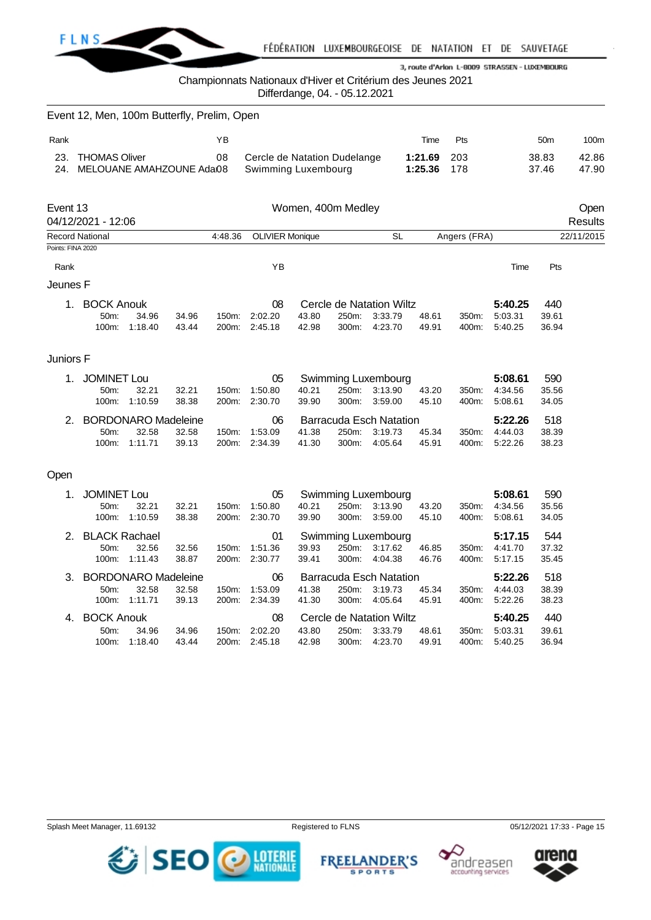Championnats Nationaux d'Hiver et Critérium des Jeunes 2021
Differdange, 04. - 05.12.2021

## Event 12, Men, 100m Butterfly, Prelim, Open

| Rank | | YB | | Time | Pts | 50m | 100m |
|---|---|---|---|---|---|---|---|
| 23. | THOMAS Oliver | 08 | Cercle de Natation Dudelange | **1:21.69** | 203 | 38.83 | 42.86 |
| 24. | MELOUANE AMAHZOUNE Ada | 08 | Swimming Luxembourg | **1:25.36** | 178 | 37.46 | 47.90 |

## Event 13 — Women, 400m Medley — Open Results

04/12/2021 - 12:06

| Record National | 4:48.36 | OLIVIER Monique | SL | Angers (FRA) | 22/11/2015 |
|---|---|---|---|---|---|

Points: FINA 2020

### Jeunes F

| Rank | Name | YB | Club | Time | Pts |
|---|---|---|---|---|---|
| 1. | BOCK Anouk | 08 | Cercle de Natation Wiltz | **5:40.25** | 440 |

Splits: 50m: 34.96 (34.96) · 100m: 1:18.40 (43.44) · 150m: 2:02.20 (43.80) · 200m: 2:45.18 (42.98) · 250m: 3:33.79 (48.61) · 300m: 4:23.70 (49.91) · 350m: 5:03.31 (39.61) · 400m: 5:40.25 (36.94)

### Juniors F

| Rank | Name | YB | Club | Time | Pts |
|---|---|---|---|---|---|
| 1. | JOMINET Lou | 05 | Swimming Luxembourg | **5:08.61** | 590 |
| 2. | BORDONARO Madeleine | 06 | Barracuda Esch Natation | **5:22.26** | 518 |

JOMINET Lou splits: 50m: 32.21 (32.21) · 100m: 1:10.59 (38.38) · 150m: 1:50.80 (40.21) · 200m: 2:30.70 (39.90) · 250m: 3:13.90 (43.20) · 300m: 3:59.00 (45.10) · 350m: 4:34.56 (35.56) · 400m: 5:08.61 (34.05)

BORDONARO Madeleine splits: 50m: 32.58 (32.58) · 100m: 1:11.71 (39.13) · 150m: 1:53.09 (41.38) · 200m: 2:34.39 (41.30) · 250m: 3:19.73 (45.34) · 300m: 4:05.64 (45.91) · 350m: 4:44.03 (38.39) · 400m: 5:22.26 (38.23)

### Open

| Rank | Name | YB | Club | Time | Pts |
|---|---|---|---|---|---|
| 1. | JOMINET Lou | 05 | Swimming Luxembourg | **5:08.61** | 590 |
| 2. | BLACK Rachael | 01 | Swimming Luxembourg | **5:17.15** | 544 |
| 3. | BORDONARO Madeleine | 06 | Barracuda Esch Natation | **5:22.26** | 518 |
| 4. | BOCK Anouk | 08 | Cercle de Natation Wiltz | **5:40.25** | 440 |

JOMINET Lou splits: 50m: 32.21 (32.21) · 100m: 1:10.59 (38.38) · 150m: 1:50.80 (40.21) · 200m: 2:30.70 (39.90) · 250m: 3:13.90 (43.20) · 300m: 3:59.00 (45.10) · 350m: 4:34.56 (35.56) · 400m: 5:08.61 (34.05)

BLACK Rachael splits: 50m: 32.56 (32.56) · 100m: 1:11.43 (38.87) · 150m: 1:51.36 (39.93) · 200m: 2:30.77 (39.41) · 250m: 3:17.62 (46.85) · 300m: 4:04.38 (46.76) · 350m: 4:41.70 (37.32) · 400m: 5:17.15 (35.45)

BORDONARO Madeleine splits: 50m: 32.58 (32.58) · 100m: 1:11.71 (39.13) · 150m: 1:53.09 (41.38) · 200m: 2:34.39 (41.30) · 250m: 3:19.73 (45.34) · 300m: 4:05.64 (45.91) · 350m: 4:44.03 (38.39) · 400m: 5:22.26 (38.23)

BOCK Anouk splits: 50m: 34.96 (34.96) · 100m: 1:18.40 (43.44) · 150m: 2:02.20 (43.80) · 200m: 2:45.18 (42.98) · 250m: 3:33.79 (48.61) · 300m: 4:23.70 (49.91) · 350m: 5:03.31 (39.61) · 400m: 5:40.25 (36.94)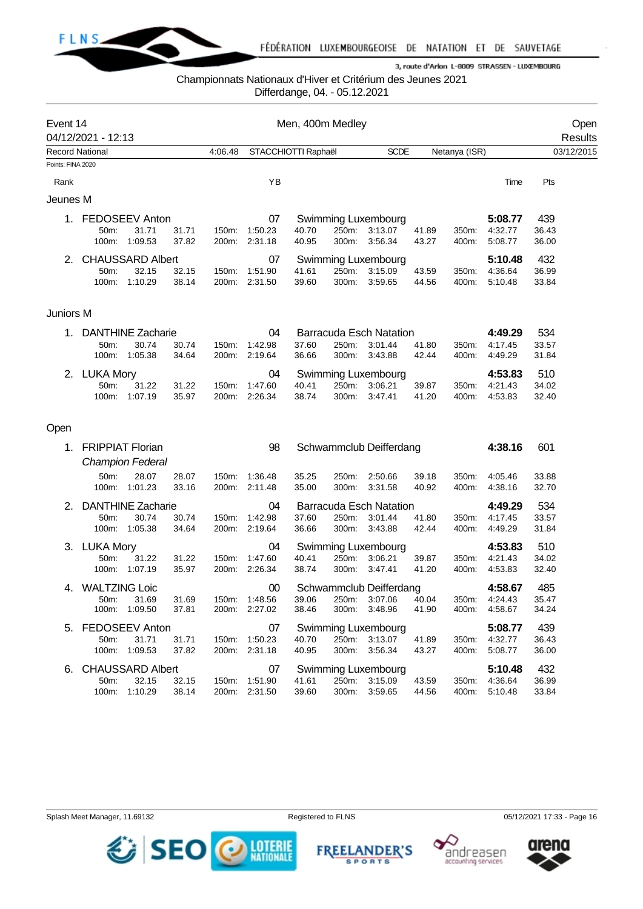Championnats Nationaux d'Hiver et Critérium des Jeunes 2021

Differdange, 04. - 05.12.2021

## Event 14 — Men, 400m Medley — Open

04/12/2021 - 12:13 — Results

Record National: 4:06.48 STACCHIOTTI Raphaël SCDE Netanya (ISR) 03/12/2015

Points: FINA 2020

### Jeunes M

| Rank | Name | YB | Club | Time | Pts |
|---|---|---|---|---|---|
| 1. | FEDOSEEV Anton | 07 | Swimming Luxembourg | **5:08.77** | 439 |
| | 50m: 31.71 (31.71) · 100m: 1:09.53 (37.82) · 150m: 1:50.23 (40.70) · 200m: 2:31.18 (40.95) · 250m: 3:13.07 (41.89) · 300m: 3:56.34 (43.27) · 350m: 4:32.77 (36.43) · 400m: 5:08.77 (36.00) | | | | |
| 2. | CHAUSSARD Albert | 07 | Swimming Luxembourg | **5:10.48** | 432 |
| | 50m: 32.15 (32.15) · 100m: 1:10.29 (38.14) · 150m: 1:51.90 (41.61) · 200m: 2:31.50 (39.60) · 250m: 3:15.09 (43.59) · 300m: 3:59.65 (44.56) · 350m: 4:36.64 (36.99) · 400m: 5:10.48 (33.84) | | | | |

### Juniors M

| Rank | Name | YB | Club | Time | Pts |
|---|---|---|---|---|---|
| 1. | DANTHINE Zacharie | 04 | Barracuda Esch Natation | **4:49.29** | 534 |
| | 50m: 30.74 (30.74) · 100m: 1:05.38 (34.64) · 150m: 1:42.98 (37.60) · 200m: 2:19.64 (36.66) · 250m: 3:01.44 (41.80) · 300m: 3:43.88 (42.44) · 350m: 4:17.45 (33.57) · 400m: 4:49.29 (31.84) | | | | |
| 2. | LUKA Mory | 04 | Swimming Luxembourg | **4:53.83** | 510 |
| | 50m: 31.22 (31.22) · 100m: 1:07.19 (35.97) · 150m: 1:47.60 (40.41) · 200m: 2:26.34 (38.74) · 250m: 3:06.21 (39.87) · 300m: 3:47.41 (41.20) · 350m: 4:21.43 (34.02) · 400m: 4:53.83 (32.40) | | | | |

### Open

| Rank | Name | YB | Club | Time | Pts |
|---|---|---|---|---|---|
| 1. | FRIPPIAT Florian *Champion Federal* | 98 | Schwammclub Deifferdang | **4:38.16** | 601 |
| | 50m: 28.07 (28.07) · 100m: 1:01.23 (33.16) · 150m: 1:36.48 (35.25) · 200m: 2:11.48 (35.00) · 250m: 2:50.66 (39.18) · 300m: 3:31.58 (40.92) · 350m: 4:05.46 (33.88) · 400m: 4:38.16 (32.70) | | | | |
| 2. | DANTHINE Zacharie | 04 | Barracuda Esch Natation | **4:49.29** | 534 |
| | 50m: 30.74 (30.74) · 100m: 1:05.38 (34.64) · 150m: 1:42.98 (37.60) · 200m: 2:19.64 (36.66) · 250m: 3:01.44 (41.80) · 300m: 3:43.88 (42.44) · 350m: 4:17.45 (33.57) · 400m: 4:49.29 (31.84) | | | | |
| 3. | LUKA Mory | 04 | Swimming Luxembourg | **4:53.83** | 510 |
| | 50m: 31.22 (31.22) · 100m: 1:07.19 (35.97) · 150m: 1:47.60 (40.41) · 200m: 2:26.34 (38.74) · 250m: 3:06.21 (39.87) · 300m: 3:47.41 (41.20) · 350m: 4:21.43 (34.02) · 400m: 4:53.83 (32.40) | | | | |
| 4. | WALTZING Loic | 00 | Schwammclub Deifferdang | **4:58.67** | 485 |
| | 50m: 31.69 (31.69) · 100m: 1:09.50 (37.81) · 150m: 1:48.56 (39.06) · 200m: 2:27.02 (38.46) · 250m: 3:07.06 (40.04) · 300m: 3:48.96 (41.90) · 350m: 4:24.43 (35.47) · 400m: 4:58.67 (34.24) | | | | |
| 5. | FEDOSEEV Anton | 07 | Swimming Luxembourg | **5:08.77** | 439 |
| | 50m: 31.71 (31.71) · 100m: 1:09.53 (37.82) · 150m: 1:50.23 (40.70) · 200m: 2:31.18 (40.95) · 250m: 3:13.07 (41.89) · 300m: 3:56.34 (43.27) · 350m: 4:32.77 (36.43) · 400m: 5:08.77 (36.00) | | | | |
| 6. | CHAUSSARD Albert | 07 | Swimming Luxembourg | **5:10.48** | 432 |
| | 50m: 32.15 (32.15) · 100m: 1:10.29 (38.14) · 150m: 1:51.90 (41.61) · 200m: 2:31.50 (39.60) · 250m: 3:15.09 (43.59) · 300m: 3:59.65 (44.56) · 350m: 4:36.64 (36.99) · 400m: 5:10.48 (33.84) | | | | |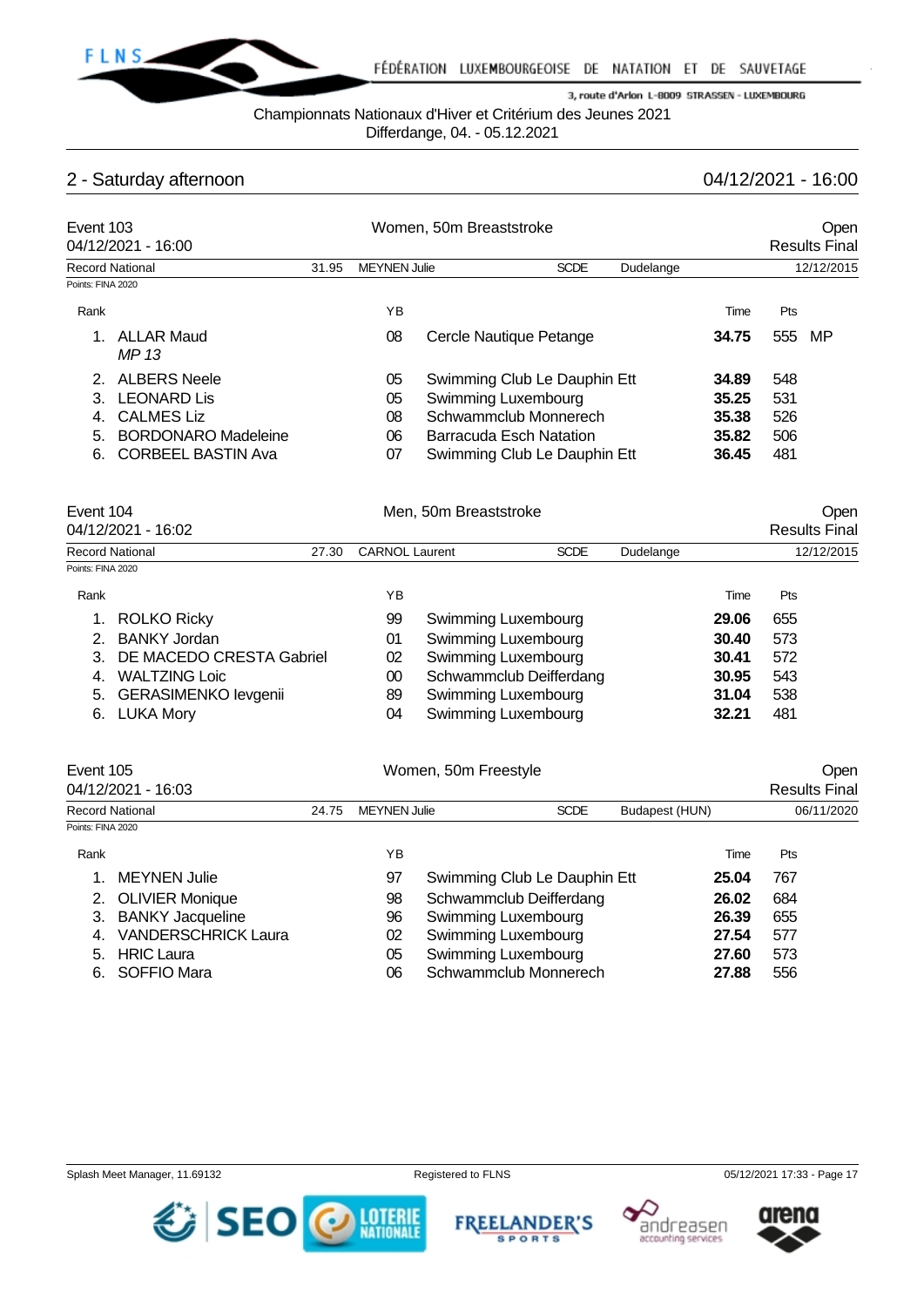Championnats Nationaux d'Hiver et Critérium des Jeunes 2021
Differdange, 04. - 05.12.2021

## 2 - Saturday afternoon

04/12/2021 - 16:00

### Event 103 — Women, 50m Breaststroke — Open

04/12/2021 - 16:00 — Results Final

Record National: 31.95 MEYNEN Julie SCDE Dudelange 12/12/2015

Points: FINA 2020

| Rank | Name | YB | Club | Time | Pts | |
|---|---|---|---|---|---|---|
| 1. | ALLAR Maud *MP 13* | 08 | Cercle Nautique Petange | **34.75** | 555 | MP |
| 2. | ALBERS Neele | 05 | Swimming Club Le Dauphin Ett | **34.89** | 548 | |
| 3. | LEONARD Lis | 05 | Swimming Luxembourg | **35.25** | 531 | |
| 4. | CALMES Liz | 08 | Schwammclub Monnerech | **35.38** | 526 | |
| 5. | BORDONARO Madeleine | 06 | Barracuda Esch Natation | **35.82** | 506 | |
| 6. | CORBEEL BASTIN Ava | 07 | Swimming Club Le Dauphin Ett | **36.45** | 481 | |

### Event 104 — Men, 50m Breaststroke — Open

04/12/2021 - 16:02 — Results Final

Record National: 27.30 CARNOL Laurent SCDE Dudelange 12/12/2015

Points: FINA 2020

| Rank | Name | YB | Club | Time | Pts |
|---|---|---|---|---|---|
| 1. | ROLKO Ricky | 99 | Swimming Luxembourg | **29.06** | 655 |
| 2. | BANKY Jordan | 01 | Swimming Luxembourg | **30.40** | 573 |
| 3. | DE MACEDO CRESTA Gabriel | 02 | Swimming Luxembourg | **30.41** | 572 |
| 4. | WALTZING Loic | 00 | Schwammclub Deifferdang | **30.95** | 543 |
| 5. | GERASIMENKO Ievgenii | 89 | Swimming Luxembourg | **31.04** | 538 |
| 6. | LUKA Mory | 04 | Swimming Luxembourg | **32.21** | 481 |

### Event 105 — Women, 50m Freestyle — Open

04/12/2021 - 16:03 — Results Final

Record National: 24.75 MEYNEN Julie SCDE Budapest (HUN) 06/11/2020

Points: FINA 2020

| Rank | Name | YB | Club | Time | Pts |
|---|---|---|---|---|---|
| 1. | MEYNEN Julie | 97 | Swimming Club Le Dauphin Ett | **25.04** | 767 |
| 2. | OLIVIER Monique | 98 | Schwammclub Deifferdang | **26.02** | 684 |
| 3. | BANKY Jacqueline | 96 | Swimming Luxembourg | **26.39** | 655 |
| 4. | VANDERSCHRICK Laura | 02 | Swimming Luxembourg | **27.54** | 577 |
| 5. | HRIC Laura | 05 | Swimming Luxembourg | **27.60** | 573 |
| 6. | SOFFIO Mara | 06 | Schwammclub Monnerech | **27.88** | 556 |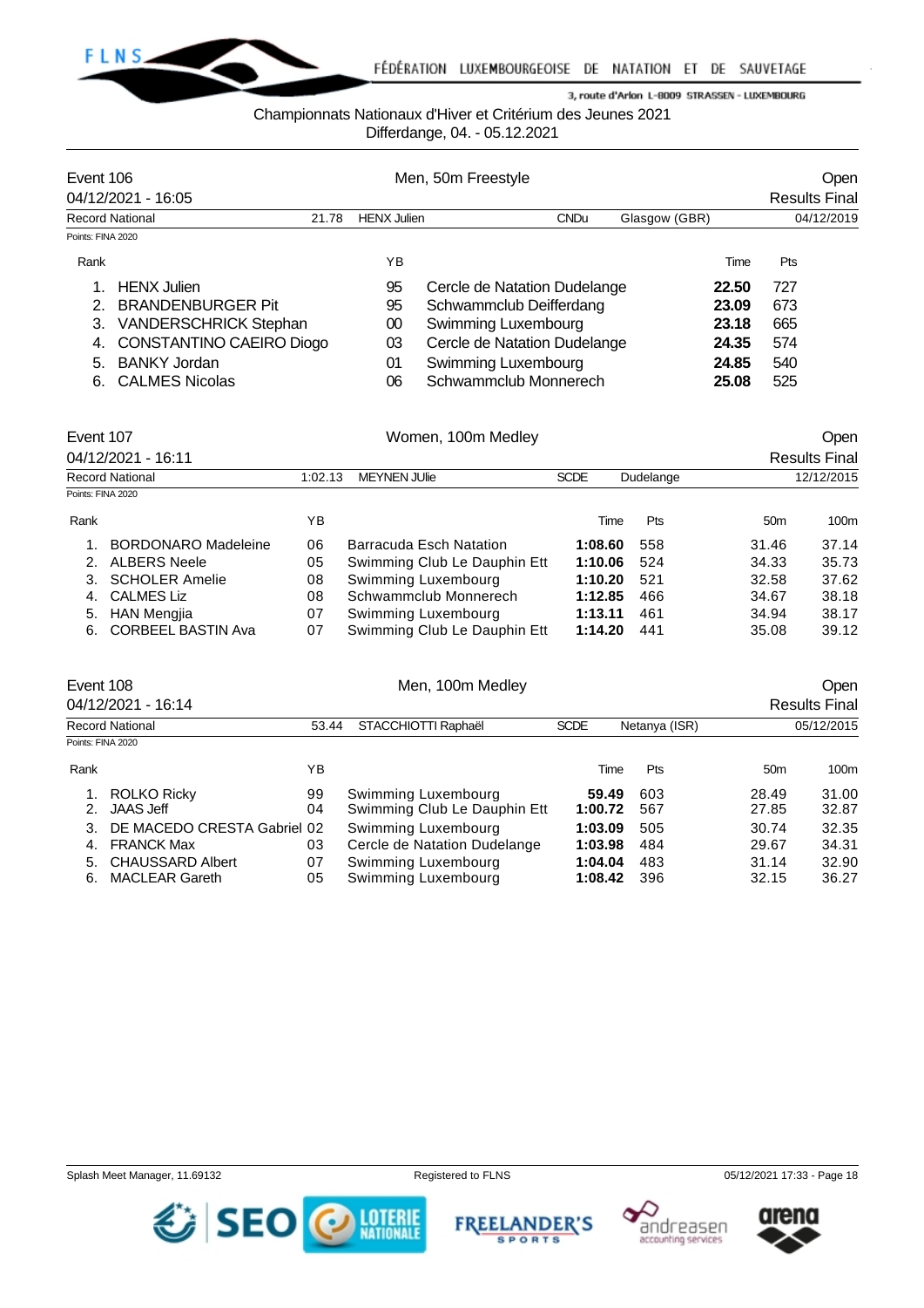Championnats Nationaux d'Hiver et Critérium des Jeunes 2021
Differdange, 04. - 05.12.2021

## Event 106 — Men, 50m Freestyle — Open

04/12/2021 - 16:05 — Results Final

Record National: 21.78 — HENX Julien — CNDu — Glasgow (GBR) — 04/12/2019

Points: FINA 2020

| Rank | Name | YB | Club | Time | Pts |
|---|---|---|---|---|---|
| 1. | HENX Julien | 95 | Cercle de Natation Dudelange | **22.50** | 727 |
| 2. | BRANDENBURGER Pit | 95 | Schwammclub Deifferdang | **23.09** | 673 |
| 3. | VANDERSCHRICK Stephan | 00 | Swimming Luxembourg | **23.18** | 665 |
| 4. | CONSTANTINO CAEIRO Diogo | 03 | Cercle de Natation Dudelange | **24.35** | 574 |
| 5. | BANKY Jordan | 01 | Swimming Luxembourg | **24.85** | 540 |
| 6. | CALMES Nicolas | 06 | Schwammclub Monnerech | **25.08** | 525 |

## Event 107 — Women, 100m Medley — Open

04/12/2021 - 16:11 — Results Final

Record National: 1:02.13 — MEYNEN JUlie — SCDE — Dudelange — 12/12/2015

Points: FINA 2020

| Rank | Name | YB | Club | Time | Pts | 50m | 100m |
|---|---|---|---|---|---|---|---|
| 1. | BORDONARO Madeleine | 06 | Barracuda Esch Natation | **1:08.60** | 558 | 31.46 | 37.14 |
| 2. | ALBERS Neele | 05 | Swimming Club Le Dauphin Ett | **1:10.06** | 524 | 34.33 | 35.73 |
| 3. | SCHOLER Amelie | 08 | Swimming Luxembourg | **1:10.20** | 521 | 32.58 | 37.62 |
| 4. | CALMES Liz | 08 | Schwammclub Monnerech | **1:12.85** | 466 | 34.67 | 38.18 |
| 5. | HAN Mengjia | 07 | Swimming Luxembourg | **1:13.11** | 461 | 34.94 | 38.17 |
| 6. | CORBEEL BASTIN Ava | 07 | Swimming Club Le Dauphin Ett | **1:14.20** | 441 | 35.08 | 39.12 |

## Event 108 — Men, 100m Medley — Open

04/12/2021 - 16:14 — Results Final

Record National: 53.44 — STACCHIOTTI Raphaël — SCDE — Netanya (ISR) — 05/12/2015

Points: FINA 2020

| Rank | Name | YB | Club | Time | Pts | 50m | 100m |
|---|---|---|---|---|---|---|---|
| 1. | ROLKO Ricky | 99 | Swimming Luxembourg | **59.49** | 603 | 28.49 | 31.00 |
| 2. | JAAS Jeff | 04 | Swimming Club Le Dauphin Ett | **1:00.72** | 567 | 27.85 | 32.87 |
| 3. | DE MACEDO CRESTA Gabriel | 02 | Swimming Luxembourg | **1:03.09** | 505 | 30.74 | 32.35 |
| 4. | FRANCK Max | 03 | Cercle de Natation Dudelange | **1:03.98** | 484 | 29.67 | 34.31 |
| 5. | CHAUSSARD Albert | 07 | Swimming Luxembourg | **1:04.04** | 483 | 31.14 | 32.90 |
| 6. | MACLEAR Gareth | 05 | Swimming Luxembourg | **1:08.42** | 396 | 32.15 | 36.27 |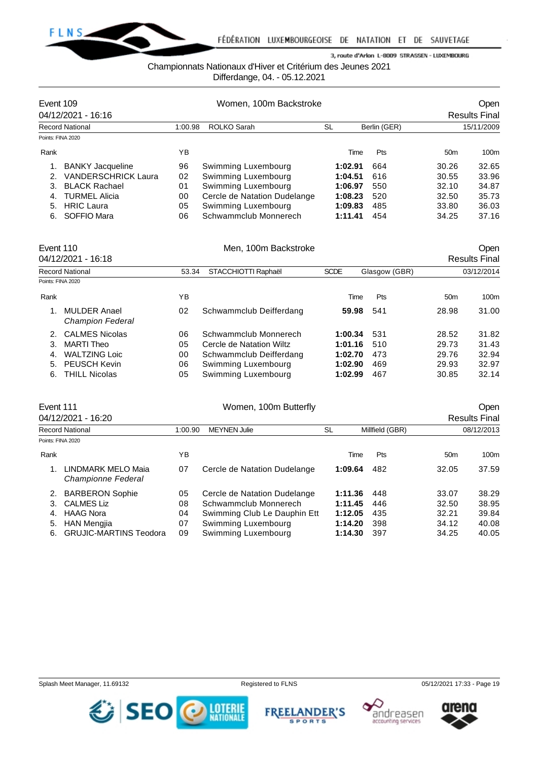Championnats Nationaux d'Hiver et Critérium des Jeunes 2021
Differdange, 04. - 05.12.2021

## Event 109 — Women, 100m Backstroke — Open

04/12/2021 - 16:16 — Results Final

Record National: 1:00.98 ROLKO Sarah SL Berlin (GER) 15/11/2009

Points: FINA 2020

| Rank | | YB | | Time | Pts | 50m | 100m |
|---|---|---|---|---|---|---|---|
| 1. | BANKY Jacqueline | 96 | Swimming Luxembourg | **1:02.91** | 664 | 30.26 | 32.65 |
| 2. | VANDERSCHRICK Laura | 02 | Swimming Luxembourg | **1:04.51** | 616 | 30.55 | 33.96 |
| 3. | BLACK Rachael | 01 | Swimming Luxembourg | **1:06.97** | 550 | 32.10 | 34.87 |
| 4. | TURMEL Alicia | 00 | Cercle de Natation Dudelange | **1:08.23** | 520 | 32.50 | 35.73 |
| 5. | HRIC Laura | 05 | Swimming Luxembourg | **1:09.83** | 485 | 33.80 | 36.03 |
| 6. | SOFFIO Mara | 06 | Schwammclub Monnerech | **1:11.41** | 454 | 34.25 | 37.16 |

## Event 110 — Men, 100m Backstroke — Open

04/12/2021 - 16:18 — Results Final

Record National: 53.34 STACCHIOTTI Raphaël SCDE Glasgow (GBR) 03/12/2014

Points: FINA 2020

| Rank | | YB | | Time | Pts | 50m | 100m |
|---|---|---|---|---|---|---|---|
| 1. | MULDER Anael *Champion Federal* | 02 | Schwammclub Deifferdang | **59.98** | 541 | 28.98 | 31.00 |
| 2. | CALMES Nicolas | 06 | Schwammclub Monnerech | **1:00.34** | 531 | 28.52 | 31.82 |
| 3. | MARTI Theo | 05 | Cercle de Natation Wiltz | **1:01.16** | 510 | 29.73 | 31.43 |
| 4. | WALTZING Loic | 00 | Schwammclub Deifferdang | **1:02.70** | 473 | 29.76 | 32.94 |
| 5. | PEUSCH Kevin | 06 | Swimming Luxembourg | **1:02.90** | 469 | 29.93 | 32.97 |
| 6. | THILL Nicolas | 05 | Swimming Luxembourg | **1:02.99** | 467 | 30.85 | 32.14 |

## Event 111 — Women, 100m Butterfly — Open

04/12/2021 - 16:20 — Results Final

Record National: 1:00.90 MEYNEN Julie SL Millfield (GBR) 08/12/2013

Points: FINA 2020

| Rank | | YB | | Time | Pts | 50m | 100m |
|---|---|---|---|---|---|---|---|
| 1. | LINDMARK MELO Maia *Championne Federal* | 07 | Cercle de Natation Dudelange | **1:09.64** | 482 | 32.05 | 37.59 |
| 2. | BARBERON Sophie | 05 | Cercle de Natation Dudelange | **1:11.36** | 448 | 33.07 | 38.29 |
| 3. | CALMES Liz | 08 | Schwammclub Monnerech | **1:11.45** | 446 | 32.50 | 38.95 |
| 4. | HAAG Nora | 04 | Swimming Club Le Dauphin Ett | **1:12.05** | 435 | 32.21 | 39.84 |
| 5. | HAN Mengjia | 07 | Swimming Luxembourg | **1:14.20** | 398 | 34.12 | 40.08 |
| 6. | GRUJIC-MARTINS Teodora | 09 | Swimming Luxembourg | **1:14.30** | 397 | 34.25 | 40.05 |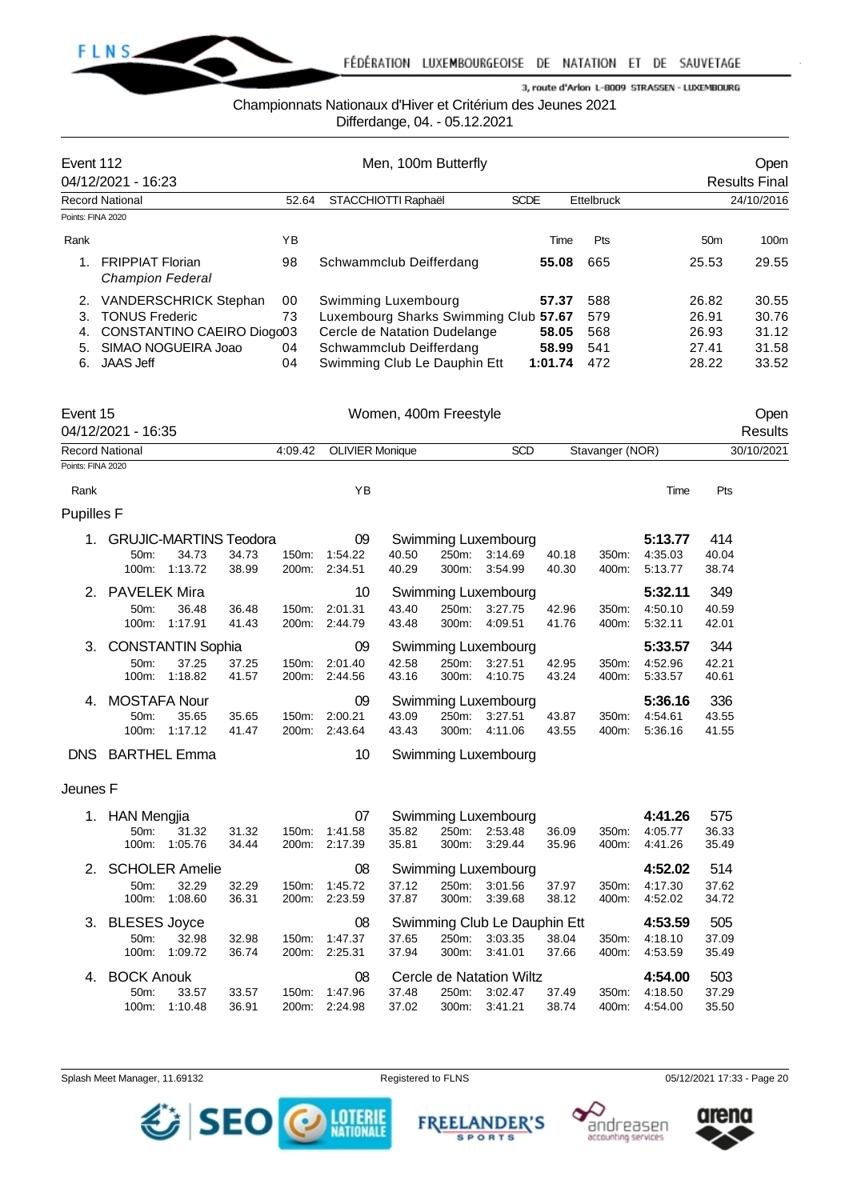Championnats Nationaux d'Hiver et Critérium des Jeunes 2021
Differdange, 04. - 05.12.2021

## Event 112 — Men, 100m Butterfly — Open

04/12/2021 - 16:23 — Results Final

| Record National | 52.64 | STACCHIOTTI Raphaël | SCDE | Ettelbruck | 24/10/2016 |
|---|---|---|---|---|---|

Points: FINA 2020

| Rank | | YB | | Time | Pts | 50m | 100m |
|---|---|---|---|---|---|---|---|
| 1. | FRIPPIAT Florian *Champion Federal* | 98 | Schwammclub Deifferdang | **55.08** | 665 | 25.53 | 29.55 |
| 2. | VANDERSCHRICK Stephan | 00 | Swimming Luxembourg | **57.37** | 588 | 26.82 | 30.55 |
| 3. | TONUS Frederic | 73 | Luxembourg Sharks Swimming Club | **57.67** | 579 | 26.91 | 30.76 |
| 4. | CONSTANTINO CAEIRO Diogo | 03 | Cercle de Natation Dudelange | **58.05** | 568 | 26.93 | 31.12 |
| 5. | SIMAO NOGUEIRA Joao | 04 | Schwammclub Deifferdang | **58.99** | 541 | 27.41 | 31.58 |
| 6. | JAAS Jeff | 04 | Swimming Club Le Dauphin Ett | **1:01.74** | 472 | 28.22 | 33.52 |

## Event 15 — Women, 400m Freestyle — Open

04/12/2021 - 16:35 — Results

| Record National | 4:09.42 | OLIVIER Monique | SCD | Stavanger (NOR) | 30/10/2021 |
|---|---|---|---|---|---|

Points: FINA 2020

### Pupilles F

| Rank | Name | YB | Club | Time | Pts |
|---|---|---|---|---|---|
| 1. | GRUJIC-MARTINS Teodora | 09 | Swimming Luxembourg | **5:13.77** | 414 |
| | 50m: 34.73 34.73 · 100m: 1:13.72 38.99 · 150m: 1:54.22 40.50 · 200m: 2:34.51 40.29 · 250m: 3:14.69 40.18 · 300m: 3:54.99 40.30 · 350m: 4:35.03 40.04 · 400m: 5:13.77 38.74 | | | | |
| 2. | PAVELEK Mira | 10 | Swimming Luxembourg | **5:32.11** | 349 |
| | 50m: 36.48 36.48 · 100m: 1:17.91 41.43 · 150m: 2:01.31 43.40 · 200m: 2:44.79 43.48 · 250m: 3:27.75 42.96 · 300m: 4:09.51 41.76 · 350m: 4:50.10 40.59 · 400m: 5:32.11 42.01 | | | | |
| 3. | CONSTANTIN Sophia | 09 | Swimming Luxembourg | **5:33.57** | 344 |
| | 50m: 37.25 37.25 · 100m: 1:18.82 41.57 · 150m: 2:01.40 42.58 · 200m: 2:44.56 43.16 · 250m: 3:27.51 42.95 · 300m: 4:10.75 43.24 · 350m: 4:52.96 42.21 · 400m: 5:33.57 40.61 | | | | |
| 4. | MOSTAFA Nour | 09 | Swimming Luxembourg | **5:36.16** | 336 |
| | 50m: 35.65 35.65 · 100m: 1:17.12 41.47 · 150m: 2:00.21 43.09 · 200m: 2:43.64 43.43 · 250m: 3:27.51 43.87 · 300m: 4:11.06 43.55 · 350m: 4:54.61 43.55 · 400m: 5:36.16 41.55 | | | | |
| DNS | BARTHEL Emma | 10 | Swimming Luxembourg | | |

### Jeunes F

| Rank | Name | YB | Club | Time | Pts |
|---|---|---|---|---|---|
| 1. | HAN Mengjia | 07 | Swimming Luxembourg | **4:41.26** | 575 |
| | 50m: 31.32 31.32 · 100m: 1:05.76 34.44 · 150m: 1:41.58 35.82 · 200m: 2:17.39 35.81 · 250m: 2:53.48 36.09 · 300m: 3:29.44 35.96 · 350m: 4:05.77 36.33 · 400m: 4:41.26 35.49 | | | | |
| 2. | SCHOLER Amelie | 08 | Swimming Luxembourg | **4:52.02** | 514 |
| | 50m: 32.29 32.29 · 100m: 1:08.60 36.31 · 150m: 1:45.72 37.12 · 200m: 2:23.59 37.87 · 250m: 3:01.56 37.97 · 300m: 3:39.68 38.12 · 350m: 4:17.30 37.62 · 400m: 4:52.02 34.72 | | | | |
| 3. | BLESES Joyce | 08 | Swimming Club Le Dauphin Ett | **4:53.59** | 505 |
| | 50m: 32.98 32.98 · 100m: 1:09.72 36.74 · 150m: 1:47.37 37.65 · 200m: 2:25.31 37.94 · 250m: 3:03.35 38.04 · 300m: 3:41.01 37.66 · 350m: 4:18.10 37.09 · 400m: 4:53.59 35.49 | | | | |
| 4. | BOCK Anouk | 08 | Cercle de Natation Wiltz | **4:54.00** | 503 |
| | 50m: 33.57 33.57 · 100m: 1:10.48 36.91 · 150m: 1:47.96 37.48 · 200m: 2:24.98 37.02 · 250m: 3:02.47 37.49 · 300m: 3:41.21 38.74 · 350m: 4:18.50 37.29 · 400m: 4:54.00 35.50 | | | | |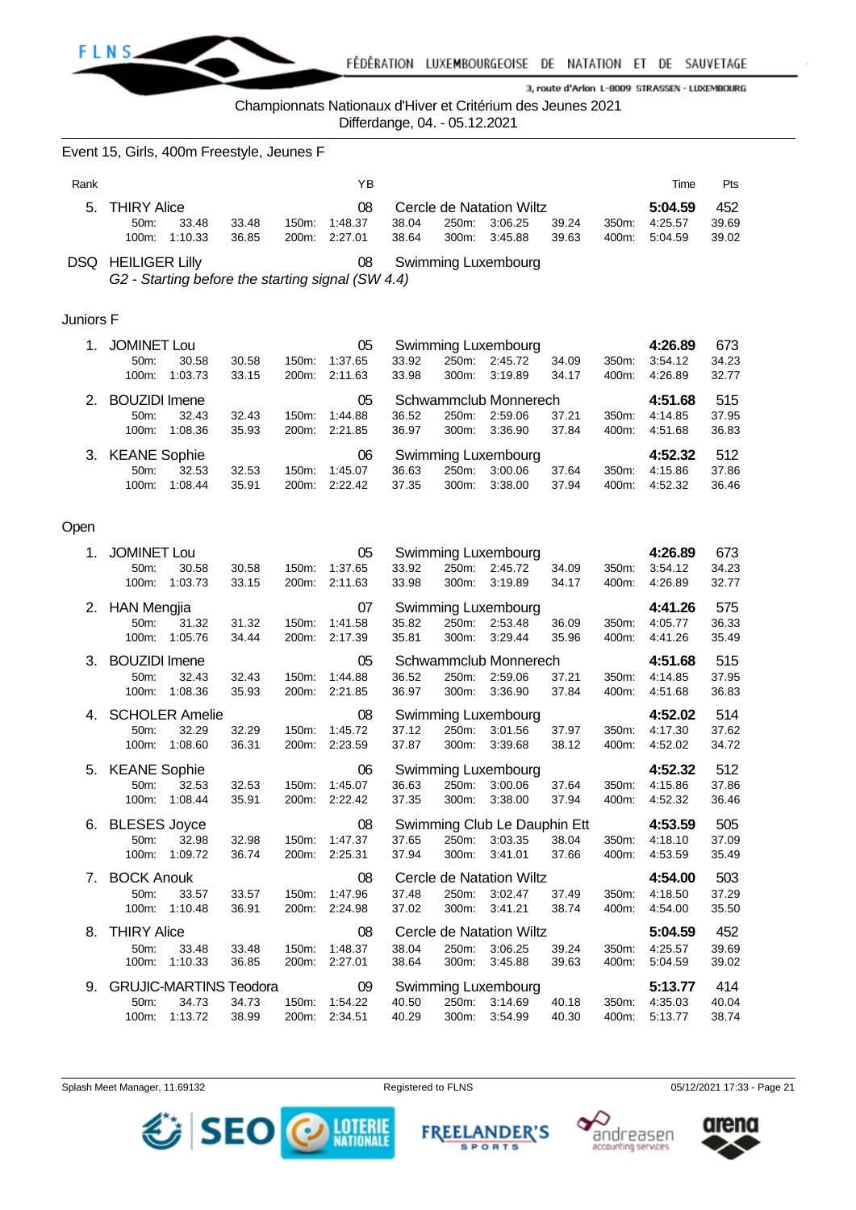Championnats Nationaux d'Hiver et Critérium des Jeunes 2021
Differdange, 04. - 05.12.2021

## Event 15, Girls, 400m Freestyle, Jeunes F

| Rank | Name | YB | Club | Time | Pts |
|---|---|---|---|---|---|
| 5. | THIRY Alice | 08 | Cercle de Natation Wiltz | 5:04.59 | 452 |
| | 50m: 33.48 (33.48) · 100m: 1:10.33 (36.85) · 150m: 1:48.37 (38.04) · 200m: 2:27.01 (38.64) · 250m: 3:06.25 (39.24) · 300m: 3:45.88 (39.63) · 350m: 4:25.57 (39.69) · 400m: 5:04.59 (39.02) | | | | |
| DSQ | HEILIGER Lilly | 08 | Swimming Luxembourg | | |
| | *G2 - Starting before the starting signal (SW 4.4)* | | | | |

### Juniors F

| Rank | Name | YB | Club | Time | Pts |
|---|---|---|---|---|---|
| 1. | JOMINET Lou | 05 | Swimming Luxembourg | 4:26.89 | 673 |
| | 50m: 30.58 (30.58) · 100m: 1:03.73 (33.15) · 150m: 1:37.65 (33.92) · 200m: 2:11.63 (33.98) · 250m: 2:45.72 (34.09) · 300m: 3:19.89 (34.17) · 350m: 3:54.12 (34.23) · 400m: 4:26.89 (32.77) | | | | |
| 2. | BOUZIDI Imene | 05 | Schwammclub Monnerech | 4:51.68 | 515 |
| | 50m: 32.43 (32.43) · 100m: 1:08.36 (35.93) · 150m: 1:44.88 (36.52) · 200m: 2:21.85 (36.97) · 250m: 2:59.06 (37.21) · 300m: 3:36.90 (37.84) · 350m: 4:14.85 (37.95) · 400m: 4:51.68 (36.83) | | | | |
| 3. | KEANE Sophie | 06 | Swimming Luxembourg | 4:52.32 | 512 |
| | 50m: 32.53 (32.53) · 100m: 1:08.44 (35.91) · 150m: 1:45.07 (36.63) · 200m: 2:22.42 (37.35) · 250m: 3:00.06 (37.64) · 300m: 3:38.00 (37.94) · 350m: 4:15.86 (37.86) · 400m: 4:52.32 (36.46) | | | | |

### Open

| Rank | Name | YB | Club | Time | Pts |
|---|---|---|---|---|---|
| 1. | JOMINET Lou | 05 | Swimming Luxembourg | 4:26.89 | 673 |
| | 50m: 30.58 (30.58) · 100m: 1:03.73 (33.15) · 150m: 1:37.65 (33.92) · 200m: 2:11.63 (33.98) · 250m: 2:45.72 (34.09) · 300m: 3:19.89 (34.17) · 350m: 3:54.12 (34.23) · 400m: 4:26.89 (32.77) | | | | |
| 2. | HAN Mengjia | 07 | Swimming Luxembourg | 4:41.26 | 575 |
| | 50m: 31.32 (31.32) · 100m: 1:05.76 (34.44) · 150m: 1:41.58 (35.82) · 200m: 2:17.39 (35.81) · 250m: 2:53.48 (36.09) · 300m: 3:29.44 (35.96) · 350m: 4:05.77 (36.33) · 400m: 4:41.26 (35.49) | | | | |
| 3. | BOUZIDI Imene | 05 | Schwammclub Monnerech | 4:51.68 | 515 |
| | 50m: 32.43 (32.43) · 100m: 1:08.36 (35.93) · 150m: 1:44.88 (36.52) · 200m: 2:21.85 (36.97) · 250m: 2:59.06 (37.21) · 300m: 3:36.90 (37.84) · 350m: 4:14.85 (37.95) · 400m: 4:51.68 (36.83) | | | | |
| 4. | SCHOLER Amelie | 08 | Swimming Luxembourg | 4:52.02 | 514 |
| | 50m: 32.29 (32.29) · 100m: 1:08.60 (36.31) · 150m: 1:45.72 (37.12) · 200m: 2:23.59 (37.87) · 250m: 3:01.56 (37.97) · 300m: 3:39.68 (38.12) · 350m: 4:17.30 (37.62) · 400m: 4:52.02 (34.72) | | | | |
| 5. | KEANE Sophie | 06 | Swimming Luxembourg | 4:52.32 | 512 |
| | 50m: 32.53 (32.53) · 100m: 1:08.44 (35.91) · 150m: 1:45.07 (36.63) · 200m: 2:22.42 (37.35) · 250m: 3:00.06 (37.64) · 300m: 3:38.00 (37.94) · 350m: 4:15.86 (37.86) · 400m: 4:52.32 (36.46) | | | | |
| 6. | BLESES Joyce | 08 | Swimming Club Le Dauphin Ett | 4:53.59 | 505 |
| | 50m: 32.98 (32.98) · 100m: 1:09.72 (36.74) · 150m: 1:47.37 (37.65) · 200m: 2:25.31 (37.94) · 250m: 3:03.35 (38.04) · 300m: 3:41.01 (37.66) · 350m: 4:18.10 (37.09) · 400m: 4:53.59 (35.49) | | | | |
| 7. | BOCK Anouk | 08 | Cercle de Natation Wiltz | 4:54.00 | 503 |
| | 50m: 33.57 (33.57) · 100m: 1:10.48 (36.91) · 150m: 1:47.96 (37.48) · 200m: 2:24.98 (37.02) · 250m: 3:02.47 (37.49) · 300m: 3:41.21 (38.74) · 350m: 4:18.50 (37.29) · 400m: 4:54.00 (35.50) | | | | |
| 8. | THIRY Alice | 08 | Cercle de Natation Wiltz | 5:04.59 | 452 |
| | 50m: 33.48 (33.48) · 100m: 1:10.33 (36.85) · 150m: 1:48.37 (38.04) · 200m: 2:27.01 (38.64) · 250m: 3:06.25 (39.24) · 300m: 3:45.88 (39.63) · 350m: 4:25.57 (39.69) · 400m: 5:04.59 (39.02) | | | | |
| 9. | GRUJIC-MARTINS Teodora | 09 | Swimming Luxembourg | 5:13.77 | 414 |
| | 50m: 34.73 (34.73) · 100m: 1:13.72 (38.99) · 150m: 1:54.22 (40.50) · 200m: 2:34.51 (40.29) · 250m: 3:14.69 (40.18) · 300m: 3:54.99 (40.30) · 350m: 4:35.03 (40.04) · 400m: 5:13.77 (38.74) | | | | |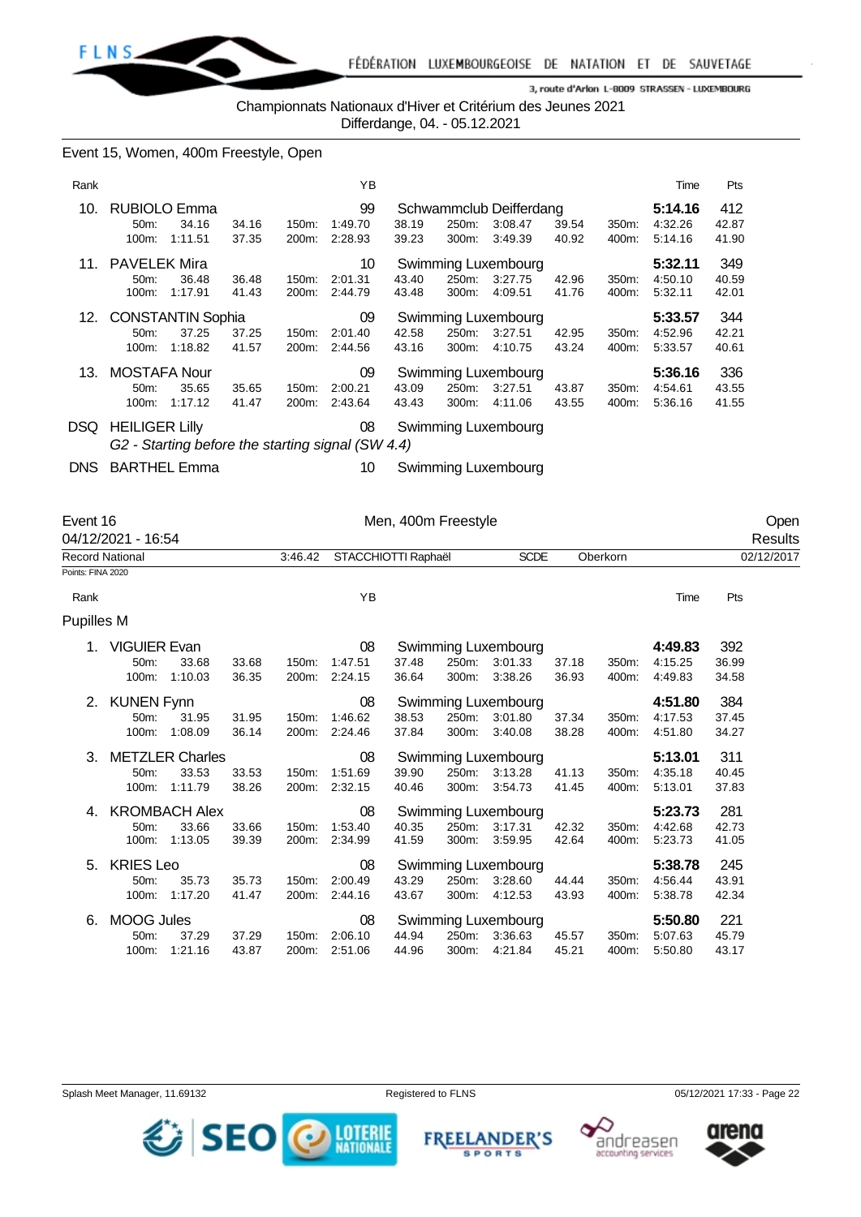Championnats Nationaux d'Hiver et Critérium des Jeunes 2021
Differdange, 04. - 05.12.2021

## Event 15, Women, 400m Freestyle, Open

| Rank | Name | YB | Club | Time | Pts |
|---|---|---|---|---|---|
| 10. | RUBIOLO Emma | 99 | Schwammclub Deifferdang | 5:14.16 | 412 |
| | 50m: 34.16 (34.16), 100m: 1:11.51 (37.35), 150m: 1:49.70 (38.19), 200m: 2:28.93 (39.23), 250m: 3:08.47 (39.54), 300m: 3:49.39 (40.92), 350m: 4:32.26 (42.87), 400m: 5:14.16 (41.90) | | | | |
| 11. | PAVELEK Mira | 10 | Swimming Luxembourg | 5:32.11 | 349 |
| | 50m: 36.48 (36.48), 100m: 1:17.91 (41.43), 150m: 2:01.31 (43.40), 200m: 2:44.79 (43.48), 250m: 3:27.75 (42.96), 300m: 4:09.51 (41.76), 350m: 4:50.10 (40.59), 400m: 5:32.11 (42.01) | | | | |
| 12. | CONSTANTIN Sophia | 09 | Swimming Luxembourg | 5:33.57 | 344 |
| | 50m: 37.25 (37.25), 100m: 1:18.82 (41.57), 150m: 2:01.40 (42.58), 200m: 2:44.56 (43.16), 250m: 3:27.51 (42.95), 300m: 4:10.75 (43.24), 350m: 4:52.96 (42.21), 400m: 5:33.57 (40.61) | | | | |
| 13. | MOSTAFA Nour | 09 | Swimming Luxembourg | 5:36.16 | 336 |
| | 50m: 35.65 (35.65), 100m: 1:17.12 (41.47), 150m: 2:00.21 (43.09), 200m: 2:43.64 (43.43), 250m: 3:27.51 (43.87), 300m: 4:11.06 (43.55), 350m: 4:54.61 (43.55), 400m: 5:36.16 (41.55) | | | | |
| DSQ | HEILIGER Lilly | 08 | Swimming Luxembourg | | |
| | *G2 - Starting before the starting signal (SW 4.4)* | | | | |
| DNS | BARTHEL Emma | 10 | Swimming Luxembourg | | |

## Event 16, Men, 400m Freestyle, Open

04/12/2021 - 16:54 — Results

| Record National | 3:46.42 | STACCHIOTTI Raphaël | SCDE | Oberkorn | 02/12/2017 |
|---|---|---|---|---|---|

Points: FINA 2020

### Pupilles M

| Rank | Name | YB | Club | Time | Pts |
|---|---|---|---|---|---|
| 1. | VIGUIER Evan | 08 | Swimming Luxembourg | 4:49.83 | 392 |
| | 50m: 33.68 (33.68), 100m: 1:10.03 (36.35), 150m: 1:47.51 (37.48), 200m: 2:24.15 (36.64), 250m: 3:01.33 (37.18), 300m: 3:38.26 (36.93), 350m: 4:15.25 (36.99), 400m: 4:49.83 (34.58) | | | | |
| 2. | KUNEN Fynn | 08 | Swimming Luxembourg | 4:51.80 | 384 |
| | 50m: 31.95 (31.95), 100m: 1:08.09 (36.14), 150m: 1:46.62 (38.53), 200m: 2:24.46 (37.84), 250m: 3:01.80 (37.34), 300m: 3:40.08 (38.28), 350m: 4:17.53 (37.45), 400m: 4:51.80 (34.27) | | | | |
| 3. | METZLER Charles | 08 | Swimming Luxembourg | 5:13.01 | 311 |
| | 50m: 33.53 (33.53), 100m: 1:11.79 (38.26), 150m: 1:51.69 (39.90), 200m: 2:32.15 (40.46), 250m: 3:13.28 (41.13), 300m: 3:54.73 (41.45), 350m: 4:35.18 (40.45), 400m: 5:13.01 (37.83) | | | | |
| 4. | KROMBACH Alex | 08 | Swimming Luxembourg | 5:23.73 | 281 |
| | 50m: 33.66 (33.66), 100m: 1:13.05 (39.39), 150m: 1:53.40 (40.35), 200m: 2:34.99 (41.59), 250m: 3:17.31 (42.32), 300m: 3:59.95 (42.64), 350m: 4:42.68 (42.73), 400m: 5:23.73 (41.05) | | | | |
| 5. | KRIES Leo | 08 | Swimming Luxembourg | 5:38.78 | 245 |
| | 50m: 35.73 (35.73), 100m: 1:17.20 (41.47), 150m: 2:00.49 (43.29), 200m: 2:44.16 (43.67), 250m: 3:28.60 (44.44), 300m: 4:12.53 (43.93), 350m: 4:56.44 (43.91), 400m: 5:38.78 (42.34) | | | | |
| 6. | MOOG Jules | 08 | Swimming Luxembourg | 5:50.80 | 221 |
| | 50m: 37.29 (37.29), 100m: 1:21.16 (43.87), 150m: 2:06.10 (44.94), 200m: 2:51.06 (44.96), 250m: 3:36.63 (45.57), 300m: 4:21.84 (45.21), 350m: 5:07.63 (45.79), 400m: 5:50.80 (43.17) | | | | |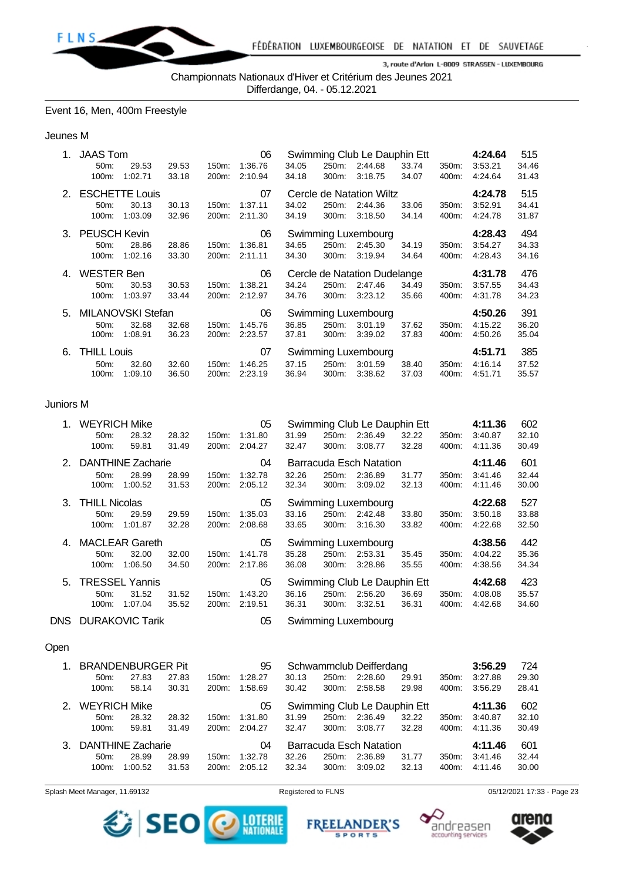Championnats Nationaux d'Hiver et Critérium des Jeunes 2021
Differdange, 04. - 05.12.2021

## Event 16, Men, 400m Freestyle

### Jeunes M

| Place | Name | YoB | Club | Time | Points |
|---|---|---|---|---|---|
| 1. | JAAS Tom | 06 | Swimming Club Le Dauphin Ett | **4:24.64** | 515 |
| | 50m: 29.53 29.53 / 100m: 1:02.71 33.18 | 150m: 1:36.76 34.05 / 200m: 2:10.94 34.18 | 250m: 2:44.68 33.74 / 300m: 3:18.75 34.07 | 350m: 3:53.21 34.46 / 400m: 4:24.64 31.43 | |
| 2. | ESCHETTE Louis | 07 | Cercle de Natation Wiltz | **4:24.78** | 515 |
| | 50m: 30.13 30.13 / 100m: 1:03.09 32.96 | 150m: 1:37.11 34.02 / 200m: 2:11.30 34.19 | 250m: 2:44.36 33.06 / 300m: 3:18.50 34.14 | 350m: 3:52.91 34.41 / 400m: 4:24.78 31.87 | |
| 3. | PEUSCH Kevin | 06 | Swimming Luxembourg | **4:28.43** | 494 |
| | 50m: 28.86 28.86 / 100m: 1:02.16 33.30 | 150m: 1:36.81 34.65 / 200m: 2:11.11 34.30 | 250m: 2:45.30 34.19 / 300m: 3:19.94 34.64 | 350m: 3:54.27 34.33 / 400m: 4:28.43 34.16 | |
| 4. | WESTER Ben | 06 | Cercle de Natation Dudelange | **4:31.78** | 476 |
| | 50m: 30.53 30.53 / 100m: 1:03.97 33.44 | 150m: 1:38.21 34.24 / 200m: 2:12.97 34.76 | 250m: 2:47.46 34.49 / 300m: 3:23.12 35.66 | 350m: 3:57.55 34.43 / 400m: 4:31.78 34.23 | |
| 5. | MILANOVSKI Stefan | 06 | Swimming Luxembourg | **4:50.26** | 391 |
| | 50m: 32.68 32.68 / 100m: 1:08.91 36.23 | 150m: 1:45.76 36.85 / 200m: 2:23.57 37.81 | 250m: 3:01.19 37.62 / 300m: 3:39.02 37.83 | 350m: 4:15.22 36.20 / 400m: 4:50.26 35.04 | |
| 6. | THILL Louis | 07 | Swimming Luxembourg | **4:51.71** | 385 |
| | 50m: 32.60 32.60 / 100m: 1:09.10 36.50 | 150m: 1:46.25 37.15 / 200m: 2:23.19 36.94 | 250m: 3:01.59 38.40 / 300m: 3:38.62 37.03 | 350m: 4:16.14 37.52 / 400m: 4:51.71 35.57 | |

### Juniors M

| Place | Name | YoB | Club | Time | Points |
|---|---|---|---|---|---|
| 1. | WEYRICH Mike | 05 | Swimming Club Le Dauphin Ett | **4:11.36** | 602 |
| | 50m: 28.32 28.32 / 100m: 59.81 31.49 | 150m: 1:31.80 31.99 / 200m: 2:04.27 32.47 | 250m: 2:36.49 32.22 / 300m: 3:08.77 32.28 | 350m: 3:40.87 32.10 / 400m: 4:11.36 30.49 | |
| 2. | DANTHINE Zacharie | 04 | Barracuda Esch Natation | **4:11.46** | 601 |
| | 50m: 28.99 28.99 / 100m: 1:00.52 31.53 | 150m: 1:32.78 32.26 / 200m: 2:05.12 32.34 | 250m: 2:36.89 31.77 / 300m: 3:09.02 32.13 | 350m: 3:41.46 32.44 / 400m: 4:11.46 30.00 | |
| 3. | THILL Nicolas | 05 | Swimming Luxembourg | **4:22.68** | 527 |
| | 50m: 29.59 29.59 / 100m: 1:01.87 32.28 | 150m: 1:35.03 33.16 / 200m: 2:08.68 33.65 | 250m: 2:42.48 33.80 / 300m: 3:16.30 33.82 | 350m: 3:50.18 33.88 / 400m: 4:22.68 32.50 | |
| 4. | MACLEAR Gareth | 05 | Swimming Luxembourg | **4:38.56** | 442 |
| | 50m: 32.00 32.00 / 100m: 1:06.50 34.50 | 150m: 1:41.78 35.28 / 200m: 2:17.86 36.08 | 250m: 2:53.31 35.45 / 300m: 3:28.86 35.55 | 350m: 4:04.22 35.36 / 400m: 4:38.56 34.34 | |
| 5. | TRESSEL Yannis | 05 | Swimming Club Le Dauphin Ett | **4:42.68** | 423 |
| | 50m: 31.52 31.52 / 100m: 1:07.04 35.52 | 150m: 1:43.20 36.16 / 200m: 2:19.51 36.31 | 250m: 2:56.20 36.69 / 300m: 3:32.51 36.31 | 350m: 4:08.08 35.57 / 400m: 4:42.68 34.60 | |
| DNS | DURAKOVIC Tarik | 05 | Swimming Luxembourg | | |

### Open

| Place | Name | YoB | Club | Time | Points |
|---|---|---|---|---|---|
| 1. | BRANDENBURGER Pit | 95 | Schwammclub Deifferdang | **3:56.29** | 724 |
| | 50m: 27.83 27.83 / 100m: 58.14 30.31 | 150m: 1:28.27 30.13 / 200m: 1:58.69 30.42 | 250m: 2:28.60 29.91 / 300m: 2:58.58 29.98 | 350m: 3:27.88 29.30 / 400m: 3:56.29 28.41 | |
| 2. | WEYRICH Mike | 05 | Swimming Club Le Dauphin Ett | **4:11.36** | 602 |
| | 50m: 28.32 28.32 / 100m: 59.81 31.49 | 150m: 1:31.80 31.99 / 200m: 2:04.27 32.47 | 250m: 2:36.49 32.22 / 300m: 3:08.77 32.28 | 350m: 3:40.87 32.10 / 400m: 4:11.36 30.49 | |
| 3. | DANTHINE Zacharie | 04 | Barracuda Esch Natation | **4:11.46** | 601 |
| | 50m: 28.99 28.99 / 100m: 1:00.52 31.53 | 150m: 1:32.78 32.26 / 200m: 2:05.12 32.34 | 250m: 2:36.89 31.77 / 300m: 3:09.02 32.13 | 350m: 3:41.46 32.44 / 400m: 4:11.46 30.00 | |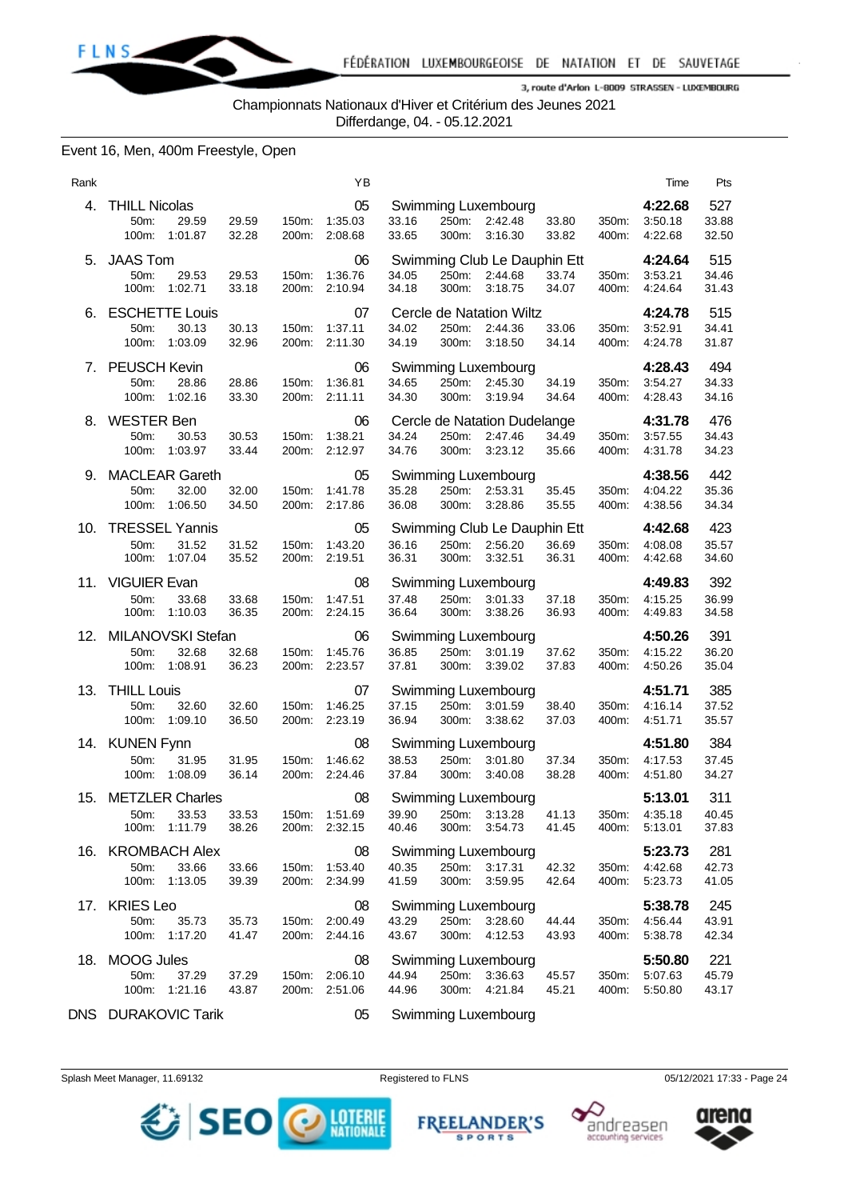Championnats Nationaux d'Hiver et Critérium des Jeunes 2021
Differdange, 04. - 05.12.2021

## Event 16, Men, 400m Freestyle, Open

| Rank | Name | YB | Club | Time | Pts |
|---|---|---|---|---|---|
| 4. | THILL Nicolas | 05 | Swimming Luxembourg | **4:22.68** | 527 |
| | 50m: 29.59 29.59 · 100m: 1:01.87 32.28 · 150m: 1:35.03 33.16 · 200m: 2:08.68 33.65 · 250m: 2:42.48 33.80 · 300m: 3:16.30 33.82 · 350m: 3:50.18 33.88 · 400m: 4:22.68 32.50 | | | | |
| 5. | JAAS Tom | 06 | Swimming Club Le Dauphin Ett | **4:24.64** | 515 |
| | 50m: 29.53 29.53 · 100m: 1:02.71 33.18 · 150m: 1:36.76 34.05 · 200m: 2:10.94 34.18 · 250m: 2:44.68 33.74 · 300m: 3:18.75 34.07 · 350m: 3:53.21 34.46 · 400m: 4:24.64 31.43 | | | | |
| 6. | ESCHETTE Louis | 07 | Cercle de Natation Wiltz | **4:24.78** | 515 |
| | 50m: 30.13 30.13 · 100m: 1:03.09 32.96 · 150m: 1:37.11 34.02 · 200m: 2:11.30 34.19 · 250m: 2:44.36 33.06 · 300m: 3:18.50 34.14 · 350m: 3:52.91 34.41 · 400m: 4:24.78 31.87 | | | | |
| 7. | PEUSCH Kevin | 06 | Swimming Luxembourg | **4:28.43** | 494 |
| | 50m: 28.86 28.86 · 100m: 1:02.16 33.30 · 150m: 1:36.81 34.65 · 200m: 2:11.11 34.30 · 250m: 2:45.30 34.19 · 300m: 3:19.94 34.64 · 350m: 3:54.27 34.33 · 400m: 4:28.43 34.16 | | | | |
| 8. | WESTER Ben | 06 | Cercle de Natation Dudelange | **4:31.78** | 476 |
| | 50m: 30.53 30.53 · 100m: 1:03.97 33.44 · 150m: 1:38.21 34.24 · 200m: 2:12.97 34.76 · 250m: 2:47.46 34.49 · 300m: 3:23.12 35.66 · 350m: 3:57.55 34.43 · 400m: 4:31.78 34.23 | | | | |
| 9. | MACLEAR Gareth | 05 | Swimming Luxembourg | **4:38.56** | 442 |
| | 50m: 32.00 32.00 · 100m: 1:06.50 34.50 · 150m: 1:41.78 35.28 · 200m: 2:17.86 36.08 · 250m: 2:53.31 35.45 · 300m: 3:28.86 35.55 · 350m: 4:04.22 35.36 · 400m: 4:38.56 34.34 | | | | |
| 10. | TRESSEL Yannis | 05 | Swimming Club Le Dauphin Ett | **4:42.68** | 423 |
| | 50m: 31.52 31.52 · 100m: 1:07.04 35.52 · 150m: 1:43.20 36.16 · 200m: 2:19.51 36.31 · 250m: 2:56.20 36.69 · 300m: 3:32.51 36.31 · 350m: 4:08.08 35.57 · 400m: 4:42.68 34.60 | | | | |
| 11. | VIGUIER Evan | 08 | Swimming Luxembourg | **4:49.83** | 392 |
| | 50m: 33.68 33.68 · 100m: 1:10.03 36.35 · 150m: 1:47.51 37.48 · 200m: 2:24.15 36.64 · 250m: 3:01.33 37.18 · 300m: 3:38.26 36.93 · 350m: 4:15.25 36.99 · 400m: 4:49.83 34.58 | | | | |
| 12. | MILANOVSKI Stefan | 06 | Swimming Luxembourg | **4:50.26** | 391 |
| | 50m: 32.68 32.68 · 100m: 1:08.91 36.23 · 150m: 1:45.76 36.85 · 200m: 2:23.57 37.81 · 250m: 3:01.19 37.62 · 300m: 3:39.02 37.83 · 350m: 4:15.22 36.20 · 400m: 4:50.26 35.04 | | | | |
| 13. | THILL Louis | 07 | Swimming Luxembourg | **4:51.71** | 385 |
| | 50m: 32.60 32.60 · 100m: 1:09.10 36.50 · 150m: 1:46.25 37.15 · 200m: 2:23.19 36.94 · 250m: 3:01.59 38.40 · 300m: 3:38.62 37.03 · 350m: 4:16.14 37.52 · 400m: 4:51.71 35.57 | | | | |
| 14. | KUNEN Fynn | 08 | Swimming Luxembourg | **4:51.80** | 384 |
| | 50m: 31.95 31.95 · 100m: 1:08.09 36.14 · 150m: 1:46.62 38.53 · 200m: 2:24.46 37.84 · 250m: 3:01.80 37.34 · 300m: 3:40.08 38.28 · 350m: 4:17.53 37.45 · 400m: 4:51.80 34.27 | | | | |
| 15. | METZLER Charles | 08 | Swimming Luxembourg | **5:13.01** | 311 |
| | 50m: 33.53 33.53 · 100m: 1:11.79 38.26 · 150m: 1:51.69 39.90 · 200m: 2:32.15 40.46 · 250m: 3:13.28 41.13 · 300m: 3:54.73 41.45 · 350m: 4:35.18 40.45 · 400m: 5:13.01 37.83 | | | | |
| 16. | KROMBACH Alex | 08 | Swimming Luxembourg | **5:23.73** | 281 |
| | 50m: 33.66 33.66 · 100m: 1:13.05 39.39 · 150m: 1:53.40 40.35 · 200m: 2:34.99 41.59 · 250m: 3:17.31 42.32 · 300m: 3:59.95 42.64 · 350m: 4:42.68 42.73 · 400m: 5:23.73 41.05 | | | | |
| 17. | KRIES Leo | 08 | Swimming Luxembourg | **5:38.78** | 245 |
| | 50m: 35.73 35.73 · 100m: 1:17.20 41.47 · 150m: 2:00.49 43.29 · 200m: 2:44.16 43.67 · 250m: 3:28.60 44.44 · 300m: 4:12.53 43.93 · 350m: 4:56.44 43.91 · 400m: 5:38.78 42.34 | | | | |
| 18. | MOOG Jules | 08 | Swimming Luxembourg | **5:50.80** | 221 |
| | 50m: 37.29 37.29 · 100m: 1:21.16 43.87 · 150m: 2:06.10 44.94 · 200m: 2:51.06 44.96 · 250m: 3:36.63 45.57 · 300m: 4:21.84 45.21 · 350m: 5:07.63 45.79 · 400m: 5:50.80 43.17 | | | | |
| DNS | DURAKOVIC Tarik | 05 | Swimming Luxembourg | | |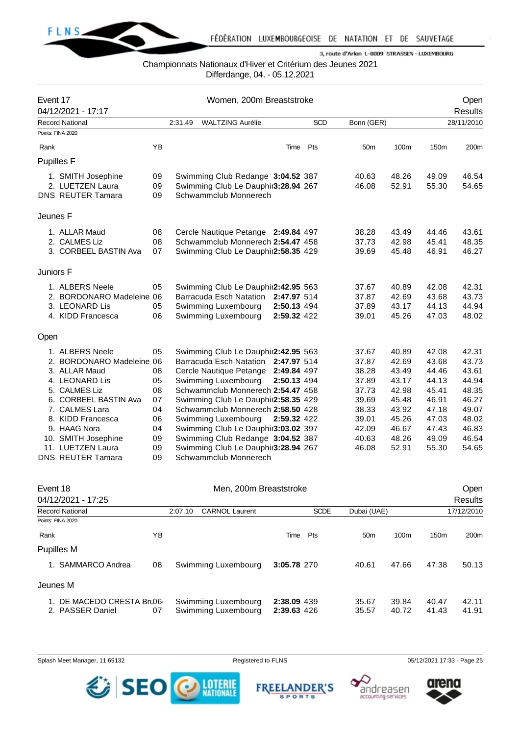Championnats Nationaux d'Hiver et Critérium des Jeunes 2021

Differdange, 04. - 05.12.2021

## Event 17 — Women, 200m Breaststroke — Open

04/12/2021 - 17:17 — Results

Record National: 2:31.49 WALTZING Aurélie SCD Bonn (GER) 28/11/2010

Points: FINA 2020

| Rank | | YB | Club | Time | Pts | 50m | 100m | 150m | 200m |
|---|---|---|---|---|---|---|---|---|---|
| **Pupilles F** | | | | | | | | | |
| 1. | SMITH Josephine | 09 | Swimming Club Redange | **3:04.52** | 387 | 40.63 | 48.26 | 49.09 | 46.54 |
| 2. | LUETZEN Laura | 09 | Swimming Club Le Dauphi | **3:28.94** | 267 | 46.08 | 52.91 | 55.30 | 54.65 |
| DNS | REUTER Tamara | 09 | Schwammclub Monnerech | | | | | | |
| **Jeunes F** | | | | | | | | | |
| 1. | ALLAR Maud | 08 | Cercle Nautique Petange | **2:49.84** | 497 | 38.28 | 43.49 | 44.46 | 43.61 |
| 2. | CALMES Liz | 08 | Schwammclub Monnerech | **2:54.47** | 458 | 37.73 | 42.98 | 45.41 | 48.35 |
| 3. | CORBEEL BASTIN Ava | 07 | Swimming Club Le Dauphi | **2:58.35** | 429 | 39.69 | 45.48 | 46.91 | 46.27 |
| **Juniors F** | | | | | | | | | |
| 1. | ALBERS Neele | 05 | Swimming Club Le Dauphi | **2:42.95** | 563 | 37.67 | 40.89 | 42.08 | 42.31 |
| 2. | BORDONARO Madeleine | 06 | Barracuda Esch Natation | **2:47.97** | 514 | 37.87 | 42.69 | 43.68 | 43.73 |
| 3. | LEONARD Lis | 05 | Swimming Luxembourg | **2:50.13** | 494 | 37.89 | 43.17 | 44.13 | 44.94 |
| 4. | KIDD Francesca | 06 | Swimming Luxembourg | **2:59.32** | 422 | 39.01 | 45.26 | 47.03 | 48.02 |
| **Open** | | | | | | | | | |
| 1. | ALBERS Neele | 05 | Swimming Club Le Dauphi | **2:42.95** | 563 | 37.67 | 40.89 | 42.08 | 42.31 |
| 2. | BORDONARO Madeleine | 06 | Barracuda Esch Natation | **2:47.97** | 514 | 37.87 | 42.69 | 43.68 | 43.73 |
| 3. | ALLAR Maud | 08 | Cercle Nautique Petange | **2:49.84** | 497 | 38.28 | 43.49 | 44.46 | 43.61 |
| 4. | LEONARD Lis | 05 | Swimming Luxembourg | **2:50.13** | 494 | 37.89 | 43.17 | 44.13 | 44.94 |
| 5. | CALMES Liz | 08 | Schwammclub Monnerech | **2:54.47** | 458 | 37.73 | 42.98 | 45.41 | 48.35 |
| 6. | CORBEEL BASTIN Ava | 07 | Swimming Club Le Dauphi | **2:58.35** | 429 | 39.69 | 45.48 | 46.91 | 46.27 |
| 7. | CALMES Lara | 04 | Schwammclub Monnerech | **2:58.50** | 428 | 38.33 | 43.92 | 47.18 | 49.07 |
| 8. | KIDD Francesca | 06 | Swimming Luxembourg | **2:59.32** | 422 | 39.01 | 45.26 | 47.03 | 48.02 |
| 9. | HAAG Nora | 04 | Swimming Club Le Dauphi | **3:03.02** | 397 | 42.09 | 46.67 | 47.43 | 46.83 |
| 10. | SMITH Josephine | 09 | Swimming Club Redange | **3:04.52** | 387 | 40.63 | 48.26 | 49.09 | 46.54 |
| 11. | LUETZEN Laura | 09 | Swimming Club Le Dauphi | **3:28.94** | 267 | 46.08 | 52.91 | 55.30 | 54.65 |
| DNS | REUTER Tamara | 09 | Schwammclub Monnerech | | | | | | |

## Event 18 — Men, 200m Breaststroke — Open

04/12/2021 - 17:25 — Results

Record National: 2:07.10 CARNOL Laurent SCDE Dubai (UAE) 17/12/2010

Points: FINA 2020

| Rank | | YB | Club | Time | Pts | 50m | 100m | 150m | 200m |
|---|---|---|---|---|---|---|---|---|---|
| **Pupilles M** | | | | | | | | | |
| 1. | SAMMARCO Andrea | 08 | Swimming Luxembourg | **3:05.78** | 270 | 40.61 | 47.66 | 47.38 | 50.13 |
| **Jeunes M** | | | | | | | | | |
| 1. | DE MACEDO CRESTA Bru | 06 | Swimming Luxembourg | **2:38.09** | 439 | 35.67 | 39.84 | 40.47 | 42.11 |
| 2. | PASSER Daniel | 07 | Swimming Luxembourg | **2:39.63** | 426 | 35.57 | 40.72 | 41.43 | 41.91 |

Splash Meet Manager, 11.69132 — Registered to FLNS — 05/12/2021 17:33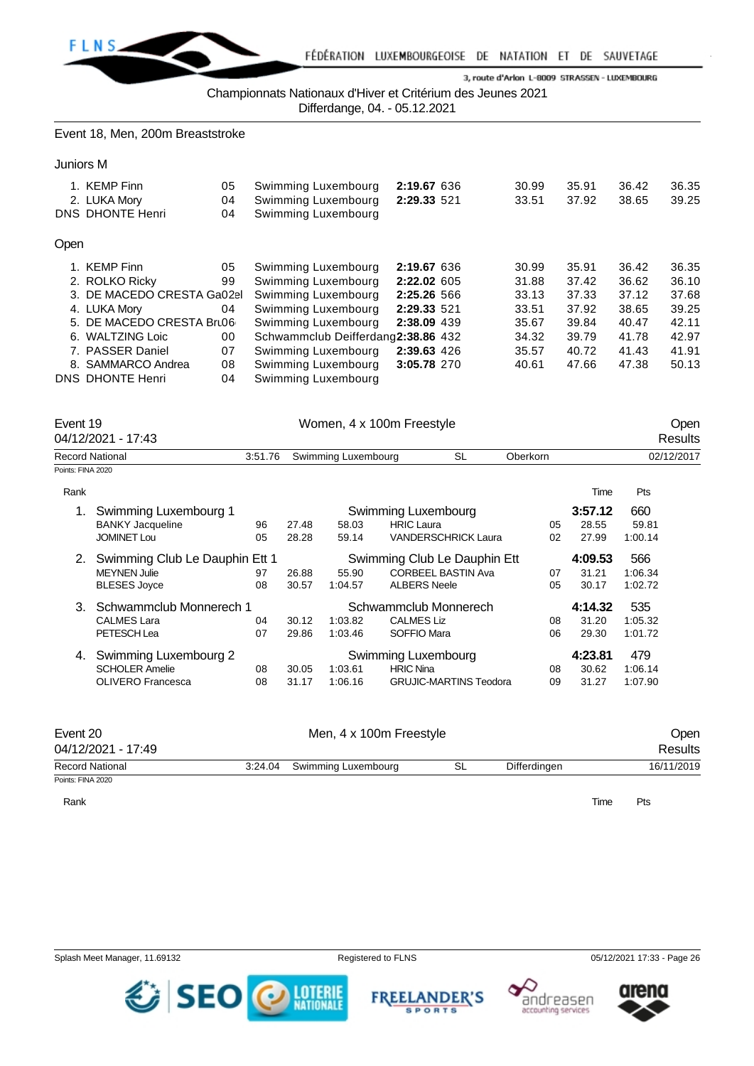Championnats Nationaux d'Hiver et Critérium des Jeunes 2021
Differdange, 04. - 05.12.2021

## Event 18, Men, 200m Breaststroke

### Juniors M

| Rank | Name | YB | Club | Time | Pts | 50m | 100m | 150m | 200m |
|---|---|---|---|---|---|---|---|---|---|
| 1. | KEMP Finn | 05 | Swimming Luxembourg | **2:19.67** | 636 | 30.99 | 35.91 | 36.42 | 36.35 |
| 2. | LUKA Mory | 04 | Swimming Luxembourg | **2:29.33** | 521 | 33.51 | 37.92 | 38.65 | 39.25 |
| DNS | DHONTE Henri | 04 | Swimming Luxembourg | | | | | | |

### Open

| Rank | Name | YB | Club | Time | Pts | 50m | 100m | 150m | 200m |
|---|---|---|---|---|---|---|---|---|---|
| 1. | KEMP Finn | 05 | Swimming Luxembourg | **2:19.67** | 636 | 30.99 | 35.91 | 36.42 | 36.35 |
| 2. | ROLKO Ricky | 99 | Swimming Luxembourg | **2:22.02** | 605 | 31.88 | 37.42 | 36.62 | 36.10 |
| 3. | DE MACEDO CRESTA Ga | 02 | Swimming Luxembourg | **2:25.26** | 566 | 33.13 | 37.33 | 37.12 | 37.68 |
| 4. | LUKA Mory | 04 | Swimming Luxembourg | **2:29.33** | 521 | 33.51 | 37.92 | 38.65 | 39.25 |
| 5. | DE MACEDO CRESTA Br | 06 | Swimming Luxembourg | **2:38.09** | 439 | 35.67 | 39.84 | 40.47 | 42.11 |
| 6. | WALTZING Loic | 00 | Schwammclub Deifferdang | **2:38.86** | 432 | 34.32 | 39.79 | 41.78 | 42.97 |
| 7. | PASSER Daniel | 07 | Swimming Luxembourg | **2:39.63** | 426 | 35.57 | 40.72 | 41.43 | 41.91 |
| 8. | SAMMARCO Andrea | 08 | Swimming Luxembourg | **3:05.78** | 270 | 40.61 | 47.66 | 47.38 | 50.13 |
| DNS | DHONTE Henri | 04 | Swimming Luxembourg | | | | | | |

## Event 19 — Women, 4 x 100m Freestyle — Open Results

04/12/2021 - 17:43

Record National: 3:51.76 Swimming Luxembourg SL Oberkorn 02/12/2017

Points: FINA 2020

| Rank | Team / Swimmer | YB | 50m | 100m | Swimmer | YB | 50m | 100m / Time | Pts |
|---|---|---|---|---|---|---|---|---|---|
| 1. | Swimming Luxembourg 1 | | | | Swimming Luxembourg | | | **3:57.12** | 660 |
| | BANKY Jacqueline | 96 | 27.48 | 58.03 | HRIC Laura | 05 | 28.55 | | 59.81 |
| | JOMINET Lou | 05 | 28.28 | 59.14 | VANDERSCHRICK Laura | 02 | 27.99 | | 1:00.14 |
| 2. | Swimming Club Le Dauphin Ett 1 | | | | Swimming Club Le Dauphin Ett | | | **4:09.53** | 566 |
| | MEYNEN Julie | 97 | 26.88 | 55.90 | CORBEEL BASTIN Ava | 07 | 31.21 | | 1:06.34 |
| | BLESES Joyce | 08 | 30.57 | 1:04.57 | ALBERS Neele | 05 | 30.17 | | 1:02.72 |
| 3. | Schwammclub Monnerech 1 | | | | Schwammclub Monnerech | | | **4:14.32** | 535 |
| | CALMES Lara | 04 | 30.12 | 1:03.82 | CALMES Liz | 08 | 31.20 | | 1:05.32 |
| | PETESCH Lea | 07 | 29.86 | 1:03.46 | SOFFIO Mara | 06 | 29.30 | | 1:01.72 |
| 4. | Swimming Luxembourg 2 | | | | Swimming Luxembourg | | | **4:23.81** | 479 |
| | SCHOLER Amelie | 08 | 30.05 | 1:03.61 | HRIC Nina | 08 | 30.62 | | 1:06.14 |
| | OLIVERO Francesca | 08 | 31.17 | 1:06.16 | GRUJIC-MARTINS Teodora | 09 | 31.27 | | 1:07.90 |

## Event 20 — Men, 4 x 100m Freestyle — Open Results

04/12/2021 - 17:49

Record National: 3:24.04 Swimming Luxembourg SL Differdingen 16/11/2019

Points: FINA 2020

| Rank | Time | Pts |
|---|---|---|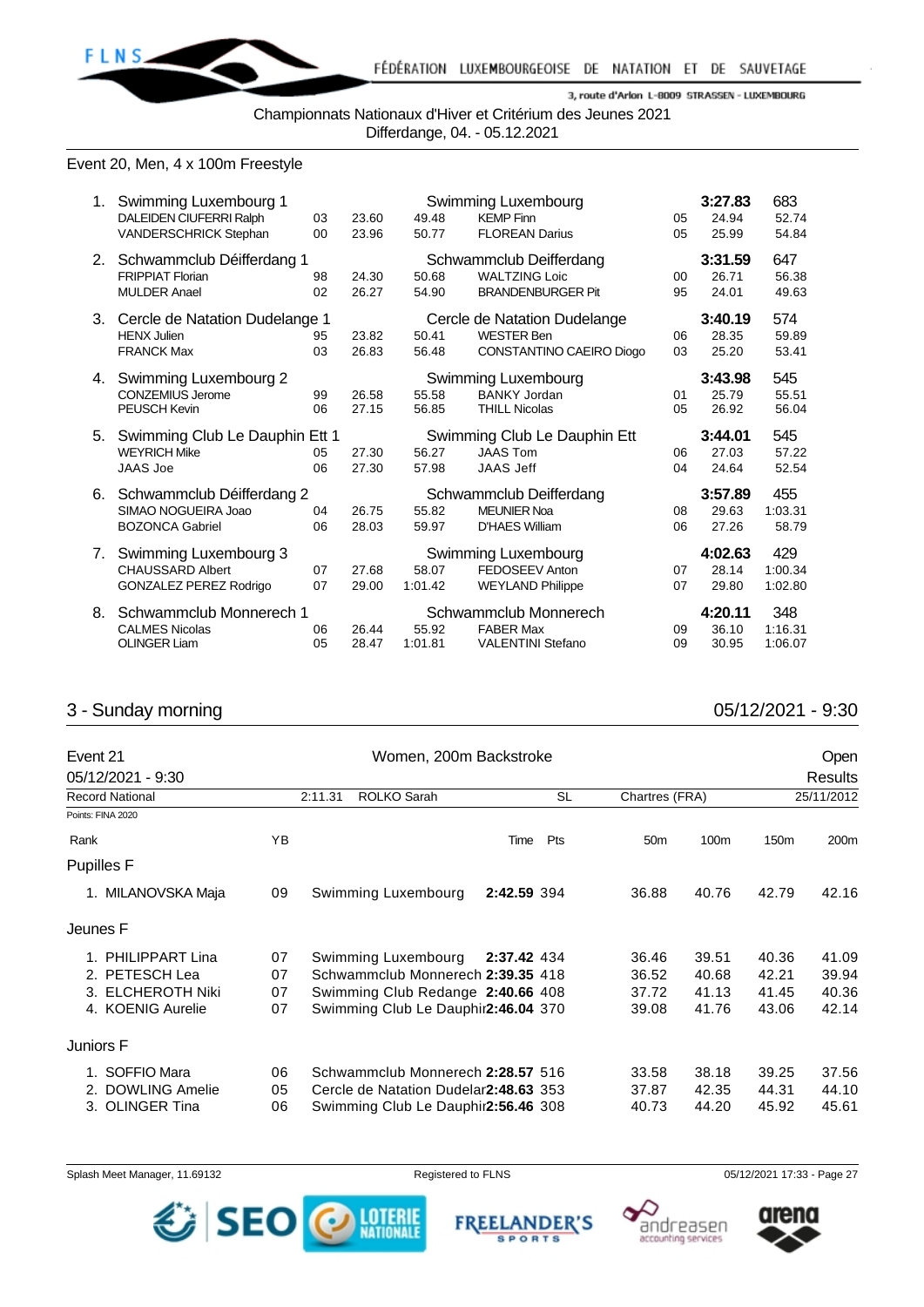Championnats Nationaux d'Hiver et Critérium des Jeunes 2021
Differdange, 04. - 05.12.2021

Event 20, Men, 4 x 100m Freestyle

| Rank | Team / Swimmer | YB | 50m | 100m | Swimmer | YB | 50m | 100m | Time | Pts |
|---|---|---|---|---|---|---|---|---|---|---|
| 1. | Swimming Luxembourg 1 | | | | Swimming Luxembourg | | | | **3:27.83** | 683 |
| | DALEIDEN CIUFERRI Ralph | 03 | 23.60 | 49.48 | KEMP Finn | 05 | 24.94 | 52.74 | | |
| | VANDERSCHRICK Stephan | 00 | 23.96 | 50.77 | FLOREAN Darius | 05 | 25.99 | 54.84 | | |
| 2. | Schwammclub Déifferdang 1 | | | | Schwammclub Deifferdang | | | | **3:31.59** | 647 |
| | FRIPPIAT Florian | 98 | 24.30 | 50.68 | WALTZING Loic | 00 | 26.71 | 56.38 | | |
| | MULDER Anael | 02 | 26.27 | 54.90 | BRANDENBURGER Pit | 95 | 24.01 | 49.63 | | |
| 3. | Cercle de Natation Dudelange 1 | | | | Cercle de Natation Dudelange | | | | **3:40.19** | 574 |
| | HENX Julien | 95 | 23.82 | 50.41 | WESTER Ben | 06 | 28.35 | 59.89 | | |
| | FRANCK Max | 03 | 26.83 | 56.48 | CONSTANTINO CAEIRO Diogo | 03 | 25.20 | 53.41 | | |
| 4. | Swimming Luxembourg 2 | | | | Swimming Luxembourg | | | | **3:43.98** | 545 |
| | CONZEMIUS Jerome | 99 | 26.58 | 55.58 | BANKY Jordan | 01 | 25.79 | 55.51 | | |
| | PEUSCH Kevin | 06 | 27.15 | 56.85 | THILL Nicolas | 05 | 26.92 | 56.04 | | |
| 5. | Swimming Club Le Dauphin Ett 1 | | | | Swimming Club Le Dauphin Ett | | | | **3:44.01** | 545 |
| | WEYRICH Mike | 05 | 27.30 | 56.27 | JAAS Tom | 06 | 27.03 | 57.22 | | |
| | JAAS Joe | 06 | 27.30 | 57.98 | JAAS Jeff | 04 | 24.64 | 52.54 | | |
| 6. | Schwammclub Déifferdang 2 | | | | Schwammclub Deifferdang | | | | **3:57.89** | 455 |
| | SIMAO NOGUEIRA Joao | 04 | 26.75 | 55.82 | MEUNIER Noa | 08 | 29.63 | 1:03.31 | | |
| | BOZONCA Gabriel | 06 | 28.03 | 59.97 | D'HAES William | 06 | 27.26 | 58.79 | | |
| 7. | Swimming Luxembourg 3 | | | | Swimming Luxembourg | | | | **4:02.63** | 429 |
| | CHAUSSARD Albert | 07 | 27.68 | 58.07 | FEDOSEEV Anton | 07 | 28.14 | 1:00.34 | | |
| | GONZALEZ PEREZ Rodrigo | 07 | 29.00 | 1:01.42 | WEYLAND Philippe | 07 | 29.80 | 1:02.80 | | |
| 8. | Schwammclub Monnerech 1 | | | | Schwammclub Monnerech | | | | **4:20.11** | 348 |
| | CALMES Nicolas | 06 | 26.44 | 55.92 | FABER Max | 09 | 36.10 | 1:16.31 | | |
| | OLINGER Liam | 05 | 28.47 | 1:01.81 | VALENTINI Stefano | 09 | 30.95 | 1:06.07 | | |

## 3 - Sunday morning — 05/12/2021 - 9:30

Event 21 — Women, 200m Backstroke — Open
05/12/2021 - 9:30 — Results

Record National: 2:11.31 ROLKO Sarah, SL, Chartres (FRA), 25/11/2012

Points: FINA 2020

| Rank | | YB | Club | Time | Pts | 50m | 100m | 150m | 200m |
|---|---|---|---|---|---|---|---|---|---|
| **Pupilles F** | | | | | | | | | |
| 1. | MILANOVSKA Maja | 09 | Swimming Luxembourg | **2:42.59** | 394 | 36.88 | 40.76 | 42.79 | 42.16 |
| **Jeunes F** | | | | | | | | | |
| 1. | PHILIPPART Lina | 07 | Swimming Luxembourg | **2:37.42** | 434 | 36.46 | 39.51 | 40.36 | 41.09 |
| 2. | PETESCH Lea | 07 | Schwammclub Monnerech | **2:39.35** | 418 | 36.52 | 40.68 | 42.21 | 39.94 |
| 3. | ELCHEROTH Niki | 07 | Swimming Club Redange | **2:40.66** | 408 | 37.72 | 41.13 | 41.45 | 40.36 |
| 4. | KOENIG Aurelie | 07 | Swimming Club Le Dauphin | **2:46.04** | 370 | 39.08 | 41.76 | 43.06 | 42.14 |
| **Juniors F** | | | | | | | | | |
| 1. | SOFFIO Mara | 06 | Schwammclub Monnerech | **2:28.57** | 516 | 33.58 | 38.18 | 39.25 | 37.56 |
| 2. | DOWLING Amelie | 05 | Cercle de Natation Dudelange | **2:48.63** | 353 | 37.87 | 42.35 | 44.31 | 44.10 |
| 3. | OLINGER Tina | 06 | Swimming Club Le Dauphin | **2:56.46** | 308 | 40.73 | 44.20 | 45.92 | 45.61 |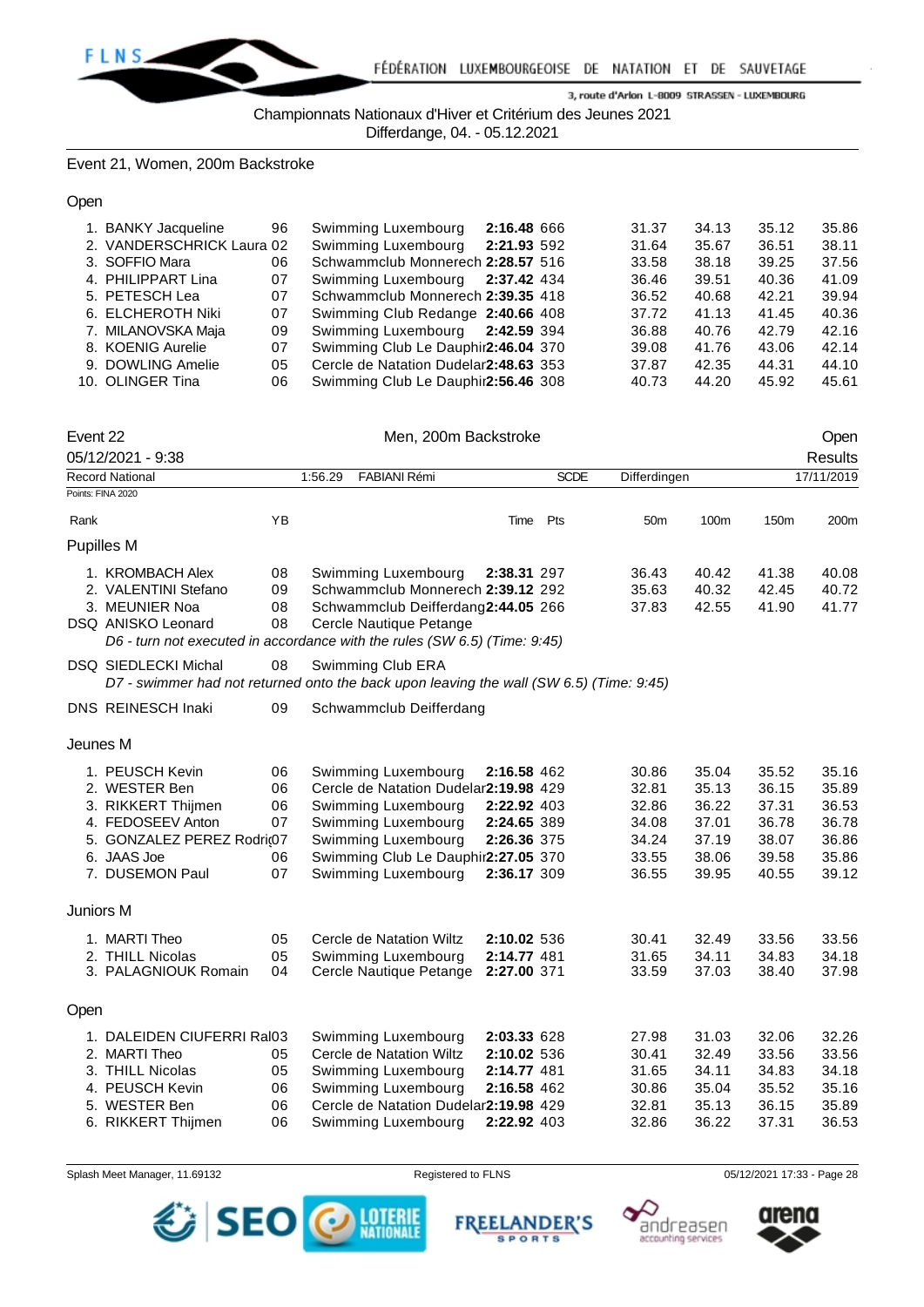Championnats Nationaux d'Hiver et Critérium des Jeunes 2021
Differdange, 04. - 05.12.2021

## Event 21, Women, 200m Backstroke

### Open

| Rank | Name | YB | Club | Time | Pts | 50m | 100m | 150m | 200m |
|---|---|---|---|---|---|---|---|---|---|
| 1. | BANKY Jacqueline | 96 | Swimming Luxembourg | **2:16.48** | 666 | 31.37 | 34.13 | 35.12 | 35.86 |
| 2. | VANDERSCHRICK Laura | 02 | Swimming Luxembourg | **2:21.93** | 592 | 31.64 | 35.67 | 36.51 | 38.11 |
| 3. | SOFFIO Mara | 06 | Schwammclub Monnerech | **2:28.57** | 516 | 33.58 | 38.18 | 39.25 | 37.56 |
| 4. | PHILIPPART Lina | 07 | Swimming Luxembourg | **2:37.42** | 434 | 36.46 | 39.51 | 40.36 | 41.09 |
| 5. | PETESCH Lea | 07 | Schwammclub Monnerech | **2:39.35** | 418 | 36.52 | 40.68 | 42.21 | 39.94 |
| 6. | ELCHEROTH Niki | 07 | Swimming Club Redange | **2:40.66** | 408 | 37.72 | 41.13 | 41.45 | 40.36 |
| 7. | MILANOVSKA Maja | 09 | Swimming Luxembourg | **2:42.59** | 394 | 36.88 | 40.76 | 42.79 | 42.16 |
| 8. | KOENIG Aurelie | 07 | Swimming Club Le Dauphi | **2:46.04** | 370 | 39.08 | 41.76 | 43.06 | 42.14 |
| 9. | DOWLING Amelie | 05 | Cercle de Natation Dudelar | **2:48.63** | 353 | 37.87 | 42.35 | 44.31 | 44.10 |
| 10. | OLINGER Tina | 06 | Swimming Club Le Dauphi | **2:56.46** | 308 | 40.73 | 44.20 | 45.92 | 45.61 |

## Event 22 — Men, 200m Backstroke — Open

05/12/2021 - 9:38 — Results

Record National: 1:56.29 FABIANI Rémi — SCDE — Differdingen — 17/11/2019

Points: FINA 2020

### Pupilles M

| Rank | Name | YB | Club | Time | Pts | 50m | 100m | 150m | 200m |
|---|---|---|---|---|---|---|---|---|---|
| 1. | KROMBACH Alex | 08 | Swimming Luxembourg | **2:38.31** | 297 | 36.43 | 40.42 | 41.38 | 40.08 |
| 2. | VALENTINI Stefano | 09 | Schwammclub Monnerech | **2:39.12** | 292 | 35.63 | 40.32 | 42.45 | 40.72 |
| 3. | MEUNIER Noa | 08 | Schwammclub Deifferdang | **2:44.05** | 266 | 37.83 | 42.55 | 41.90 | 41.77 |
| DSQ | ANISKO Leonard | 08 | Cercle Nautique Petange | | | | | | |

*D6 - turn not executed in accordance with the rules (SW 6.5) (Time: 9:45)*

| Rank | Name | YB | Club | Time | Pts | 50m | 100m | 150m | 200m |
|---|---|---|---|---|---|---|---|---|---|
| DSQ | SIEDLECKI Michal | 08 | Swimming Club ERA | | | | | | |

*D7 - swimmer had not returned onto the back upon leaving the wall (SW 6.5) (Time: 9:45)*

| Rank | Name | YB | Club | Time | Pts | 50m | 100m | 150m | 200m |
|---|---|---|---|---|---|---|---|---|---|
| DNS | REINESCH Inaki | 09 | Schwammclub Deifferdang | | | | | | |

### Jeunes M

| Rank | Name | YB | Club | Time | Pts | 50m | 100m | 150m | 200m |
|---|---|---|---|---|---|---|---|---|---|
| 1. | PEUSCH Kevin | 06 | Swimming Luxembourg | **2:16.58** | 462 | 30.86 | 35.04 | 35.52 | 35.16 |
| 2. | WESTER Ben | 06 | Cercle de Natation Dudelar | **2:19.98** | 429 | 32.81 | 35.13 | 36.15 | 35.89 |
| 3. | RIKKERT Thijmen | 06 | Swimming Luxembourg | **2:22.92** | 403 | 32.86 | 36.22 | 37.31 | 36.53 |
| 4. | FEDOSEEV Anton | 07 | Swimming Luxembourg | **2:24.65** | 389 | 34.08 | 37.01 | 36.78 | 36.78 |
| 5. | GONZALEZ PEREZ Rodri | 07 | Swimming Luxembourg | **2:26.36** | 375 | 34.24 | 37.19 | 38.07 | 36.86 |
| 6. | JAAS Joe | 06 | Swimming Club Le Dauphi | **2:27.05** | 370 | 33.55 | 38.06 | 39.58 | 35.86 |
| 7. | DUSEMON Paul | 07 | Swimming Luxembourg | **2:36.17** | 309 | 36.55 | 39.95 | 40.55 | 39.12 |

### Juniors M

| Rank | Name | YB | Club | Time | Pts | 50m | 100m | 150m | 200m |
|---|---|---|---|---|---|---|---|---|---|
| 1. | MARTI Theo | 05 | Cercle de Natation Wiltz | **2:10.02** | 536 | 30.41 | 32.49 | 33.56 | 33.56 |
| 2. | THILL Nicolas | 05 | Swimming Luxembourg | **2:14.77** | 481 | 31.65 | 34.11 | 34.83 | 34.18 |
| 3. | PALAGNIOUK Romain | 04 | Cercle Nautique Petange | **2:27.00** | 371 | 33.59 | 37.03 | 38.40 | 37.98 |

### Open

| Rank | Name | YB | Club | Time | Pts | 50m | 100m | 150m | 200m |
|---|---|---|---|---|---|---|---|---|---|
| 1. | DALEIDEN CIUFERRI Ral | 03 | Swimming Luxembourg | **2:03.33** | 628 | 27.98 | 31.03 | 32.06 | 32.26 |
| 2. | MARTI Theo | 05 | Cercle de Natation Wiltz | **2:10.02** | 536 | 30.41 | 32.49 | 33.56 | 33.56 |
| 3. | THILL Nicolas | 05 | Swimming Luxembourg | **2:14.77** | 481 | 31.65 | 34.11 | 34.83 | 34.18 |
| 4. | PEUSCH Kevin | 06 | Swimming Luxembourg | **2:16.58** | 462 | 30.86 | 35.04 | 35.52 | 35.16 |
| 5. | WESTER Ben | 06 | Cercle de Natation Dudelar | **2:19.98** | 429 | 32.81 | 35.13 | 36.15 | 35.89 |
| 6. | RIKKERT Thijmen | 06 | Swimming Luxembourg | **2:22.92** | 403 | 32.86 | 36.22 | 37.31 | 36.53 |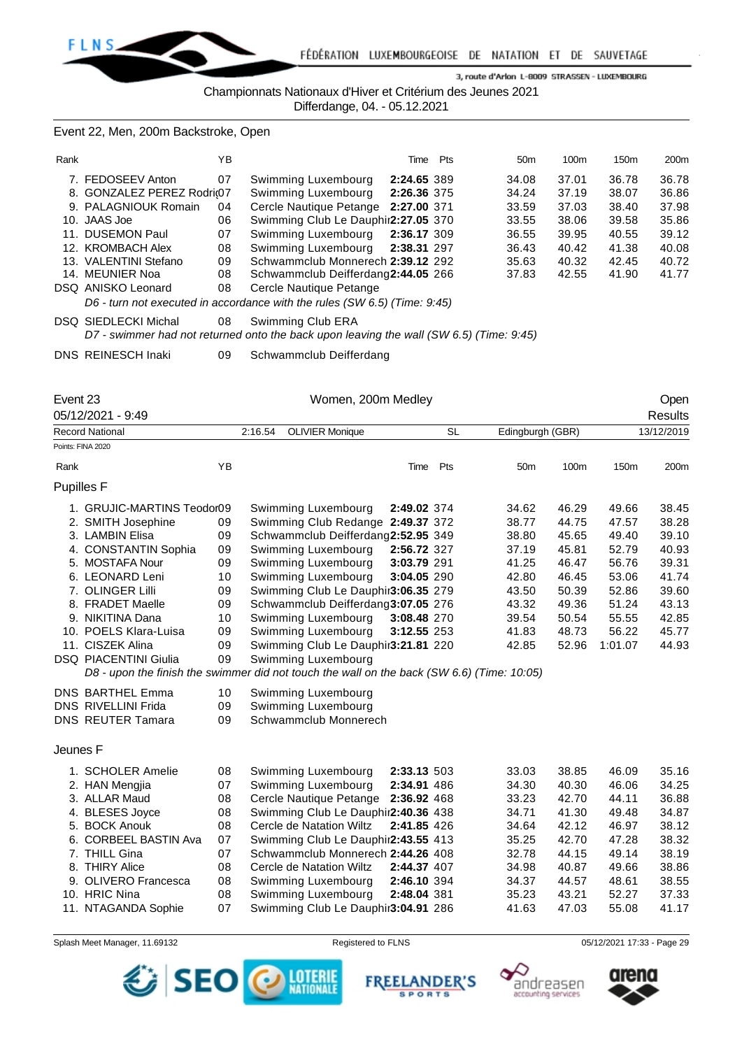Championnats Nationaux d'Hiver et Critérium des Jeunes 2021
Differdange, 04. - 05.12.2021

## Event 22, Men, 200m Backstroke, Open

| Rank | | YB | Club | Time | Pts | 50m | 100m | 150m | 200m |
|---|---|---|---|---|---|---|---|---|---|
| 7. | FEDOSEEV Anton | 07 | Swimming Luxembourg | **2:24.65** | 389 | 34.08 | 37.01 | 36.78 | 36.78 |
| 8. | GONZALEZ PEREZ Rodri | 07 | Swimming Luxembourg | **2:26.36** | 375 | 34.24 | 37.19 | 38.07 | 36.86 |
| 9. | PALAGNIOUK Romain | 04 | Cercle Nautique Petange | **2:27.00** | 371 | 33.59 | 37.03 | 38.40 | 37.98 |
| 10. | JAAS Joe | 06 | Swimming Club Le Dauphi | **2:27.05** | 370 | 33.55 | 38.06 | 39.58 | 35.86 |
| 11. | DUSEMON Paul | 07 | Swimming Luxembourg | **2:36.17** | 309 | 36.55 | 39.95 | 40.55 | 39.12 |
| 12. | KROMBACH Alex | 08 | Swimming Luxembourg | **2:38.31** | 297 | 36.43 | 40.42 | 41.38 | 40.08 |
| 13. | VALENTINI Stefano | 09 | Schwammclub Monnerech | **2:39.12** | 292 | 35.63 | 40.32 | 42.45 | 40.72 |
| 14. | MEUNIER Noa | 08 | Schwammclub Deifferdang | **2:44.05** | 266 | 37.83 | 42.55 | 41.90 | 41.77 |
| DSQ | ANISKO Leonard | 08 | Cercle Nautique Petange | | | | | | |
| DSQ | SIEDLECKI Michal | 08 | Swimming Club ERA | | | | | | |
| DNS | REINESCH Inaki | 09 | Schwammclub Deifferdang | | | | | | |

*ANISKO Leonard: D6 - turn not executed in accordance with the rules (SW 6.5) (Time: 9:45)*

*SIEDLECKI Michal: D7 - swimmer had not returned onto the back upon leaving the wall (SW 6.5) (Time: 9:45)*

## Event 23 — Women, 200m Medley — Open

05/12/2021 - 9:49 — Results

Record National: 2:16.54 OLIVIER Monique, SL, Edingburgh (GBR), 13/12/2019

Points: FINA 2020

### Pupilles F

| Rank | | YB | Club | Time | Pts | 50m | 100m | 150m | 200m |
|---|---|---|---|---|---|---|---|---|---|
| 1. | GRUJIC-MARTINS Teodor | 09 | Swimming Luxembourg | **2:49.02** | 374 | 34.62 | 46.29 | 49.66 | 38.45 |
| 2. | SMITH Josephine | 09 | Swimming Club Redange | **2:49.37** | 372 | 38.77 | 44.75 | 47.57 | 38.28 |
| 3. | LAMBIN Elisa | 09 | Schwammclub Deifferdang | **2:52.95** | 349 | 38.80 | 45.65 | 49.40 | 39.10 |
| 4. | CONSTANTIN Sophia | 09 | Swimming Luxembourg | **2:56.72** | 327 | 37.19 | 45.81 | 52.79 | 40.93 |
| 5. | MOSTAFA Nour | 09 | Swimming Luxembourg | **3:03.79** | 291 | 41.25 | 46.47 | 56.76 | 39.31 |
| 6. | LEONARD Leni | 10 | Swimming Luxembourg | **3:04.05** | 290 | 42.80 | 46.45 | 53.06 | 41.74 |
| 7. | OLINGER Lilli | 09 | Swimming Club Le Dauphi | **3:06.35** | 279 | 43.50 | 50.39 | 52.86 | 39.60 |
| 8. | FRADET Maelle | 09 | Schwammclub Deifferdang | **3:07.05** | 276 | 43.32 | 49.36 | 51.24 | 43.13 |
| 9. | NIKITINA Dana | 10 | Swimming Luxembourg | **3:08.48** | 270 | 39.54 | 50.54 | 55.55 | 42.85 |
| 10. | POELS Klara-Luisa | 09 | Swimming Luxembourg | **3:12.55** | 253 | 41.83 | 48.73 | 56.22 | 45.77 |
| 11. | CISZEK Alina | 09 | Swimming Club Le Dauphi | **3:21.81** | 220 | 42.85 | 52.96 | 1:01.07 | 44.93 |
| DSQ | PIACENTINI Giulia | 09 | Swimming Luxembourg | | | | | | |
| DNS | BARTHEL Emma | 10 | Swimming Luxembourg | | | | | | |
| DNS | RIVELLINI Frida | 09 | Swimming Luxembourg | | | | | | |
| DNS | REUTER Tamara | 09 | Schwammclub Monnerech | | | | | | |

*PIACENTINI Giulia: D8 - upon the finish the swimmer did not touch the wall on the back (SW 6.6) (Time: 10:05)*

### Jeunes F

| Rank | | YB | Club | Time | Pts | 50m | 100m | 150m | 200m |
|---|---|---|---|---|---|---|---|---|---|
| 1. | SCHOLER Amelie | 08 | Swimming Luxembourg | **2:33.13** | 503 | 33.03 | 38.85 | 46.09 | 35.16 |
| 2. | HAN Mengjia | 07 | Swimming Luxembourg | **2:34.91** | 486 | 34.30 | 40.30 | 46.06 | 34.25 |
| 3. | ALLAR Maud | 08 | Cercle Nautique Petange | **2:36.92** | 468 | 33.23 | 42.70 | 44.11 | 36.88 |
| 4. | BLESES Joyce | 08 | Swimming Club Le Dauphi | **2:40.36** | 438 | 34.71 | 41.30 | 49.48 | 34.87 |
| 5. | BOCK Anouk | 08 | Cercle de Natation Wiltz | **2:41.85** | 426 | 34.64 | 42.12 | 46.97 | 38.12 |
| 6. | CORBEEL BASTIN Ava | 07 | Swimming Club Le Dauphi | **2:43.55** | 413 | 35.25 | 42.70 | 47.28 | 38.32 |
| 7. | THILL Gina | 07 | Schwammclub Monnerech | **2:44.26** | 408 | 32.78 | 44.15 | 49.14 | 38.19 |
| 8. | THIRY Alice | 08 | Cercle de Natation Wiltz | **2:44.37** | 407 | 34.98 | 40.87 | 49.66 | 38.86 |
| 9. | OLIVERO Francesca | 08 | Swimming Luxembourg | **2:46.10** | 394 | 34.37 | 44.57 | 48.61 | 38.55 |
| 10. | HRIC Nina | 08 | Swimming Luxembourg | **2:48.04** | 381 | 35.23 | 43.21 | 52.27 | 37.33 |
| 11. | NTAGANDA Sophie | 07 | Swimming Club Le Dauphi | **3:04.91** | 286 | 41.63 | 47.03 | 55.08 | 41.17 |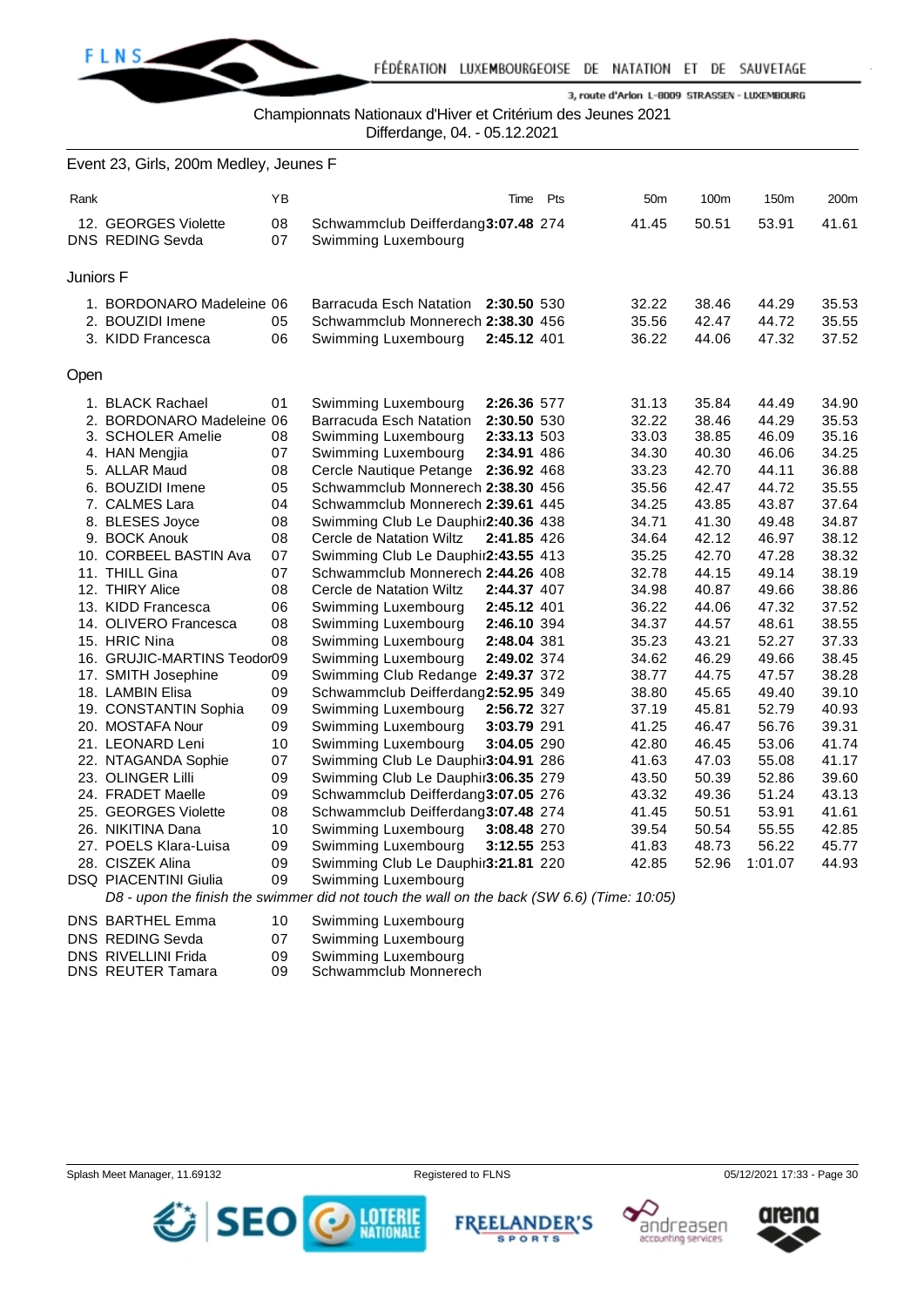Championnats Nationaux d'Hiver et Critérium des Jeunes 2021
Differdange, 04. - 05.12.2021

## Event 23, Girls, 200m Medley, Jeunes F

| Rank | | YB | | Time | Pts | 50m | 100m | 150m | 200m |
|---|---|---|---|---|---|---|---|---|---|
| 12. | GEORGES Violette | 08 | Schwammclub Deifferdang | **3:07.48** | 274 | 41.45 | 50.51 | 53.91 | 41.61 |
| DNS | REDING Sevda | 07 | Swimming Luxembourg | | | | | | |

### Juniors F

| Rank | | YB | | Time | Pts | 50m | 100m | 150m | 200m |
|---|---|---|---|---|---|---|---|---|---|
| 1. | BORDONARO Madeleine | 06 | Barracuda Esch Natation | **2:30.50** | 530 | 32.22 | 38.46 | 44.29 | 35.53 |
| 2. | BOUZIDI Imene | 05 | Schwammclub Monnerech | **2:38.30** | 456 | 35.56 | 42.47 | 44.72 | 35.55 |
| 3. | KIDD Francesca | 06 | Swimming Luxembourg | **2:45.12** | 401 | 36.22 | 44.06 | 47.32 | 37.52 |

### Open

| Rank | | YB | | Time | Pts | 50m | 100m | 150m | 200m |
|---|---|---|---|---|---|---|---|---|---|
| 1. | BLACK Rachael | 01 | Swimming Luxembourg | **2:26.36** | 577 | 31.13 | 35.84 | 44.49 | 34.90 |
| 2. | BORDONARO Madeleine | 06 | Barracuda Esch Natation | **2:30.50** | 530 | 32.22 | 38.46 | 44.29 | 35.53 |
| 3. | SCHOLER Amelie | 08 | Swimming Luxembourg | **2:33.13** | 503 | 33.03 | 38.85 | 46.09 | 35.16 |
| 4. | HAN Mengjia | 07 | Swimming Luxembourg | **2:34.91** | 486 | 34.30 | 40.30 | 46.06 | 34.25 |
| 5. | ALLAR Maud | 08 | Cercle Nautique Petange | **2:36.92** | 468 | 33.23 | 42.70 | 44.11 | 36.88 |
| 6. | BOUZIDI Imene | 05 | Schwammclub Monnerech | **2:38.30** | 456 | 35.56 | 42.47 | 44.72 | 35.55 |
| 7. | CALMES Lara | 04 | Schwammclub Monnerech | **2:39.61** | 445 | 34.25 | 43.85 | 43.87 | 37.64 |
| 8. | BLESES Joyce | 08 | Swimming Club Le Dauphin | **2:40.36** | 438 | 34.71 | 41.30 | 49.48 | 34.87 |
| 9. | BOCK Anouk | 08 | Cercle de Natation Wiltz | **2:41.85** | 426 | 34.64 | 42.12 | 46.97 | 38.12 |
| 10. | CORBEEL BASTIN Ava | 07 | Swimming Club Le Dauphin | **2:43.55** | 413 | 35.25 | 42.70 | 47.28 | 38.32 |
| 11. | THILL Gina | 07 | Schwammclub Monnerech | **2:44.26** | 408 | 32.78 | 44.15 | 49.14 | 38.19 |
| 12. | THIRY Alice | 08 | Cercle de Natation Wiltz | **2:44.37** | 407 | 34.98 | 40.87 | 49.66 | 38.86 |
| 13. | KIDD Francesca | 06 | Swimming Luxembourg | **2:45.12** | 401 | 36.22 | 44.06 | 47.32 | 37.52 |
| 14. | OLIVERO Francesca | 08 | Swimming Luxembourg | **2:46.10** | 394 | 34.37 | 44.57 | 48.61 | 38.55 |
| 15. | HRIC Nina | 08 | Swimming Luxembourg | **2:48.04** | 381 | 35.23 | 43.21 | 52.27 | 37.33 |
| 16. | GRUJIC-MARTINS Teodor | 09 | Swimming Luxembourg | **2:49.02** | 374 | 34.62 | 46.29 | 49.66 | 38.45 |
| 17. | SMITH Josephine | 09 | Swimming Club Redange | **2:49.37** | 372 | 38.77 | 44.75 | 47.57 | 38.28 |
| 18. | LAMBIN Elisa | 09 | Schwammclub Deifferdang | **2:52.95** | 349 | 38.80 | 45.65 | 49.40 | 39.10 |
| 19. | CONSTANTIN Sophia | 09 | Swimming Luxembourg | **2:56.72** | 327 | 37.19 | 45.81 | 52.79 | 40.93 |
| 20. | MOSTAFA Nour | 09 | Swimming Luxembourg | **3:03.79** | 291 | 41.25 | 46.47 | 56.76 | 39.31 |
| 21. | LEONARD Leni | 10 | Swimming Luxembourg | **3:04.05** | 290 | 42.80 | 46.45 | 53.06 | 41.74 |
| 22. | NTAGANDA Sophie | 07 | Swimming Club Le Dauphin | **3:04.91** | 286 | 41.63 | 47.03 | 55.08 | 41.17 |
| 23. | OLINGER Lilli | 09 | Swimming Club Le Dauphin | **3:06.35** | 279 | 43.50 | 50.39 | 52.86 | 39.60 |
| 24. | FRADET Maelle | 09 | Schwammclub Deifferdang | **3:07.05** | 276 | 43.32 | 49.36 | 51.24 | 43.13 |
| 25. | GEORGES Violette | 08 | Schwammclub Deifferdang | **3:07.48** | 274 | 41.45 | 50.51 | 53.91 | 41.61 |
| 26. | NIKITINA Dana | 10 | Swimming Luxembourg | **3:08.48** | 270 | 39.54 | 50.54 | 55.55 | 42.85 |
| 27. | POELS Klara-Luisa | 09 | Swimming Luxembourg | **3:12.55** | 253 | 41.83 | 48.73 | 56.22 | 45.77 |
| 28. | CISZEK Alina | 09 | Swimming Club Le Dauphin | **3:21.81** | 220 | 42.85 | 52.96 | 1:01.07 | 44.93 |
| DSQ | PIACENTINI Giulia | 09 | Swimming Luxembourg | | | | | | |
| DNS | BARTHEL Emma | 10 | Swimming Luxembourg | | | | | | |
| DNS | REDING Sevda | 07 | Swimming Luxembourg | | | | | | |
| DNS | RIVELLINI Frida | 09 | Swimming Luxembourg | | | | | | |
| DNS | REUTER Tamara | 09 | Schwammclub Monnerech | | | | | | |

*DSQ PIACENTINI Giulia: D8 - upon the finish the swimmer did not touch the wall on the back (SW 6.6) (Time: 10:05)*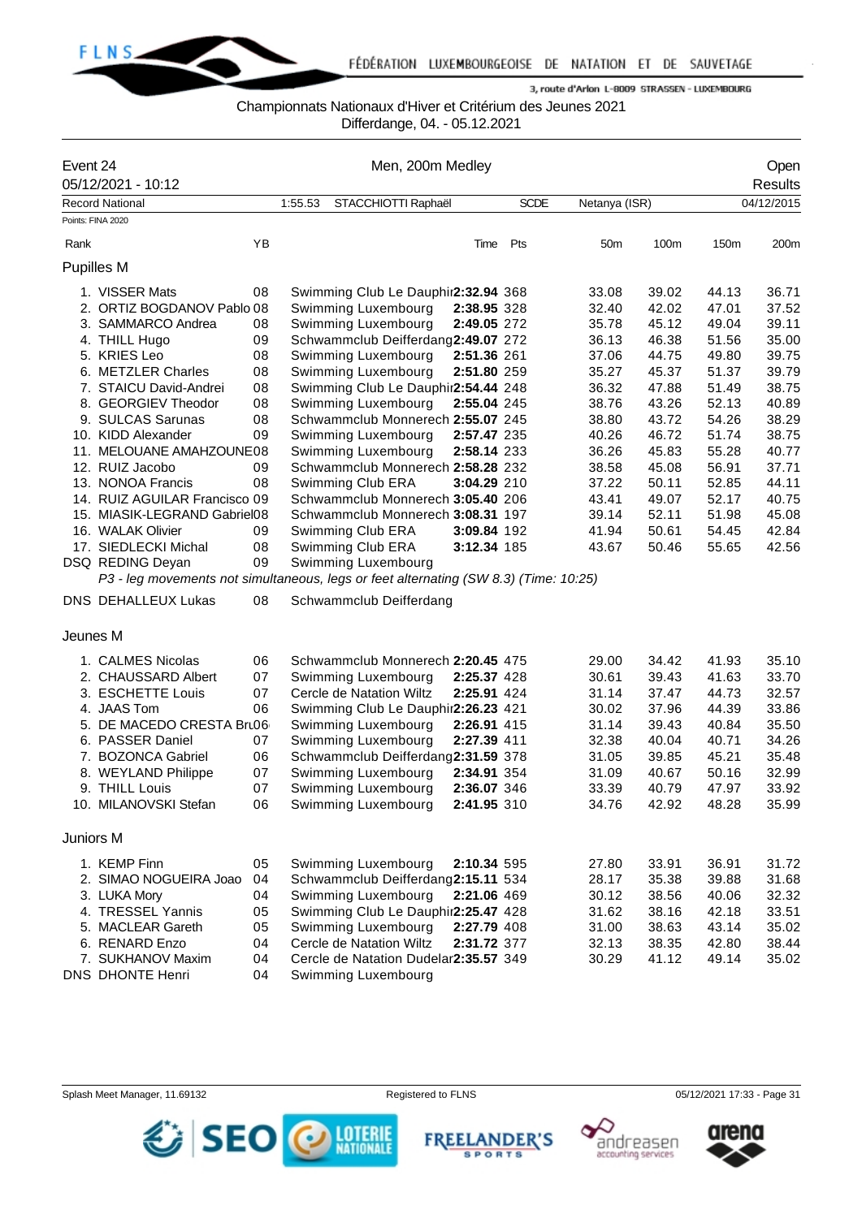Championnats Nationaux d'Hiver et Critérium des Jeunes 2021

Differdange, 04. - 05.12.2021

| Event 24 | | Men, 200m Medley | | | | | | | Open |
|---|---|---|---|---|---|---|---|---|---|
| 05/12/2021 - 10:12 | | | | | | | | | Results |
| Record National | | 1:55.53 STACCHIOTTI Raphaël | SCDE | | Netanya (ISR) | | | | 04/12/2015 |

Points: FINA 2020

| Rank | | YB | | Time | Pts | 50m | 100m | 150m | 200m |
|---|---|---|---|---|---|---|---|---|---|
| **Pupilles M** | | | | | | | | | |
| 1. | VISSER Mats | 08 | Swimming Club Le Dauphin | **2:32.94** | 368 | 33.08 | 39.02 | 44.13 | 36.71 |
| 2. | ORTIZ BOGDANOV Pablo | 08 | Swimming Luxembourg | **2:38.95** | 328 | 32.40 | 42.02 | 47.01 | 37.52 |
| 3. | SAMMARCO Andrea | 08 | Swimming Luxembourg | **2:49.05** | 272 | 35.78 | 45.12 | 49.04 | 39.11 |
| 4. | THILL Hugo | 09 | Schwammclub Deifferdang | **2:49.07** | 272 | 36.13 | 46.38 | 51.56 | 35.00 |
| 5. | KRIES Leo | 08 | Swimming Luxembourg | **2:51.36** | 261 | 37.06 | 44.75 | 49.80 | 39.75 |
| 6. | METZLER Charles | 08 | Swimming Luxembourg | **2:51.80** | 259 | 35.27 | 45.37 | 51.37 | 39.79 |
| 7. | STAICU David-Andrei | 08 | Swimming Club Le Dauphin | **2:54.44** | 248 | 36.32 | 47.88 | 51.49 | 38.75 |
| 8. | GEORGIEV Theodor | 08 | Swimming Luxembourg | **2:55.04** | 245 | 38.76 | 43.26 | 52.13 | 40.89 |
| 9. | SULCAS Sarunas | 08 | Schwammclub Monnerech | **2:55.07** | 245 | 38.80 | 43.72 | 54.26 | 38.29 |
| 10. | KIDD Alexander | 09 | Swimming Luxembourg | **2:57.47** | 235 | 40.26 | 46.72 | 51.74 | 38.75 |
| 11. | MELOUANE AMAHZOUNE | 08 | Swimming Luxembourg | **2:58.14** | 233 | 36.26 | 45.83 | 55.28 | 40.77 |
| 12. | RUIZ Jacobo | 09 | Schwammclub Monnerech | **2:58.28** | 232 | 38.58 | 45.08 | 56.91 | 37.71 |
| 13. | NONOA Francis | 08 | Swimming Club ERA | **3:04.29** | 210 | 37.22 | 50.11 | 52.85 | 44.11 |
| 14. | RUIZ AGUILAR Francisco | 09 | Schwammclub Monnerech | **3:05.40** | 206 | 43.41 | 49.07 | 52.17 | 40.75 |
| 15. | MIASIK-LEGRAND Gabriel | 08 | Schwammclub Monnerech | **3:08.31** | 197 | 39.14 | 52.11 | 51.98 | 45.08 |
| 16. | WALAK Olivier | 09 | Swimming Club ERA | **3:09.84** | 192 | 41.94 | 50.61 | 54.45 | 42.84 |
| 17. | SIEDLECKI Michal | 08 | Swimming Club ERA | **3:12.34** | 185 | 43.67 | 50.46 | 55.65 | 42.56 |
| DSQ | REDING Deyan | 09 | Swimming Luxembourg | | | | | | |
| | *P3 - leg movements not simultaneous, legs or feet alternating (SW 8.3) (Time: 10:25)* | | | | | | | | |
| DNS | DEHALLEUX Lukas | 08 | Schwammclub Deifferdang | | | | | | |
| **Jeunes M** | | | | | | | | | |
| 1. | CALMES Nicolas | 06 | Schwammclub Monnerech | **2:20.45** | 475 | 29.00 | 34.42 | 41.93 | 35.10 |
| 2. | CHAUSSARD Albert | 07 | Swimming Luxembourg | **2:25.37** | 428 | 30.61 | 39.43 | 41.63 | 33.70 |
| 3. | ESCHETTE Louis | 07 | Cercle de Natation Wiltz | **2:25.91** | 424 | 31.14 | 37.47 | 44.73 | 32.57 |
| 4. | JAAS Tom | 06 | Swimming Club Le Dauphin | **2:26.23** | 421 | 30.02 | 37.96 | 44.39 | 33.86 |
| 5. | DE MACEDO CRESTA Bru | 06 | Swimming Luxembourg | **2:26.91** | 415 | 31.14 | 39.43 | 40.84 | 35.50 |
| 6. | PASSER Daniel | 07 | Swimming Luxembourg | **2:27.39** | 411 | 32.38 | 40.04 | 40.71 | 34.26 |
| 7. | BOZONCA Gabriel | 06 | Schwammclub Deifferdang | **2:31.59** | 378 | 31.05 | 39.85 | 45.21 | 35.48 |
| 8. | WEYLAND Philippe | 07 | Swimming Luxembourg | **2:34.91** | 354 | 31.09 | 40.67 | 50.16 | 32.99 |
| 9. | THILL Louis | 07 | Swimming Luxembourg | **2:36.07** | 346 | 33.39 | 40.79 | 47.97 | 33.92 |
| 10. | MILANOVSKI Stefan | 06 | Swimming Luxembourg | **2:41.95** | 310 | 34.76 | 42.92 | 48.28 | 35.99 |
| **Juniors M** | | | | | | | | | |
| 1. | KEMP Finn | 05 | Swimming Luxembourg | **2:10.34** | 595 | 27.80 | 33.91 | 36.91 | 31.72 |
| 2. | SIMAO NOGUEIRA Joao | 04 | Schwammclub Deifferdang | **2:15.11** | 534 | 28.17 | 35.38 | 39.88 | 31.68 |
| 3. | LUKA Mory | 04 | Swimming Luxembourg | **2:21.06** | 469 | 30.12 | 38.56 | 40.06 | 32.32 |
| 4. | TRESSEL Yannis | 05 | Swimming Club Le Dauphin | **2:25.47** | 428 | 31.62 | 38.16 | 42.18 | 33.51 |
| 5. | MACLEAR Gareth | 05 | Swimming Luxembourg | **2:27.79** | 408 | 31.00 | 38.63 | 43.14 | 35.02 |
| 6. | RENARD Enzo | 04 | Cercle de Natation Wiltz | **2:31.72** | 377 | 32.13 | 38.35 | 42.80 | 38.44 |
| 7. | SUKHANOV Maxim | 04 | Cercle de Natation Dudelange | **2:35.57** | 349 | 30.29 | 41.12 | 49.14 | 35.02 |
| DNS | DHONTE Henri | 04 | Swimming Luxembourg | | | | | | |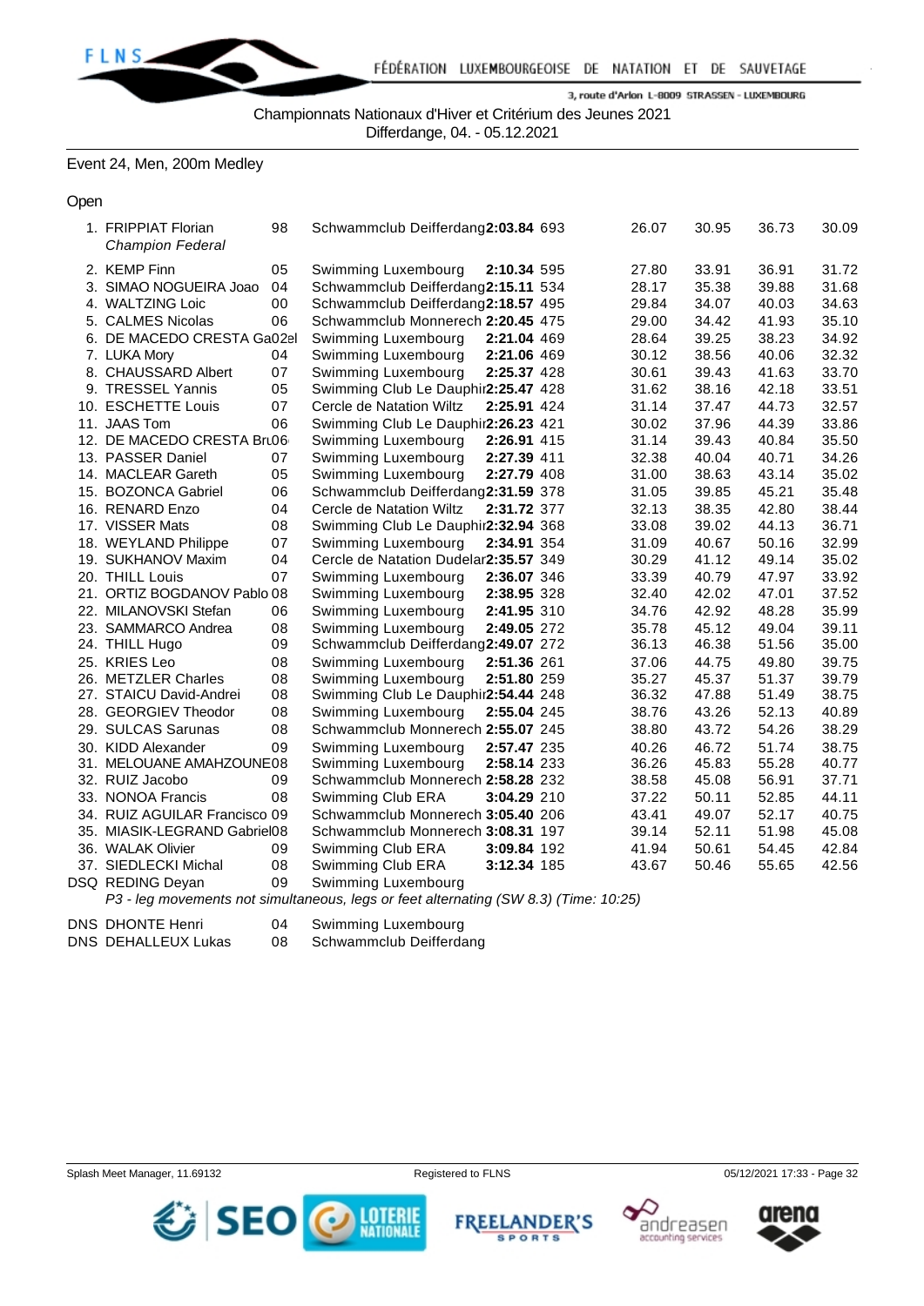Championnats Nationaux d'Hiver et Critérium des Jeunes 2021
Differdange, 04. - 05.12.2021

## Event 24, Men, 200m Medley

### Open

| Rank | Name | YoB | Club | Time | Points | 50m | 100m | 150m | 200m |
|---|---|---|---|---|---|---|---|---|---|
| 1. | FRIPPIAT Florian *Champion Federal* | 98 | Schwammclub Deifferdang | **2:03.84** | 693 | 26.07 | 30.95 | 36.73 | 30.09 |
| 2. | KEMP Finn | 05 | Swimming Luxembourg | **2:10.34** | 595 | 27.80 | 33.91 | 36.91 | 31.72 |
| 3. | SIMAO NOGUEIRA Joao | 04 | Schwammclub Deifferdang | **2:15.11** | 534 | 28.17 | 35.38 | 39.88 | 31.68 |
| 4. | WALTZING Loic | 00 | Schwammclub Deifferdang | **2:18.57** | 495 | 29.84 | 34.07 | 40.03 | 34.63 |
| 5. | CALMES Nicolas | 06 | Schwammclub Monnerech | **2:20.45** | 475 | 29.00 | 34.42 | 41.93 | 35.10 |
| 6. | DE MACEDO CRESTA Ga | 02 | Swimming Luxembourg | **2:21.04** | 469 | 28.64 | 39.25 | 38.23 | 34.92 |
| 7. | LUKA Mory | 04 | Swimming Luxembourg | **2:21.06** | 469 | 30.12 | 38.56 | 40.06 | 32.32 |
| 8. | CHAUSSARD Albert | 07 | Swimming Luxembourg | **2:25.37** | 428 | 30.61 | 39.43 | 41.63 | 33.70 |
| 9. | TRESSEL Yannis | 05 | Swimming Club Le Dauphin | **2:25.47** | 428 | 31.62 | 38.16 | 42.18 | 33.51 |
| 10. | ESCHETTE Louis | 07 | Cercle de Natation Wiltz | **2:25.91** | 424 | 31.14 | 37.47 | 44.73 | 32.57 |
| 11. | JAAS Tom | 06 | Swimming Club Le Dauphin | **2:26.23** | 421 | 30.02 | 37.96 | 44.39 | 33.86 |
| 12. | DE MACEDO CRESTA Bru | 06 | Swimming Luxembourg | **2:26.91** | 415 | 31.14 | 39.43 | 40.84 | 35.50 |
| 13. | PASSER Daniel | 07 | Swimming Luxembourg | **2:27.39** | 411 | 32.38 | 40.04 | 40.71 | 34.26 |
| 14. | MACLEAR Gareth | 05 | Swimming Luxembourg | **2:27.79** | 408 | 31.00 | 38.63 | 43.14 | 35.02 |
| 15. | BOZONCA Gabriel | 06 | Schwammclub Deifferdang | **2:31.59** | 378 | 31.05 | 39.85 | 45.21 | 35.48 |
| 16. | RENARD Enzo | 04 | Cercle de Natation Wiltz | **2:31.72** | 377 | 32.13 | 38.35 | 42.80 | 38.44 |
| 17. | VISSER Mats | 08 | Swimming Club Le Dauphin | **2:32.94** | 368 | 33.08 | 39.02 | 44.13 | 36.71 |
| 18. | WEYLAND Philippe | 07 | Swimming Luxembourg | **2:34.91** | 354 | 31.09 | 40.67 | 50.16 | 32.99 |
| 19. | SUKHANOV Maxim | 04 | Cercle de Natation Dudelange | **2:35.57** | 349 | 30.29 | 41.12 | 49.14 | 35.02 |
| 20. | THILL Louis | 07 | Swimming Luxembourg | **2:36.07** | 346 | 33.39 | 40.79 | 47.97 | 33.92 |
| 21. | ORTIZ BOGDANOV Pablo | 08 | Swimming Luxembourg | **2:38.95** | 328 | 32.40 | 42.02 | 47.01 | 37.52 |
| 22. | MILANOVSKI Stefan | 06 | Swimming Luxembourg | **2:41.95** | 310 | 34.76 | 42.92 | 48.28 | 35.99 |
| 23. | SAMMARCO Andrea | 08 | Swimming Luxembourg | **2:49.05** | 272 | 35.78 | 45.12 | 49.04 | 39.11 |
| 24. | THILL Hugo | 09 | Schwammclub Deifferdang | **2:49.07** | 272 | 36.13 | 46.38 | 51.56 | 35.00 |
| 25. | KRIES Leo | 08 | Swimming Luxembourg | **2:51.36** | 261 | 37.06 | 44.75 | 49.80 | 39.75 |
| 26. | METZLER Charles | 08 | Swimming Luxembourg | **2:51.80** | 259 | 35.27 | 45.37 | 51.37 | 39.79 |
| 27. | STAICU David-Andrei | 08 | Swimming Club Le Dauphin | **2:54.44** | 248 | 36.32 | 47.88 | 51.49 | 38.75 |
| 28. | GEORGIEV Theodor | 08 | Swimming Luxembourg | **2:55.04** | 245 | 38.76 | 43.26 | 52.13 | 40.89 |
| 29. | SULCAS Sarunas | 08 | Schwammclub Monnerech | **2:55.07** | 245 | 38.80 | 43.72 | 54.26 | 38.29 |
| 30. | KIDD Alexander | 09 | Swimming Luxembourg | **2:57.47** | 235 | 40.26 | 46.72 | 51.74 | 38.75 |
| 31. | MELOUANE AMAHZOUNE | 08 | Swimming Luxembourg | **2:58.14** | 233 | 36.26 | 45.83 | 55.28 | 40.77 |
| 32. | RUIZ Jacobo | 09 | Schwammclub Monnerech | **2:58.28** | 232 | 38.58 | 45.08 | 56.91 | 37.71 |
| 33. | NONOA Francis | 08 | Swimming Club ERA | **3:04.29** | 210 | 37.22 | 50.11 | 52.85 | 44.11 |
| 34. | RUIZ AGUILAR Francisco | 09 | Schwammclub Monnerech | **3:05.40** | 206 | 43.41 | 49.07 | 52.17 | 40.75 |
| 35. | MIASIK-LEGRAND Gabriel | 08 | Schwammclub Monnerech | **3:08.31** | 197 | 39.14 | 52.11 | 51.98 | 45.08 |
| 36. | WALAK Olivier | 09 | Swimming Club ERA | **3:09.84** | 192 | 41.94 | 50.61 | 54.45 | 42.84 |
| 37. | SIEDLECKI Michal | 08 | Swimming Club ERA | **3:12.34** | 185 | 43.67 | 50.46 | 55.65 | 42.56 |
| DSQ | REDING Deyan | 09 | Swimming Luxembourg | | | | | | |

*P3 - leg movements not simultaneous, legs or feet alternating (SW 8.3) (Time: 10:25)*

| | Name | YoB | Club |
|---|---|---|---|
| DNS | DHONTE Henri | 04 | Swimming Luxembourg |
| DNS | DEHALLEUX Lukas | 08 | Schwammclub Deifferdang |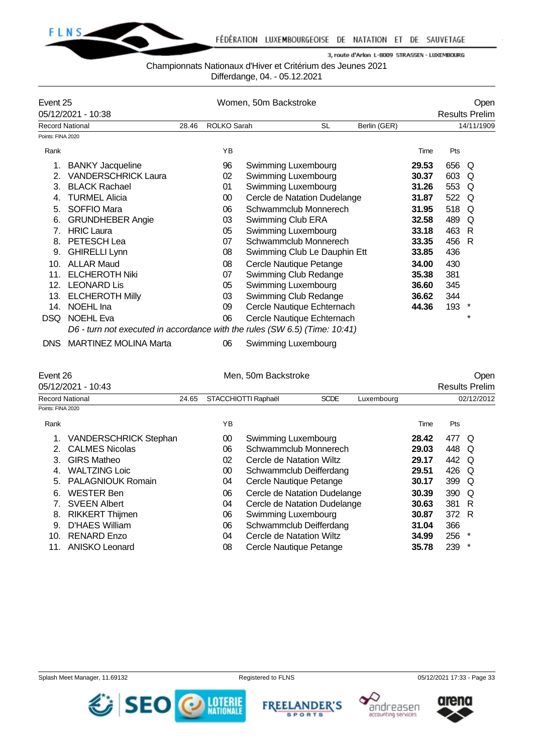Championnats Nationaux d'Hiver et Critérium des Jeunes 2021
Differdange, 04. - 05.12.2021

## Event 25 — Women, 50m Backstroke — Open

05/12/2021 - 10:38 — Results Prelim

Record National: 28.46 ROLKO Sarah SL Berlin (GER) 14/11/1909

Points: FINA 2020

| Rank | Name | YB | Club | Time | Pts | |
|---|---|---|---|---|---|---|
| 1. | BANKY Jacqueline | 96 | Swimming Luxembourg | **29.53** | 656 | Q |
| 2. | VANDERSCHRICK Laura | 02 | Swimming Luxembourg | **30.37** | 603 | Q |
| 3. | BLACK Rachael | 01 | Swimming Luxembourg | **31.26** | 553 | Q |
| 4. | TURMEL Alicia | 00 | Cercle de Natation Dudelange | **31.87** | 522 | Q |
| 5. | SOFFIO Mara | 06 | Schwammclub Monnerech | **31.95** | 518 | Q |
| 6. | GRUNDHEBER Angie | 03 | Swimming Club ERA | **32.58** | 489 | Q |
| 7. | HRIC Laura | 05 | Swimming Luxembourg | **33.18** | 463 | R |
| 8. | PETESCH Lea | 07 | Schwammclub Monnerech | **33.35** | 456 | R |
| 9. | GHIRELLI Lynn | 08 | Swimming Club Le Dauphin Ett | **33.85** | 436 | |
| 10. | ALLAR Maud | 08 | Cercle Nautique Petange | **34.00** | 430 | |
| 11. | ELCHEROTH Niki | 07 | Swimming Club Redange | **35.38** | 381 | |
| 12. | LEONARD Lis | 05 | Swimming Luxembourg | **36.60** | 345 | |
| 13. | ELCHEROTH Milly | 03 | Swimming Club Redange | **36.62** | 344 | |
| 14. | NOEHL Ina | 09 | Cercle Nautique Echternach | **44.36** | 193 | * |
| DSQ | NOEHL Eva | 06 | Cercle Nautique Echternach | | | * |
| | *D6 - turn not executed in accordance with the rules (SW 6.5) (Time: 10:41)* | | | | | |
| DNS | MARTINEZ MOLINA Marta | 06 | Swimming Luxembourg | | | |

## Event 26 — Men, 50m Backstroke — Open

05/12/2021 - 10:43 — Results Prelim

Record National: 24.65 STACCHIOTTI Raphaël SCDE Luxembourg 02/12/2012

Points: FINA 2020

| Rank | Name | YB | Club | Time | Pts | |
|---|---|---|---|---|---|---|
| 1. | VANDERSCHRICK Stephan | 00 | Swimming Luxembourg | **28.42** | 477 | Q |
| 2. | CALMES Nicolas | 06 | Schwammclub Monnerech | **29.03** | 448 | Q |
| 3. | GIRS Matheo | 02 | Cercle de Natation Wiltz | **29.17** | 442 | Q |
| 4. | WALTZING Loic | 00 | Schwammclub Deifferdang | **29.51** | 426 | Q |
| 5. | PALAGNIOUK Romain | 04 | Cercle Nautique Petange | **30.17** | 399 | Q |
| 6. | WESTER Ben | 06 | Cercle de Natation Dudelange | **30.39** | 390 | Q |
| 7. | SVEEN Albert | 04 | Cercle de Natation Dudelange | **30.63** | 381 | R |
| 8. | RIKKERT Thijmen | 06 | Swimming Luxembourg | **30.87** | 372 | R |
| 9. | D'HAES William | 06 | Schwammclub Deifferdang | **31.04** | 366 | |
| 10. | RENARD Enzo | 04 | Cercle de Natation Wiltz | **34.99** | 256 | * |
| 11. | ANISKO Leonard | 08 | Cercle Nautique Petange | **35.78** | 239 | * |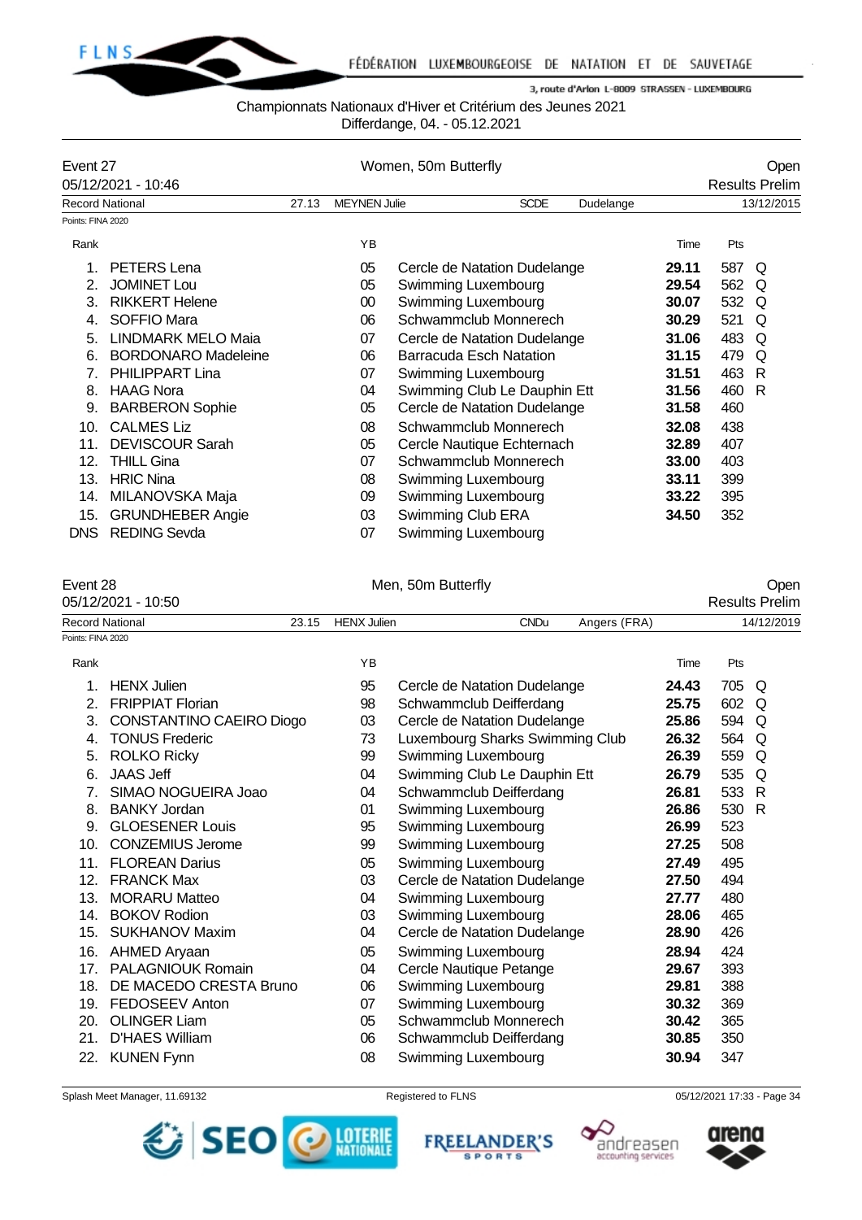Championnats Nationaux d'Hiver et Critérium des Jeunes 2021
Differdange, 04. - 05.12.2021

## Event 27 — Women, 50m Butterfly — Open

05/12/2021 - 10:46 — Results Prelim

Record National: 27.13 — MEYNEN Julie — SCDE — Dudelange — 13/12/2015

Points: FINA 2020

| Rank | Name | YB | Club | Time | Pts | |
|---|---|---|---|---|---|---|
| 1. | PETERS Lena | 05 | Cercle de Natation Dudelange | **29.11** | 587 | Q |
| 2. | JOMINET Lou | 05 | Swimming Luxembourg | **29.54** | 562 | Q |
| 3. | RIKKERT Helene | 00 | Swimming Luxembourg | **30.07** | 532 | Q |
| 4. | SOFFIO Mara | 06 | Schwammclub Monnerech | **30.29** | 521 | Q |
| 5. | LINDMARK MELO Maia | 07 | Cercle de Natation Dudelange | **31.06** | 483 | Q |
| 6. | BORDONARO Madeleine | 06 | Barracuda Esch Natation | **31.15** | 479 | Q |
| 7. | PHILIPPART Lina | 07 | Swimming Luxembourg | **31.51** | 463 | R |
| 8. | HAAG Nora | 04 | Swimming Club Le Dauphin Ett | **31.56** | 460 | R |
| 9. | BARBERON Sophie | 05 | Cercle de Natation Dudelange | **31.58** | 460 | |
| 10. | CALMES Liz | 08 | Schwammclub Monnerech | **32.08** | 438 | |
| 11. | DEVISCOUR Sarah | 05 | Cercle Nautique Echternach | **32.89** | 407 | |
| 12. | THILL Gina | 07 | Schwammclub Monnerech | **33.00** | 403 | |
| 13. | HRIC Nina | 08 | Swimming Luxembourg | **33.11** | 399 | |
| 14. | MILANOVSKA Maja | 09 | Swimming Luxembourg | **33.22** | 395 | |
| 15. | GRUNDHEBER Angie | 03 | Swimming Club ERA | **34.50** | 352 | |
| DNS | REDING Sevda | 07 | Swimming Luxembourg | | | |

## Event 28 — Men, 50m Butterfly — Open

05/12/2021 - 10:50 — Results Prelim

Record National: 23.15 — HENX Julien — CNDu — Angers (FRA) — 14/12/2019

Points: FINA 2020

| Rank | Name | YB | Club | Time | Pts | |
|---|---|---|---|---|---|---|
| 1. | HENX Julien | 95 | Cercle de Natation Dudelange | **24.43** | 705 | Q |
| 2. | FRIPPIAT Florian | 98 | Schwammclub Deifferdang | **25.75** | 602 | Q |
| 3. | CONSTANTINO CAEIRO Diogo | 03 | Cercle de Natation Dudelange | **25.86** | 594 | Q |
| 4. | TONUS Frederic | 73 | Luxembourg Sharks Swimming Club | **26.32** | 564 | Q |
| 5. | ROLKO Ricky | 99 | Swimming Luxembourg | **26.39** | 559 | Q |
| 6. | JAAS Jeff | 04 | Swimming Club Le Dauphin Ett | **26.79** | 535 | Q |
| 7. | SIMAO NOGUEIRA Joao | 04 | Schwammclub Deifferdang | **26.81** | 533 | R |
| 8. | BANKY Jordan | 01 | Swimming Luxembourg | **26.86** | 530 | R |
| 9. | GLOESENER Louis | 95 | Swimming Luxembourg | **26.99** | 523 | |
| 10. | CONZEMIUS Jerome | 99 | Swimming Luxembourg | **27.25** | 508 | |
| 11. | FLOREAN Darius | 05 | Swimming Luxembourg | **27.49** | 495 | |
| 12. | FRANCK Max | 03 | Cercle de Natation Dudelange | **27.50** | 494 | |
| 13. | MORARU Matteo | 04 | Swimming Luxembourg | **27.77** | 480 | |
| 14. | BOKOV Rodion | 03 | Swimming Luxembourg | **28.06** | 465 | |
| 15. | SUKHANOV Maxim | 04 | Cercle de Natation Dudelange | **28.90** | 426 | |
| 16. | AHMED Aryaan | 05 | Swimming Luxembourg | **28.94** | 424 | |
| 17. | PALAGNIOUK Romain | 04 | Cercle Nautique Petange | **29.67** | 393 | |
| 18. | DE MACEDO CRESTA Bruno | 06 | Swimming Luxembourg | **29.81** | 388 | |
| 19. | FEDOSEEV Anton | 07 | Swimming Luxembourg | **30.32** | 369 | |
| 20. | OLINGER Liam | 05 | Schwammclub Monnerech | **30.42** | 365 | |
| 21. | D'HAES William | 06 | Schwammclub Deifferdang | **30.85** | 350 | |
| 22. | KUNEN Fynn | 08 | Swimming Luxembourg | **30.94** | 347 | |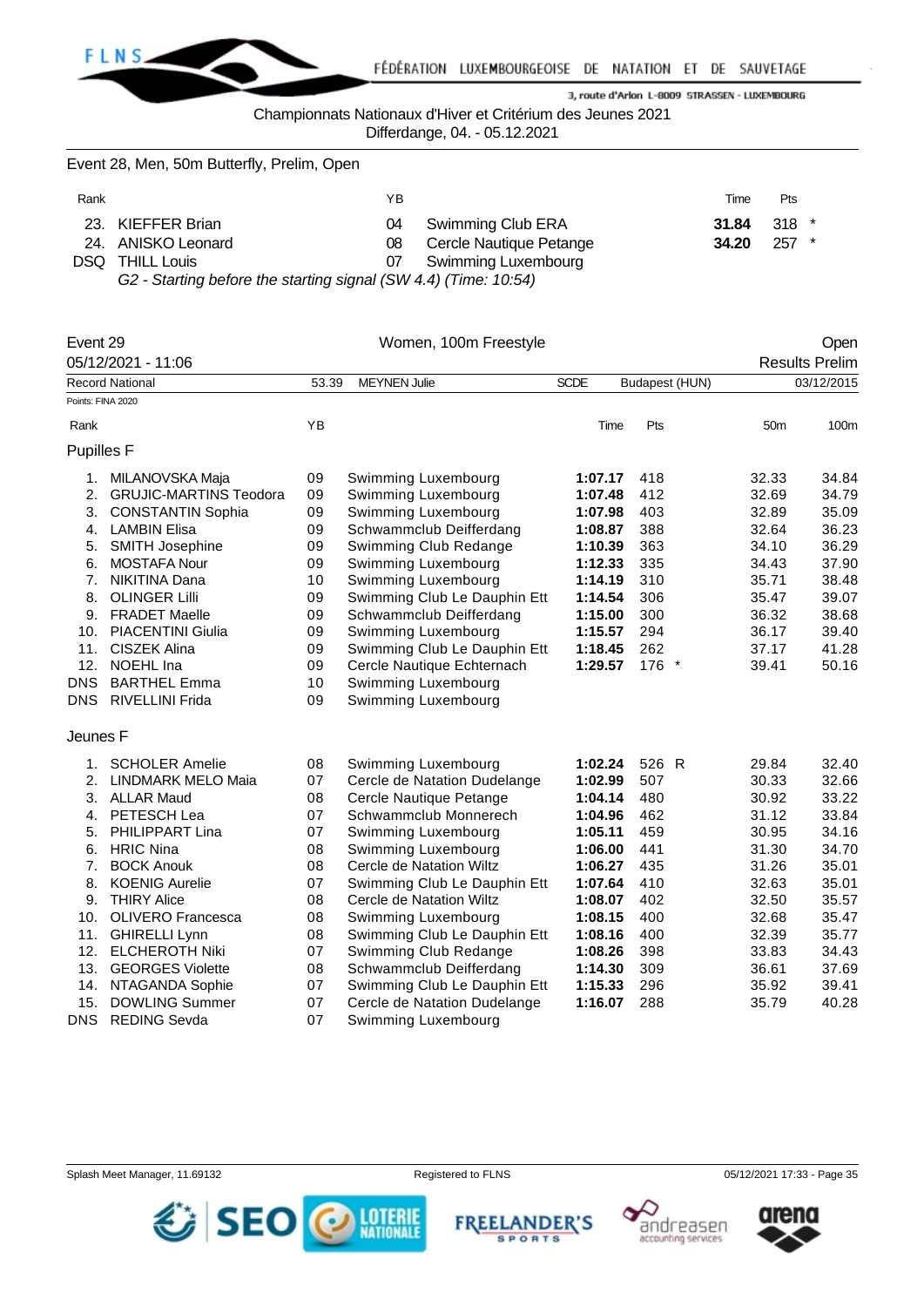Championnats Nationaux d'Hiver et Critérium des Jeunes 2021
Differdange, 04. - 05.12.2021

Event 28, Men, 50m Butterfly, Prelim, Open

| Rank | | YB | | Time | Pts |
|---|---|---|---|---|---|
| 23. | KIEFFER Brian | 04 | Swimming Club ERA | **31.84** | 318 * |
| 24. | ANISKO Leonard | 08 | Cercle Nautique Petange | **34.20** | 257 * |
| DSQ | THILL Louis | 07 | Swimming Luxembourg | | |

*G2 - Starting before the starting signal (SW 4.4) (Time: 10:54)*

## Event 29 — Women, 100m Freestyle — Open

05/12/2021 - 11:06 — Results Prelim

| Record National | 53.39 | MEYNEN Julie | SCDE | Budapest (HUN) | 03/12/2015 |
|---|---|---|---|---|---|

Points: FINA 2020

### Pupilles F

| Rank | | YB | | Time | Pts | 50m | 100m |
|---|---|---|---|---|---|---|---|
| 1. | MILANOVSKA Maja | 09 | Swimming Luxembourg | **1:07.17** | 418 | 32.33 | 34.84 |
| 2. | GRUJIC-MARTINS Teodora | 09 | Swimming Luxembourg | **1:07.48** | 412 | 32.69 | 34.79 |
| 3. | CONSTANTIN Sophia | 09 | Swimming Luxembourg | **1:07.98** | 403 | 32.89 | 35.09 |
| 4. | LAMBIN Elisa | 09 | Schwammclub Deifferdang | **1:08.87** | 388 | 32.64 | 36.23 |
| 5. | SMITH Josephine | 09 | Swimming Club Redange | **1:10.39** | 363 | 34.10 | 36.29 |
| 6. | MOSTAFA Nour | 09 | Swimming Luxembourg | **1:12.33** | 335 | 34.43 | 37.90 |
| 7. | NIKITINA Dana | 10 | Swimming Luxembourg | **1:14.19** | 310 | 35.71 | 38.48 |
| 8. | OLINGER Lilli | 09 | Swimming Club Le Dauphin Ett | **1:14.54** | 306 | 35.47 | 39.07 |
| 9. | FRADET Maelle | 09 | Schwammclub Deifferdang | **1:15.00** | 300 | 36.32 | 38.68 |
| 10. | PIACENTINI Giulia | 09 | Swimming Luxembourg | **1:15.57** | 294 | 36.17 | 39.40 |
| 11. | CISZEK Alina | 09 | Swimming Club Le Dauphin Ett | **1:18.45** | 262 | 37.17 | 41.28 |
| 12. | NOEHL Ina | 09 | Cercle Nautique Echternach | **1:29.57** | 176 * | 39.41 | 50.16 |
| DNS | BARTHEL Emma | 10 | Swimming Luxembourg | | | | |
| DNS | RIVELLINI Frida | 09 | Swimming Luxembourg | | | | |

### Jeunes F

| Rank | | YB | | Time | Pts | 50m | 100m |
|---|---|---|---|---|---|---|---|
| 1. | SCHOLER Amelie | 08 | Swimming Luxembourg | **1:02.24** | 526 R | 29.84 | 32.40 |
| 2. | LINDMARK MELO Maia | 07 | Cercle de Natation Dudelange | **1:02.99** | 507 | 30.33 | 32.66 |
| 3. | ALLAR Maud | 08 | Cercle Nautique Petange | **1:04.14** | 480 | 30.92 | 33.22 |
| 4. | PETESCH Lea | 07 | Schwammclub Monnerech | **1:04.96** | 462 | 31.12 | 33.84 |
| 5. | PHILIPPART Lina | 07 | Swimming Luxembourg | **1:05.11** | 459 | 30.95 | 34.16 |
| 6. | HRIC Nina | 08 | Swimming Luxembourg | **1:06.00** | 441 | 31.30 | 34.70 |
| 7. | BOCK Anouk | 08 | Cercle de Natation Wiltz | **1:06.27** | 435 | 31.26 | 35.01 |
| 8. | KOENIG Aurelie | 07 | Swimming Club Le Dauphin Ett | **1:07.64** | 410 | 32.63 | 35.01 |
| 9. | THIRY Alice | 08 | Cercle de Natation Wiltz | **1:08.07** | 402 | 32.50 | 35.57 |
| 10. | OLIVERO Francesca | 08 | Swimming Luxembourg | **1:08.15** | 400 | 32.68 | 35.47 |
| 11. | GHIRELLI Lynn | 08 | Swimming Club Le Dauphin Ett | **1:08.16** | 400 | 32.39 | 35.77 |
| 12. | ELCHEROTH Niki | 07 | Swimming Club Redange | **1:08.26** | 398 | 33.83 | 34.43 |
| 13. | GEORGES Violette | 08 | Schwammclub Deifferdang | **1:14.30** | 309 | 36.61 | 37.69 |
| 14. | NTAGANDA Sophie | 07 | Swimming Club Le Dauphin Ett | **1:15.33** | 296 | 35.92 | 39.41 |
| 15. | DOWLING Summer | 07 | Cercle de Natation Dudelange | **1:16.07** | 288 | 35.79 | 40.28 |
| DNS | REDING Sevda | 07 | Swimming Luxembourg | | | | |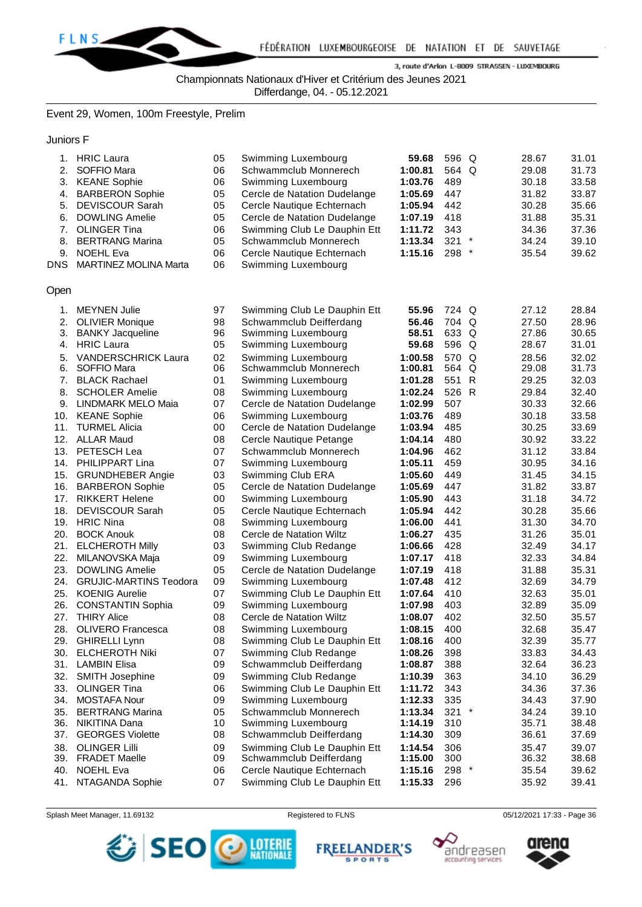Championnats Nationaux d'Hiver et Critérium des Jeunes 2021
Differdange, 04. - 05.12.2021

Event 29, Women, 100m Freestyle, Prelim

### Juniors F

| Rank | Name | YoB | Club | Time | Points | | 50m | 100m |
|---|---|---|---|---|---|---|---|---|
| 1. | HRIC Laura | 05 | Swimming Luxembourg | **59.68** | 596 | Q | 28.67 | 31.01 |
| 2. | SOFFIO Mara | 06 | Schwammclub Monnerech | **1:00.81** | 564 | Q | 29.08 | 31.73 |
| 3. | KEANE Sophie | 06 | Swimming Luxembourg | **1:03.76** | 489 | | 30.18 | 33.58 |
| 4. | BARBERON Sophie | 05 | Cercle de Natation Dudelange | **1:05.69** | 447 | | 31.82 | 33.87 |
| 5. | DEVISCOUR Sarah | 05 | Cercle Nautique Echternach | **1:05.94** | 442 | | 30.28 | 35.66 |
| 6. | DOWLING Amelie | 05 | Cercle de Natation Dudelange | **1:07.19** | 418 | | 31.88 | 35.31 |
| 7. | OLINGER Tina | 06 | Swimming Club Le Dauphin Ett | **1:11.72** | 343 | | 34.36 | 37.36 |
| 8. | BERTRANG Marina | 05 | Schwammclub Monnerech | **1:13.34** | 321 | * | 34.24 | 39.10 |
| 9. | NOEHL Eva | 06 | Cercle Nautique Echternach | **1:15.16** | 298 | * | 35.54 | 39.62 |
| DNS | MARTINEZ MOLINA Marta | 06 | Swimming Luxembourg | | | | | |

### Open

| Rank | Name | YoB | Club | Time | Points | | 50m | 100m |
|---|---|---|---|---|---|---|---|---|
| 1. | MEYNEN Julie | 97 | Swimming Club Le Dauphin Ett | **55.96** | 724 | Q | 27.12 | 28.84 |
| 2. | OLIVIER Monique | 98 | Schwammclub Deifferdang | **56.46** | 704 | Q | 27.50 | 28.96 |
| 3. | BANKY Jacqueline | 96 | Swimming Luxembourg | **58.51** | 633 | Q | 27.86 | 30.65 |
| 4. | HRIC Laura | 05 | Swimming Luxembourg | **59.68** | 596 | Q | 28.67 | 31.01 |
| 5. | VANDERSCHRICK Laura | 02 | Swimming Luxembourg | **1:00.58** | 570 | Q | 28.56 | 32.02 |
| 6. | SOFFIO Mara | 06 | Schwammclub Monnerech | **1:00.81** | 564 | Q | 29.08 | 31.73 |
| 7. | BLACK Rachael | 01 | Swimming Luxembourg | **1:01.28** | 551 | R | 29.25 | 32.03 |
| 8. | SCHOLER Amelie | 08 | Swimming Luxembourg | **1:02.24** | 526 | R | 29.84 | 32.40 |
| 9. | LINDMARK MELO Maia | 07 | Cercle de Natation Dudelange | **1:02.99** | 507 | | 30.33 | 32.66 |
| 10. | KEANE Sophie | 06 | Swimming Luxembourg | **1:03.76** | 489 | | 30.18 | 33.58 |
| 11. | TURMEL Alicia | 00 | Cercle de Natation Dudelange | **1:03.94** | 485 | | 30.25 | 33.69 |
| 12. | ALLAR Maud | 08 | Cercle Nautique Petange | **1:04.14** | 480 | | 30.92 | 33.22 |
| 13. | PETESCH Lea | 07 | Schwammclub Monnerech | **1:04.96** | 462 | | 31.12 | 33.84 |
| 14. | PHILIPPART Lina | 07 | Swimming Luxembourg | **1:05.11** | 459 | | 30.95 | 34.16 |
| 15. | GRUNDHEBER Angie | 03 | Swimming Club ERA | **1:05.60** | 449 | | 31.45 | 34.15 |
| 16. | BARBERON Sophie | 05 | Cercle de Natation Dudelange | **1:05.69** | 447 | | 31.82 | 33.87 |
| 17. | RIKKERT Helene | 00 | Swimming Luxembourg | **1:05.90** | 443 | | 31.18 | 34.72 |
| 18. | DEVISCOUR Sarah | 05 | Cercle Nautique Echternach | **1:05.94** | 442 | | 30.28 | 35.66 |
| 19. | HRIC Nina | 08 | Swimming Luxembourg | **1:06.00** | 441 | | 31.30 | 34.70 |
| 20. | BOCK Anouk | 08 | Cercle de Natation Wiltz | **1:06.27** | 435 | | 31.26 | 35.01 |
| 21. | ELCHEROTH Milly | 03 | Swimming Club Redange | **1:06.66** | 428 | | 32.49 | 34.17 |
| 22. | MILANOVSKA Maja | 09 | Swimming Luxembourg | **1:07.17** | 418 | | 32.33 | 34.84 |
| 23. | DOWLING Amelie | 05 | Cercle de Natation Dudelange | **1:07.19** | 418 | | 31.88 | 35.31 |
| 24. | GRUJIC-MARTINS Teodora | 09 | Swimming Luxembourg | **1:07.48** | 412 | | 32.69 | 34.79 |
| 25. | KOENIG Aurelie | 07 | Swimming Club Le Dauphin Ett | **1:07.64** | 410 | | 32.63 | 35.01 |
| 26. | CONSTANTIN Sophia | 09 | Swimming Luxembourg | **1:07.98** | 403 | | 32.89 | 35.09 |
| 27. | THIRY Alice | 08 | Cercle de Natation Wiltz | **1:08.07** | 402 | | 32.50 | 35.57 |
| 28. | OLIVERO Francesca | 08 | Swimming Luxembourg | **1:08.15** | 400 | | 32.68 | 35.47 |
| 29. | GHIRELLI Lynn | 08 | Swimming Club Le Dauphin Ett | **1:08.16** | 400 | | 32.39 | 35.77 |
| 30. | ELCHEROTH Niki | 07 | Swimming Club Redange | **1:08.26** | 398 | | 33.83 | 34.43 |
| 31. | LAMBIN Elisa | 09 | Schwammclub Deifferdang | **1:08.87** | 388 | | 32.64 | 36.23 |
| 32. | SMITH Josephine | 09 | Swimming Club Redange | **1:10.39** | 363 | | 34.10 | 36.29 |
| 33. | OLINGER Tina | 06 | Swimming Club Le Dauphin Ett | **1:11.72** | 343 | | 34.36 | 37.36 |
| 34. | MOSTAFA Nour | 09 | Swimming Luxembourg | **1:12.33** | 335 | | 34.43 | 37.90 |
| 35. | BERTRANG Marina | 05 | Schwammclub Monnerech | **1:13.34** | 321 | * | 34.24 | 39.10 |
| 36. | NIKITINA Dana | 10 | Swimming Luxembourg | **1:14.19** | 310 | | 35.71 | 38.48 |
| 37. | GEORGES Violette | 08 | Schwammclub Deifferdang | **1:14.30** | 309 | | 36.61 | 37.69 |
| 38. | OLINGER Lilli | 09 | Swimming Club Le Dauphin Ett | **1:14.54** | 306 | | 35.47 | 39.07 |
| 39. | FRADET Maelle | 09 | Schwammclub Deifferdang | **1:15.00** | 300 | | 36.32 | 38.68 |
| 40. | NOEHL Eva | 06 | Cercle Nautique Echternach | **1:15.16** | 298 | * | 35.54 | 39.62 |
| 41. | NTAGANDA Sophie | 07 | Swimming Club Le Dauphin Ett | **1:15.33** | 296 | | 35.92 | 39.41 |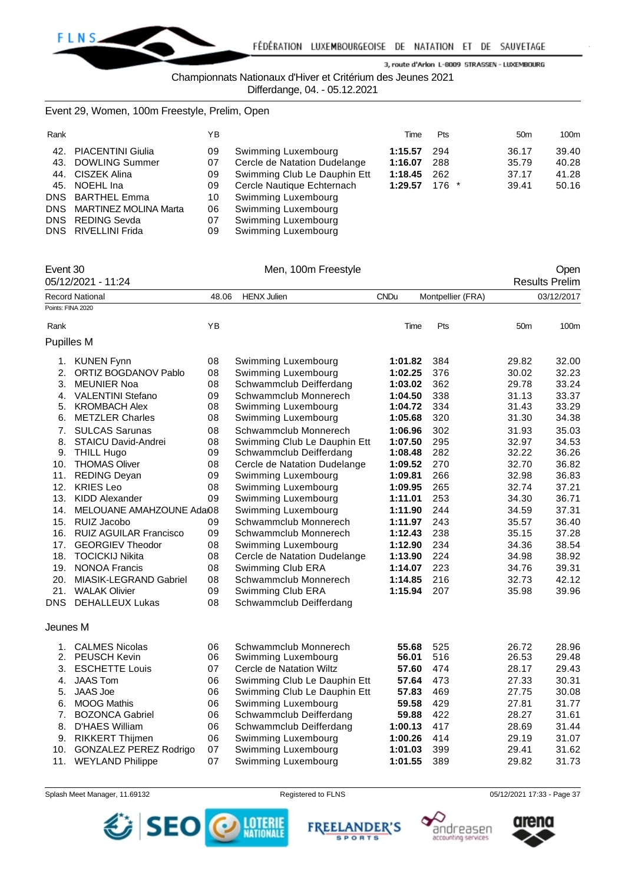Championnats Nationaux d'Hiver et Critérium des Jeunes 2021
Differdange, 04. - 05.12.2021

## Event 29, Women, 100m Freestyle, Prelim, Open

| Rank | | YB | | Time | Pts | 50m | 100m |
|---|---|---|---|---|---|---|---|
| 42. | PIACENTINI Giulia | 09 | Swimming Luxembourg | **1:15.57** | 294 | 36.17 | 39.40 |
| 43. | DOWLING Summer | 07 | Cercle de Natation Dudelange | **1:16.07** | 288 | 35.79 | 40.28 |
| 44. | CISZEK Alina | 09 | Swimming Club Le Dauphin Ett | **1:18.45** | 262 | 37.17 | 41.28 |
| 45. | NOEHL Ina | 09 | Cercle Nautique Echternach | **1:29.57** | 176 * | 39.41 | 50.16 |
| DNS | BARTHEL Emma | 10 | Swimming Luxembourg | | | | |
| DNS | MARTINEZ MOLINA Marta | 06 | Swimming Luxembourg | | | | |
| DNS | REDING Sevda | 07 | Swimming Luxembourg | | | | |
| DNS | RIVELLINI Frida | 09 | Swimming Luxembourg | | | | |

## Event 30 — Men, 100m Freestyle — Open

05/12/2021 - 11:24 — Results Prelim

Record National: 48.06 — HENX Julien — CNDu — Montpellier (FRA) — 03/12/2017

Points: FINA 2020

### Pupilles M

| Rank | | YB | | Time | Pts | 50m | 100m |
|---|---|---|---|---|---|---|---|
| 1. | KUNEN Fynn | 08 | Swimming Luxembourg | **1:01.82** | 384 | 29.82 | 32.00 |
| 2. | ORTIZ BOGDANOV Pablo | 08 | Swimming Luxembourg | **1:02.25** | 376 | 30.02 | 32.23 |
| 3. | MEUNIER Noa | 08 | Schwammclub Deifferdang | **1:03.02** | 362 | 29.78 | 33.24 |
| 4. | VALENTINI Stefano | 09 | Schwammclub Monnerech | **1:04.50** | 338 | 31.13 | 33.37 |
| 5. | KROMBACH Alex | 08 | Swimming Luxembourg | **1:04.72** | 334 | 31.43 | 33.29 |
| 6. | METZLER Charles | 08 | Swimming Luxembourg | **1:05.68** | 320 | 31.30 | 34.38 |
| 7. | SULCAS Sarunas | 08 | Schwammclub Monnerech | **1:06.96** | 302 | 31.93 | 35.03 |
| 8. | STAICU David-Andrei | 08 | Swimming Club Le Dauphin Ett | **1:07.50** | 295 | 32.97 | 34.53 |
| 9. | THILL Hugo | 09 | Schwammclub Deifferdang | **1:08.48** | 282 | 32.22 | 36.26 |
| 10. | THOMAS Oliver | 08 | Cercle de Natation Dudelange | **1:09.52** | 270 | 32.70 | 36.82 |
| 11. | REDING Deyan | 09 | Swimming Luxembourg | **1:09.81** | 266 | 32.98 | 36.83 |
| 12. | KRIES Leo | 08 | Swimming Luxembourg | **1:09.95** | 265 | 32.74 | 37.21 |
| 13. | KIDD Alexander | 09 | Swimming Luxembourg | **1:11.01** | 253 | 34.30 | 36.71 |
| 14. | MELOUANE AMAHZOUNE Ada | 08 | Swimming Luxembourg | **1:11.90** | 244 | 34.59 | 37.31 |
| 15. | RUIZ Jacobo | 09 | Schwammclub Monnerech | **1:11.97** | 243 | 35.57 | 36.40 |
| 16. | RUIZ AGUILAR Francisco | 09 | Schwammclub Monnerech | **1:12.43** | 238 | 35.15 | 37.28 |
| 17. | GEORGIEV Theodor | 08 | Swimming Luxembourg | **1:12.90** | 234 | 34.36 | 38.54 |
| 18. | TOCICKIJ Nikita | 08 | Cercle de Natation Dudelange | **1:13.90** | 224 | 34.98 | 38.92 |
| 19. | NONOA Francis | 08 | Swimming Club ERA | **1:14.07** | 223 | 34.76 | 39.31 |
| 20. | MIASIK-LEGRAND Gabriel | 08 | Schwammclub Monnerech | **1:14.85** | 216 | 32.73 | 42.12 |
| 21. | WALAK Olivier | 09 | Swimming Club ERA | **1:15.94** | 207 | 35.98 | 39.96 |
| DNS | DEHALLEUX Lukas | 08 | Schwammclub Deifferdang | | | | |

### Jeunes M

| Rank | | YB | | Time | Pts | 50m | 100m |
|---|---|---|---|---|---|---|---|
| 1. | CALMES Nicolas | 06 | Schwammclub Monnerech | **55.68** | 525 | 26.72 | 28.96 |
| 2. | PEUSCH Kevin | 06 | Swimming Luxembourg | **56.01** | 516 | 26.53 | 29.48 |
| 3. | ESCHETTE Louis | 07 | Cercle de Natation Wiltz | **57.60** | 474 | 28.17 | 29.43 |
| 4. | JAAS Tom | 06 | Swimming Club Le Dauphin Ett | **57.64** | 473 | 27.33 | 30.31 |
| 5. | JAAS Joe | 06 | Swimming Club Le Dauphin Ett | **57.83** | 469 | 27.75 | 30.08 |
| 6. | MOOG Mathis | 06 | Swimming Luxembourg | **59.58** | 429 | 27.81 | 31.77 |
| 7. | BOZONCA Gabriel | 06 | Schwammclub Deifferdang | **59.88** | 422 | 28.27 | 31.61 |
| 8. | D'HAES William | 06 | Schwammclub Deifferdang | **1:00.13** | 417 | 28.69 | 31.44 |
| 9. | RIKKERT Thijmen | 06 | Swimming Luxembourg | **1:00.26** | 414 | 29.19 | 31.07 |
| 10. | GONZALEZ PEREZ Rodrigo | 07 | Swimming Luxembourg | **1:01.03** | 399 | 29.41 | 31.62 |
| 11. | WEYLAND Philippe | 07 | Swimming Luxembourg | **1:01.55** | 389 | 29.82 | 31.73 |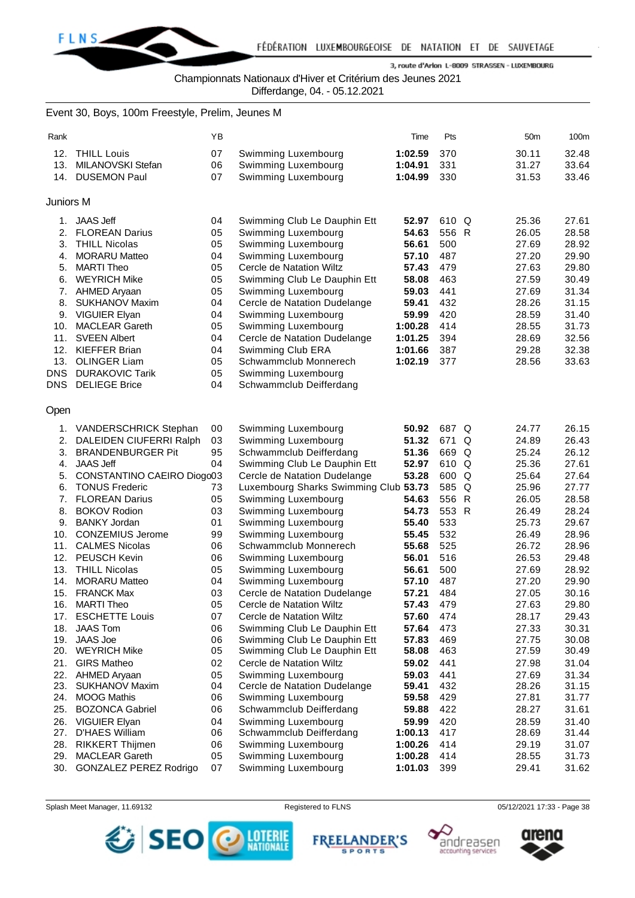Championnats Nationaux d'Hiver et Critérium des Jeunes 2021
Differdange, 04. - 05.12.2021

Event 30, Boys, 100m Freestyle, Prelim, Jeunes M

| Rank | | YB | | Time | Pts | | 50m | 100m |
|---|---|---|---|---|---|---|---|---|
| 12. | THILL Louis | 07 | Swimming Luxembourg | **1:02.59** | 370 | | 30.11 | 32.48 |
| 13. | MILANOVSKI Stefan | 06 | Swimming Luxembourg | **1:04.91** | 331 | | 31.27 | 33.64 |
| 14. | DUSEMON Paul | 07 | Swimming Luxembourg | **1:04.99** | 330 | | 31.53 | 33.46 |

Juniors M

| Rank | | YB | | Time | Pts | | 50m | 100m |
|---|---|---|---|---|---|---|---|---|
| 1. | JAAS Jeff | 04 | Swimming Club Le Dauphin Ett | **52.97** | 610 | Q | 25.36 | 27.61 |
| 2. | FLOREAN Darius | 05 | Swimming Luxembourg | **54.63** | 556 | R | 26.05 | 28.58 |
| 3. | THILL Nicolas | 05 | Swimming Luxembourg | **56.61** | 500 | | 27.69 | 28.92 |
| 4. | MORARU Matteo | 04 | Swimming Luxembourg | **57.10** | 487 | | 27.20 | 29.90 |
| 5. | MARTI Theo | 05 | Cercle de Natation Wiltz | **57.43** | 479 | | 27.63 | 29.80 |
| 6. | WEYRICH Mike | 05 | Swimming Club Le Dauphin Ett | **58.08** | 463 | | 27.59 | 30.49 |
| 7. | AHMED Aryaan | 05 | Swimming Luxembourg | **59.03** | 441 | | 27.69 | 31.34 |
| 8. | SUKHANOV Maxim | 04 | Cercle de Natation Dudelange | **59.41** | 432 | | 28.26 | 31.15 |
| 9. | VIGUIER Elyan | 04 | Swimming Luxembourg | **59.99** | 420 | | 28.59 | 31.40 |
| 10. | MACLEAR Gareth | 05 | Swimming Luxembourg | **1:00.28** | 414 | | 28.55 | 31.73 |
| 11. | SVEEN Albert | 04 | Cercle de Natation Dudelange | **1:01.25** | 394 | | 28.69 | 32.56 |
| 12. | KIEFFER Brian | 04 | Swimming Club ERA | **1:01.66** | 387 | | 29.28 | 32.38 |
| 13. | OLINGER Liam | 05 | Schwammclub Monnerech | **1:02.19** | 377 | | 28.56 | 33.63 |
| DNS | DURAKOVIC Tarik | 05 | Swimming Luxembourg | | | | | |
| DNS | DELIEGE Brice | 04 | Schwammclub Deifferdang | | | | | |

Open

| Rank | | YB | | Time | Pts | | 50m | 100m |
|---|---|---|---|---|---|---|---|---|
| 1. | VANDERSCHRICK Stephan | 00 | Swimming Luxembourg | **50.92** | 687 | Q | 24.77 | 26.15 |
| 2. | DALEIDEN CIUFERRI Ralph | 03 | Swimming Luxembourg | **51.32** | 671 | Q | 24.89 | 26.43 |
| 3. | BRANDENBURGER Pit | 95 | Schwammclub Deifferdang | **51.36** | 669 | Q | 25.24 | 26.12 |
| 4. | JAAS Jeff | 04 | Swimming Club Le Dauphin Ett | **52.97** | 610 | Q | 25.36 | 27.61 |
| 5. | CONSTANTINO CAEIRO Diogo | 03 | Cercle de Natation Dudelange | **53.28** | 600 | Q | 25.64 | 27.64 |
| 6. | TONUS Frederic | 73 | Luxembourg Sharks Swimming Club | **53.73** | 585 | Q | 25.96 | 27.77 |
| 7. | FLOREAN Darius | 05 | Swimming Luxembourg | **54.63** | 556 | R | 26.05 | 28.58 |
| 8. | BOKOV Rodion | 03 | Swimming Luxembourg | **54.73** | 553 | R | 26.49 | 28.24 |
| 9. | BANKY Jordan | 01 | Swimming Luxembourg | **55.40** | 533 | | 25.73 | 29.67 |
| 10. | CONZEMIUS Jerome | 99 | Swimming Luxembourg | **55.45** | 532 | | 26.49 | 28.96 |
| 11. | CALMES Nicolas | 06 | Schwammclub Monnerech | **55.68** | 525 | | 26.72 | 28.96 |
| 12. | PEUSCH Kevin | 06 | Swimming Luxembourg | **56.01** | 516 | | 26.53 | 29.48 |
| 13. | THILL Nicolas | 05 | Swimming Luxembourg | **56.61** | 500 | | 27.69 | 28.92 |
| 14. | MORARU Matteo | 04 | Swimming Luxembourg | **57.10** | 487 | | 27.20 | 29.90 |
| 15. | FRANCK Max | 03 | Cercle de Natation Dudelange | **57.21** | 484 | | 27.05 | 30.16 |
| 16. | MARTI Theo | 05 | Cercle de Natation Wiltz | **57.43** | 479 | | 27.63 | 29.80 |
| 17. | ESCHETTE Louis | 07 | Cercle de Natation Wiltz | **57.60** | 474 | | 28.17 | 29.43 |
| 18. | JAAS Tom | 06 | Swimming Club Le Dauphin Ett | **57.64** | 473 | | 27.33 | 30.31 |
| 19. | JAAS Joe | 06 | Swimming Club Le Dauphin Ett | **57.83** | 469 | | 27.75 | 30.08 |
| 20. | WEYRICH Mike | 05 | Swimming Club Le Dauphin Ett | **58.08** | 463 | | 27.59 | 30.49 |
| 21. | GIRS Matheo | 02 | Cercle de Natation Wiltz | **59.02** | 441 | | 27.98 | 31.04 |
| 22. | AHMED Aryaan | 05 | Swimming Luxembourg | **59.03** | 441 | | 27.69 | 31.34 |
| 23. | SUKHANOV Maxim | 04 | Cercle de Natation Dudelange | **59.41** | 432 | | 28.26 | 31.15 |
| 24. | MOOG Mathis | 06 | Swimming Luxembourg | **59.58** | 429 | | 27.81 | 31.77 |
| 25. | BOZONCA Gabriel | 06 | Schwammclub Deifferdang | **59.88** | 422 | | 28.27 | 31.61 |
| 26. | VIGUIER Elyan | 04 | Swimming Luxembourg | **59.99** | 420 | | 28.59 | 31.40 |
| 27. | D'HAES William | 06 | Schwammclub Deifferdang | **1:00.13** | 417 | | 28.69 | 31.44 |
| 28. | RIKKERT Thijmen | 06 | Swimming Luxembourg | **1:00.26** | 414 | | 29.19 | 31.07 |
| 29. | MACLEAR Gareth | 05 | Swimming Luxembourg | **1:00.28** | 414 | | 28.55 | 31.73 |
| 30. | GONZALEZ PEREZ Rodrigo | 07 | Swimming Luxembourg | **1:01.03** | 399 | | 29.41 | 31.62 |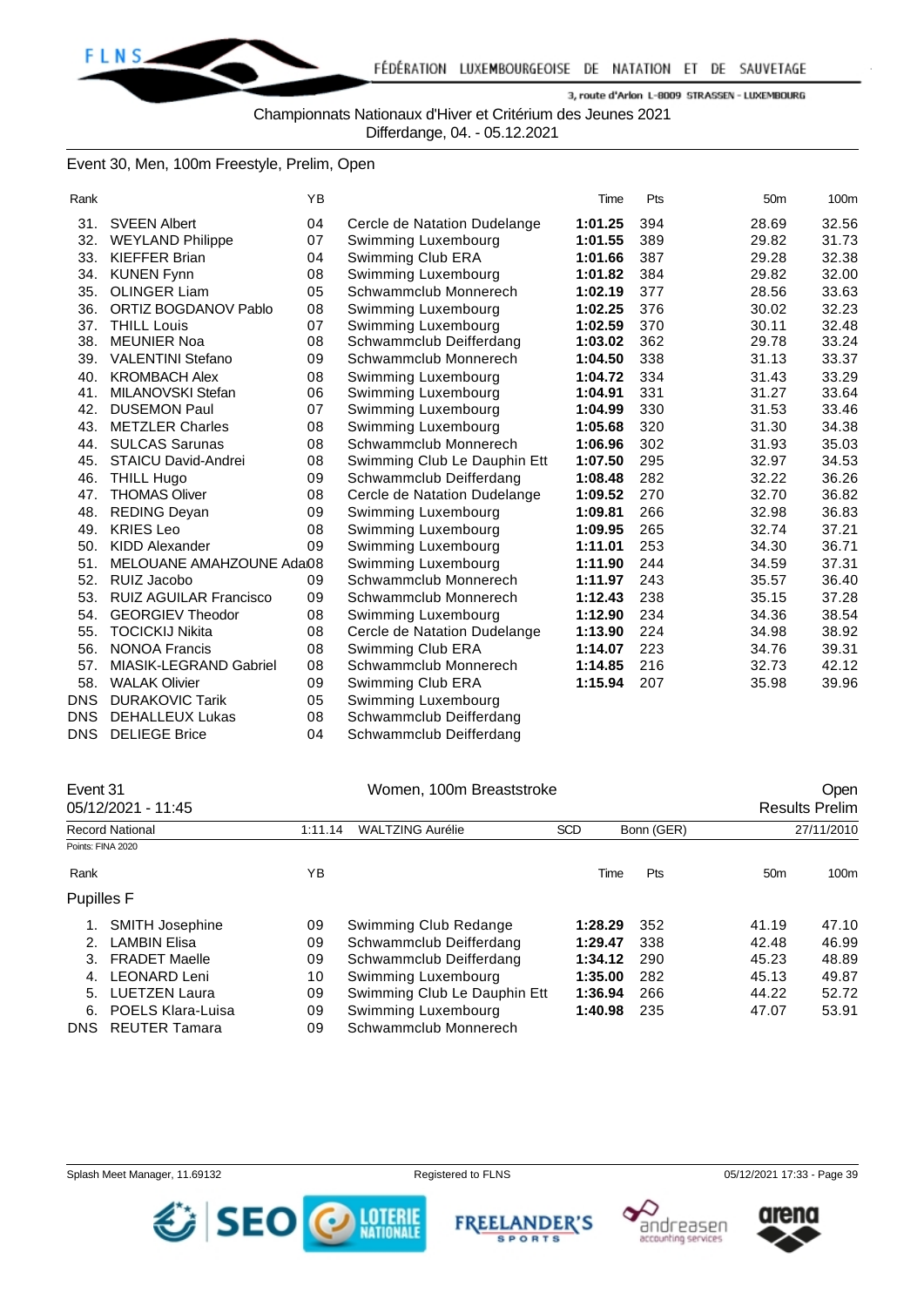Championnats Nationaux d'Hiver et Critérium des Jeunes 2021
Differdange, 04. - 05.12.2021

## Event 30, Men, 100m Freestyle, Prelim, Open

| Rank | | YB | | Time | Pts | 50m | 100m |
|---|---|---|---|---|---|---|---|
| 31. | SVEEN Albert | 04 | Cercle de Natation Dudelange | **1:01.25** | 394 | 28.69 | 32.56 |
| 32. | WEYLAND Philippe | 07 | Swimming Luxembourg | **1:01.55** | 389 | 29.82 | 31.73 |
| 33. | KIEFFER Brian | 04 | Swimming Club ERA | **1:01.66** | 387 | 29.28 | 32.38 |
| 34. | KUNEN Fynn | 08 | Swimming Luxembourg | **1:01.82** | 384 | 29.82 | 32.00 |
| 35. | OLINGER Liam | 05 | Schwammclub Monnerech | **1:02.19** | 377 | 28.56 | 33.63 |
| 36. | ORTIZ BOGDANOV Pablo | 08 | Swimming Luxembourg | **1:02.25** | 376 | 30.02 | 32.23 |
| 37. | THILL Louis | 07 | Swimming Luxembourg | **1:02.59** | 370 | 30.11 | 32.48 |
| 38. | MEUNIER Noa | 08 | Schwammclub Deifferdang | **1:03.02** | 362 | 29.78 | 33.24 |
| 39. | VALENTINI Stefano | 09 | Schwammclub Monnerech | **1:04.50** | 338 | 31.13 | 33.37 |
| 40. | KROMBACH Alex | 08 | Swimming Luxembourg | **1:04.72** | 334 | 31.43 | 33.29 |
| 41. | MILANOVSKI Stefan | 06 | Swimming Luxembourg | **1:04.91** | 331 | 31.27 | 33.64 |
| 42. | DUSEMON Paul | 07 | Swimming Luxembourg | **1:04.99** | 330 | 31.53 | 33.46 |
| 43. | METZLER Charles | 08 | Swimming Luxembourg | **1:05.68** | 320 | 31.30 | 34.38 |
| 44. | SULCAS Sarunas | 08 | Schwammclub Monnerech | **1:06.96** | 302 | 31.93 | 35.03 |
| 45. | STAICU David-Andrei | 08 | Swimming Club Le Dauphin Ett | **1:07.50** | 295 | 32.97 | 34.53 |
| 46. | THILL Hugo | 09 | Schwammclub Deifferdang | **1:08.48** | 282 | 32.22 | 36.26 |
| 47. | THOMAS Oliver | 08 | Cercle de Natation Dudelange | **1:09.52** | 270 | 32.70 | 36.82 |
| 48. | REDING Deyan | 09 | Swimming Luxembourg | **1:09.81** | 266 | 32.98 | 36.83 |
| 49. | KRIES Leo | 08 | Swimming Luxembourg | **1:09.95** | 265 | 32.74 | 37.21 |
| 50. | KIDD Alexander | 09 | Swimming Luxembourg | **1:11.01** | 253 | 34.30 | 36.71 |
| 51. | MELOUANE AMAHZOUNE Ada | 08 | Swimming Luxembourg | **1:11.90** | 244 | 34.59 | 37.31 |
| 52. | RUIZ Jacobo | 09 | Schwammclub Monnerech | **1:11.97** | 243 | 35.57 | 36.40 |
| 53. | RUIZ AGUILAR Francisco | 09 | Schwammclub Monnerech | **1:12.43** | 238 | 35.15 | 37.28 |
| 54. | GEORGIEV Theodor | 08 | Swimming Luxembourg | **1:12.90** | 234 | 34.36 | 38.54 |
| 55. | TOCICKIJ Nikita | 08 | Cercle de Natation Dudelange | **1:13.90** | 224 | 34.98 | 38.92 |
| 56. | NONOA Francis | 08 | Swimming Club ERA | **1:14.07** | 223 | 34.76 | 39.31 |
| 57. | MIASIK-LEGRAND Gabriel | 08 | Schwammclub Monnerech | **1:14.85** | 216 | 32.73 | 42.12 |
| 58. | WALAK Olivier | 09 | Swimming Club ERA | **1:15.94** | 207 | 35.98 | 39.96 |
| DNS | DURAKOVIC Tarik | 05 | Swimming Luxembourg | | | | |
| DNS | DEHALLEUX Lukas | 08 | Schwammclub Deifferdang | | | | |
| DNS | DELIEGE Brice | 04 | Schwammclub Deifferdang | | | | |

## Event 31 — Women, 100m Breaststroke — Open

05/12/2021 - 11:45 — Results Prelim

Record National: 1:11.14 WALTZING Aurélie SCD Bonn (GER) 27/11/2010

Points: FINA 2020

### Pupilles F

| Rank | | YB | | Time | Pts | 50m | 100m |
|---|---|---|---|---|---|---|---|
| 1. | SMITH Josephine | 09 | Swimming Club Redange | **1:28.29** | 352 | 41.19 | 47.10 |
| 2. | LAMBIN Elisa | 09 | Schwammclub Deifferdang | **1:29.47** | 338 | 42.48 | 46.99 |
| 3. | FRADET Maelle | 09 | Schwammclub Deifferdang | **1:34.12** | 290 | 45.23 | 48.89 |
| 4. | LEONARD Leni | 10 | Swimming Luxembourg | **1:35.00** | 282 | 45.13 | 49.87 |
| 5. | LUETZEN Laura | 09 | Swimming Club Le Dauphin Ett | **1:36.94** | 266 | 44.22 | 52.72 |
| 6. | POELS Klara-Luisa | 09 | Swimming Luxembourg | **1:40.98** | 235 | 47.07 | 53.91 |
| DNS | REUTER Tamara | 09 | Schwammclub Monnerech | | | | |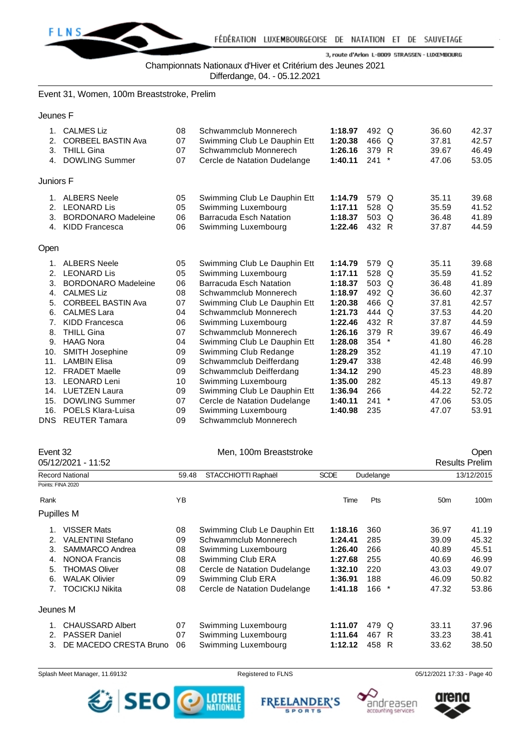Championnats Nationaux d'Hiver et Critérium des Jeunes 2021
Differdange, 04. - 05.12.2021

## Event 31, Women, 100m Breaststroke, Prelim

### Jeunes F

| Rank | Name | YB | Club | Time | Pts | | 50m | 100m |
|---|---|---|---|---|---|---|---|---|
| 1. | CALMES Liz | 08 | Schwammclub Monnerech | **1:18.97** | 492 | Q | 36.60 | 42.37 |
| 2. | CORBEEL BASTIN Ava | 07 | Swimming Club Le Dauphin Ett | **1:20.38** | 466 | Q | 37.81 | 42.57 |
| 3. | THILL Gina | 07 | Schwammclub Monnerech | **1:26.16** | 379 | R | 39.67 | 46.49 |
| 4. | DOWLING Summer | 07 | Cercle de Natation Dudelange | **1:40.11** | 241 | * | 47.06 | 53.05 |

### Juniors F

| Rank | Name | YB | Club | Time | Pts | | 50m | 100m |
|---|---|---|---|---|---|---|---|---|
| 1. | ALBERS Neele | 05 | Swimming Club Le Dauphin Ett | **1:14.79** | 579 | Q | 35.11 | 39.68 |
| 2. | LEONARD Lis | 05 | Swimming Luxembourg | **1:17.11** | 528 | Q | 35.59 | 41.52 |
| 3. | BORDONARO Madeleine | 06 | Barracuda Esch Natation | **1:18.37** | 503 | Q | 36.48 | 41.89 |
| 4. | KIDD Francesca | 06 | Swimming Luxembourg | **1:22.46** | 432 | R | 37.87 | 44.59 |

### Open

| Rank | Name | YB | Club | Time | Pts | | 50m | 100m |
|---|---|---|---|---|---|---|---|---|
| 1. | ALBERS Neele | 05 | Swimming Club Le Dauphin Ett | **1:14.79** | 579 | Q | 35.11 | 39.68 |
| 2. | LEONARD Lis | 05 | Swimming Luxembourg | **1:17.11** | 528 | Q | 35.59 | 41.52 |
| 3. | BORDONARO Madeleine | 06 | Barracuda Esch Natation | **1:18.37** | 503 | Q | 36.48 | 41.89 |
| 4. | CALMES Liz | 08 | Schwammclub Monnerech | **1:18.97** | 492 | Q | 36.60 | 42.37 |
| 5. | CORBEEL BASTIN Ava | 07 | Swimming Club Le Dauphin Ett | **1:20.38** | 466 | Q | 37.81 | 42.57 |
| 6. | CALMES Lara | 04 | Schwammclub Monnerech | **1:21.73** | 444 | Q | 37.53 | 44.20 |
| 7. | KIDD Francesca | 06 | Swimming Luxembourg | **1:22.46** | 432 | R | 37.87 | 44.59 |
| 8. | THILL Gina | 07 | Schwammclub Monnerech | **1:26.16** | 379 | R | 39.67 | 46.49 |
| 9. | HAAG Nora | 04 | Swimming Club Le Dauphin Ett | **1:28.08** | 354 | * | 41.80 | 46.28 |
| 10. | SMITH Josephine | 09 | Swimming Club Redange | **1:28.29** | 352 | | 41.19 | 47.10 |
| 11. | LAMBIN Elisa | 09 | Schwammclub Deifferdang | **1:29.47** | 338 | | 42.48 | 46.99 |
| 12. | FRADET Maelle | 09 | Schwammclub Deifferdang | **1:34.12** | 290 | | 45.23 | 48.89 |
| 13. | LEONARD Leni | 10 | Swimming Luxembourg | **1:35.00** | 282 | | 45.13 | 49.87 |
| 14. | LUETZEN Laura | 09 | Swimming Club Le Dauphin Ett | **1:36.94** | 266 | | 44.22 | 52.72 |
| 15. | DOWLING Summer | 07 | Cercle de Natation Dudelange | **1:40.11** | 241 | * | 47.06 | 53.05 |
| 16. | POELS Klara-Luisa | 09 | Swimming Luxembourg | **1:40.98** | 235 | | 47.07 | 53.91 |
| DNS | REUTER Tamara | 09 | Schwammclub Monnerech | | | | | |

## Event 32 — Men, 100m Breaststroke — Open

05/12/2021 - 11:52 — Results Prelim

Record National: 59.48 — STACCHIOTTI Raphaël — SCDE — Dudelange — 13/12/2015

Points: FINA 2020

### Pupilles M

| Rank | Name | YB | Club | Time | Pts | | 50m | 100m |
|---|---|---|---|---|---|---|---|---|
| 1. | VISSER Mats | 08 | Swimming Club Le Dauphin Ett | **1:18.16** | 360 | | 36.97 | 41.19 |
| 2. | VALENTINI Stefano | 09 | Schwammclub Monnerech | **1:24.41** | 285 | | 39.09 | 45.32 |
| 3. | SAMMARCO Andrea | 08 | Swimming Luxembourg | **1:26.40** | 266 | | 40.89 | 45.51 |
| 4. | NONOA Francis | 08 | Swimming Club ERA | **1:27.68** | 255 | | 40.69 | 46.99 |
| 5. | THOMAS Oliver | 08 | Cercle de Natation Dudelange | **1:32.10** | 220 | | 43.03 | 49.07 |
| 6. | WALAK Olivier | 09 | Swimming Club ERA | **1:36.91** | 188 | | 46.09 | 50.82 |
| 7. | TOCICKIJ Nikita | 08 | Cercle de Natation Dudelange | **1:41.18** | 166 | * | 47.32 | 53.86 |

### Jeunes M

| Rank | Name | YB | Club | Time | Pts | | 50m | 100m |
|---|---|---|---|---|---|---|---|---|
| 1. | CHAUSSARD Albert | 07 | Swimming Luxembourg | **1:11.07** | 479 | Q | 33.11 | 37.96 |
| 2. | PASSER Daniel | 07 | Swimming Luxembourg | **1:11.64** | 467 | R | 33.23 | 38.41 |
| 3. | DE MACEDO CRESTA Bruno | 06 | Swimming Luxembourg | **1:12.12** | 458 | R | 33.62 | 38.50 |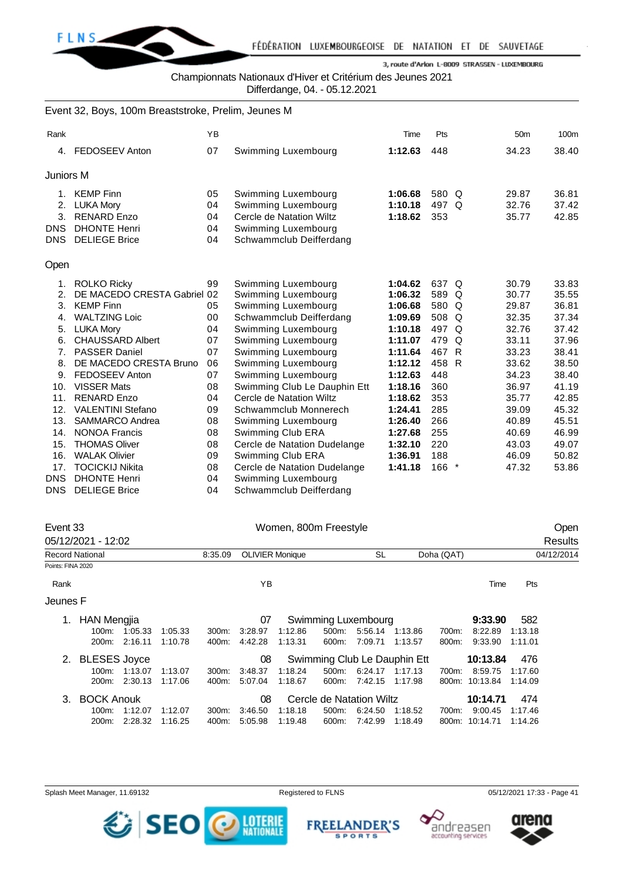Championnats Nationaux d'Hiver et Critérium des Jeunes 2021
Differdange, 04. - 05.12.2021

### Event 32, Boys, 100m Breaststroke, Prelim, Jeunes M

| Rank | | YB | | Time | Pts | | 50m | 100m |
|---|---|---|---|---|---|---|---|---|
| 4. | FEDOSEEV Anton | 07 | Swimming Luxembourg | **1:12.63** | 448 | | 34.23 | 38.40 |

#### Juniors M

| Rank | | YB | | Time | Pts | | 50m | 100m |
|---|---|---|---|---|---|---|---|---|
| 1. | KEMP Finn | 05 | Swimming Luxembourg | **1:06.68** | 580 | Q | 29.87 | 36.81 |
| 2. | LUKA Mory | 04 | Swimming Luxembourg | **1:10.18** | 497 | Q | 32.76 | 37.42 |
| 3. | RENARD Enzo | 04 | Cercle de Natation Wiltz | **1:18.62** | 353 | | 35.77 | 42.85 |
| DNS | DHONTE Henri | 04 | Swimming Luxembourg | | | | | |
| DNS | DELIEGE Brice | 04 | Schwammclub Deifferdang | | | | | |

#### Open

| Rank | | YB | | Time | Pts | | 50m | 100m |
|---|---|---|---|---|---|---|---|---|
| 1. | ROLKO Ricky | 99 | Swimming Luxembourg | **1:04.62** | 637 | Q | 30.79 | 33.83 |
| 2. | DE MACEDO CRESTA Gabriel | 02 | Swimming Luxembourg | **1:06.32** | 589 | Q | 30.77 | 35.55 |
| 3. | KEMP Finn | 05 | Swimming Luxembourg | **1:06.68** | 580 | Q | 29.87 | 36.81 |
| 4. | WALTZING Loic | 00 | Schwammclub Deifferdang | **1:09.69** | 508 | Q | 32.35 | 37.34 |
| 5. | LUKA Mory | 04 | Swimming Luxembourg | **1:10.18** | 497 | Q | 32.76 | 37.42 |
| 6. | CHAUSSARD Albert | 07 | Swimming Luxembourg | **1:11.07** | 479 | Q | 33.11 | 37.96 |
| 7. | PASSER Daniel | 07 | Swimming Luxembourg | **1:11.64** | 467 | R | 33.23 | 38.41 |
| 8. | DE MACEDO CRESTA Bruno | 06 | Swimming Luxembourg | **1:12.12** | 458 | R | 33.62 | 38.50 |
| 9. | FEDOSEEV Anton | 07 | Swimming Luxembourg | **1:12.63** | 448 | | 34.23 | 38.40 |
| 10. | VISSER Mats | 08 | Swimming Club Le Dauphin Ett | **1:18.16** | 360 | | 36.97 | 41.19 |
| 11. | RENARD Enzo | 04 | Cercle de Natation Wiltz | **1:18.62** | 353 | | 35.77 | 42.85 |
| 12. | VALENTINI Stefano | 09 | Schwammclub Monnerech | **1:24.41** | 285 | | 39.09 | 45.32 |
| 13. | SAMMARCO Andrea | 08 | Swimming Luxembourg | **1:26.40** | 266 | | 40.89 | 45.51 |
| 14. | NONOA Francis | 08 | Swimming Club ERA | **1:27.68** | 255 | | 40.69 | 46.99 |
| 15. | THOMAS Oliver | 08 | Cercle de Natation Dudelange | **1:32.10** | 220 | | 43.03 | 49.07 |
| 16. | WALAK Olivier | 09 | Swimming Club ERA | **1:36.91** | 188 | | 46.09 | 50.82 |
| 17. | TOCICKIJ Nikita | 08 | Cercle de Natation Dudelange | **1:41.18** | 166 | * | 47.32 | 53.86 |
| DNS | DHONTE Henri | 04 | Swimming Luxembourg | | | | | |
| DNS | DELIEGE Brice | 04 | Schwammclub Deifferdang | | | | | |

### Event 33 — Women, 800m Freestyle — Open

05/12/2021 - 12:02 — Results

Record National: 8:35.09 OLIVIER Monique SL Doha (QAT) 04/12/2014

Points: FINA 2020

#### Jeunes F

| Rank | | YB | | Time | Pts |
|---|---|---|---|---|---|
| 1. | HAN Mengjia | 07 | Swimming Luxembourg | **9:33.90** | 582 |
| 2. | BLESES Joyce | 08 | Swimming Club Le Dauphin Ett | **10:13.84** | 476 |
| 3. | BOCK Anouk | 08 | Cercle de Natation Wiltz | **10:14.71** | 474 |

Splits:

| Rank | Name | 100m | | 200m | | 300m | | 400m | | 500m | | 600m | | 700m | | 800m | |
|---|---|---|---|---|---|---|---|---|---|---|---|---|---|---|---|---|---|
| 1. | HAN Mengjia | 1:05.33 | 1:05.33 | 2:16.11 | 1:10.78 | 3:28.97 | 1:12.86 | 4:42.28 | 1:13.31 | 5:56.14 | 1:13.86 | 7:09.71 | 1:13.57 | 8:22.89 | 1:13.18 | 9:33.90 | 1:11.01 |
| 2. | BLESES Joyce | 1:13.07 | 1:13.07 | 2:30.13 | 1:17.06 | 3:48.37 | 1:18.24 | 5:07.04 | 1:18.67 | 6:24.17 | 1:17.13 | 7:42.15 | 1:17.98 | 8:59.75 | 1:17.60 | 10:13.84 | 1:14.09 |
| 3. | BOCK Anouk | 1:12.07 | 1:12.07 | 2:28.32 | 1:16.25 | 3:46.50 | 1:18.18 | 5:05.98 | 1:19.48 | 6:24.50 | 1:18.52 | 7:42.99 | 1:18.49 | 9:00.45 | 1:17.46 | 10:14.71 | 1:14.26 |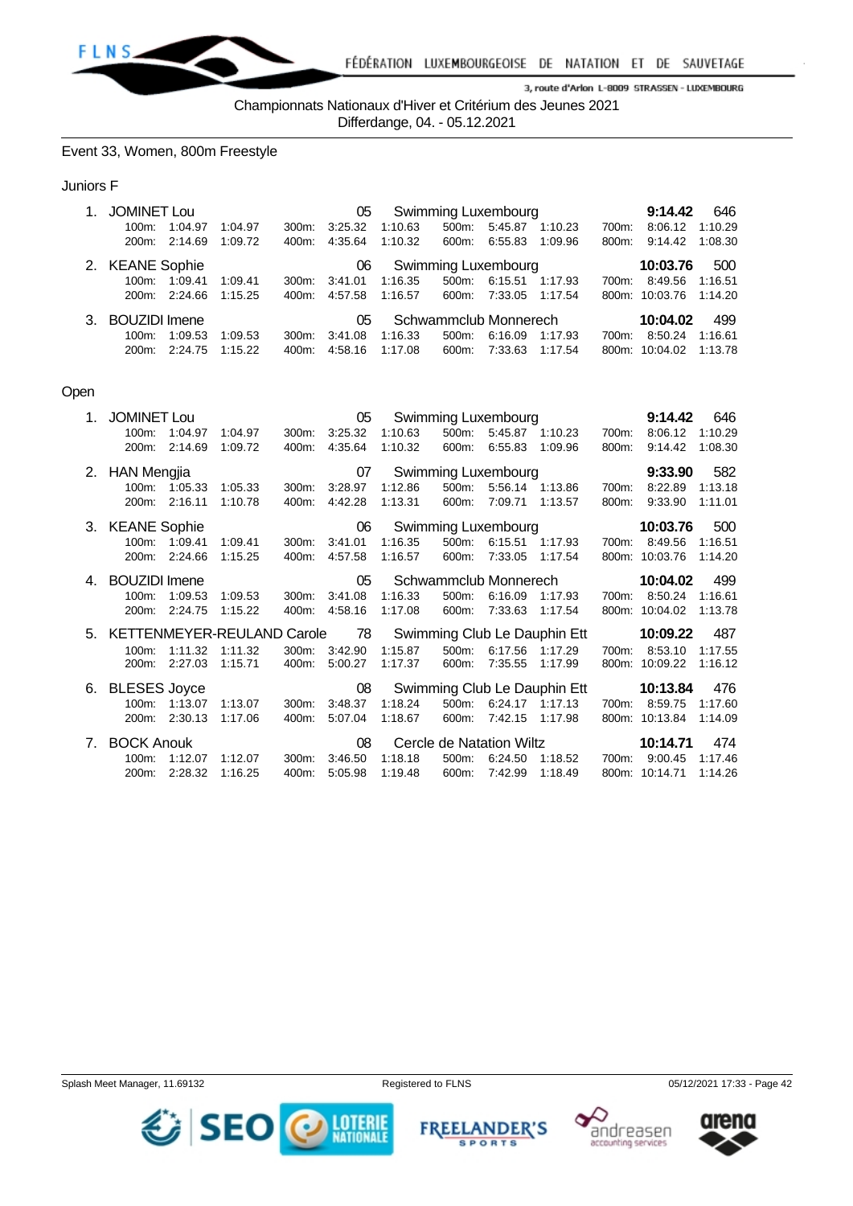Championnats Nationaux d'Hiver et Critérium des Jeunes 2021
Differdange, 04. - 05.12.2021

## Event 33, Women, 800m Freestyle

### Juniors F

| Rank | Name | YoB | Club | Time | Points |
|---|---|---|---|---|---|
| 1. | JOMINET Lou | 05 | Swimming Luxembourg | **9:14.42** | 646 |
| | 100m: 1:04.97 1:04.97 / 200m: 2:14.69 1:09.72 | 300m: 3:25.32 1:10.63 / 400m: 4:35.64 1:10.32 | 500m: 5:45.87 1:10.23 / 600m: 6:55.83 1:09.96 | 700m: 8:06.12 1:10.29 / 800m: 9:14.42 1:08.30 | |
| 2. | KEANE Sophie | 06 | Swimming Luxembourg | **10:03.76** | 500 |
| | 100m: 1:09.41 1:09.41 / 200m: 2:24.66 1:15.25 | 300m: 3:41.01 1:16.35 / 400m: 4:57.58 1:16.57 | 500m: 6:15.51 1:17.93 / 600m: 7:33.05 1:17.54 | 700m: 8:49.56 1:16.51 / 800m: 10:03.76 1:14.20 | |
| 3. | BOUZIDI Imene | 05 | Schwammclub Monnerech | **10:04.02** | 499 |
| | 100m: 1:09.53 1:09.53 / 200m: 2:24.75 1:15.22 | 300m: 3:41.08 1:16.33 / 400m: 4:58.16 1:17.08 | 500m: 6:16.09 1:17.93 / 600m: 7:33.63 1:17.54 | 700m: 8:50.24 1:16.61 / 800m: 10:04.02 1:13.78 | |

### Open

| Rank | Name | YoB | Club | Time | Points |
|---|---|---|---|---|---|
| 1. | JOMINET Lou | 05 | Swimming Luxembourg | **9:14.42** | 646 |
| | 100m: 1:04.97 1:04.97 / 200m: 2:14.69 1:09.72 | 300m: 3:25.32 1:10.63 / 400m: 4:35.64 1:10.32 | 500m: 5:45.87 1:10.23 / 600m: 6:55.83 1:09.96 | 700m: 8:06.12 1:10.29 / 800m: 9:14.42 1:08.30 | |
| 2. | HAN Mengjia | 07 | Swimming Luxembourg | **9:33.90** | 582 |
| | 100m: 1:05.33 1:05.33 / 200m: 2:16.11 1:10.78 | 300m: 3:28.97 1:12.86 / 400m: 4:42.28 1:13.31 | 500m: 5:56.14 1:13.86 / 600m: 7:09.71 1:13.57 | 700m: 8:22.89 1:13.18 / 800m: 9:33.90 1:11.01 | |
| 3. | KEANE Sophie | 06 | Swimming Luxembourg | **10:03.76** | 500 |
| | 100m: 1:09.41 1:09.41 / 200m: 2:24.66 1:15.25 | 300m: 3:41.01 1:16.35 / 400m: 4:57.58 1:16.57 | 500m: 6:15.51 1:17.93 / 600m: 7:33.05 1:17.54 | 700m: 8:49.56 1:16.51 / 800m: 10:03.76 1:14.20 | |
| 4. | BOUZIDI Imene | 05 | Schwammclub Monnerech | **10:04.02** | 499 |
| | 100m: 1:09.53 1:09.53 / 200m: 2:24.75 1:15.22 | 300m: 3:41.08 1:16.33 / 400m: 4:58.16 1:17.08 | 500m: 6:16.09 1:17.93 / 600m: 7:33.63 1:17.54 | 700m: 8:50.24 1:16.61 / 800m: 10:04.02 1:13.78 | |
| 5. | KETTENMEYER-REULAND Carole | 78 | Swimming Club Le Dauphin Ett | **10:09.22** | 487 |
| | 100m: 1:11.32 1:11.32 / 200m: 2:27.03 1:15.71 | 300m: 3:42.90 1:15.87 / 400m: 5:00.27 1:17.37 | 500m: 6:17.56 1:17.29 / 600m: 7:35.55 1:17.99 | 700m: 8:53.10 1:17.55 / 800m: 10:09.22 1:16.12 | |
| 6. | BLESES Joyce | 08 | Swimming Club Le Dauphin Ett | **10:13.84** | 476 |
| | 100m: 1:13.07 1:13.07 / 200m: 2:30.13 1:17.06 | 300m: 3:48.37 1:18.24 / 400m: 5:07.04 1:18.67 | 500m: 6:24.17 1:17.13 / 600m: 7:42.15 1:17.98 | 700m: 8:59.75 1:17.60 / 800m: 10:13.84 1:14.09 | |
| 7. | BOCK Anouk | 08 | Cercle de Natation Wiltz | **10:14.71** | 474 |
| | 100m: 1:12.07 1:12.07 / 200m: 2:28.32 1:16.25 | 300m: 3:46.50 1:18.18 / 400m: 5:05.98 1:19.48 | 500m: 6:24.50 1:18.52 / 600m: 7:42.99 1:18.49 | 700m: 9:00.45 1:17.46 / 800m: 10:14.71 1:14.26 | |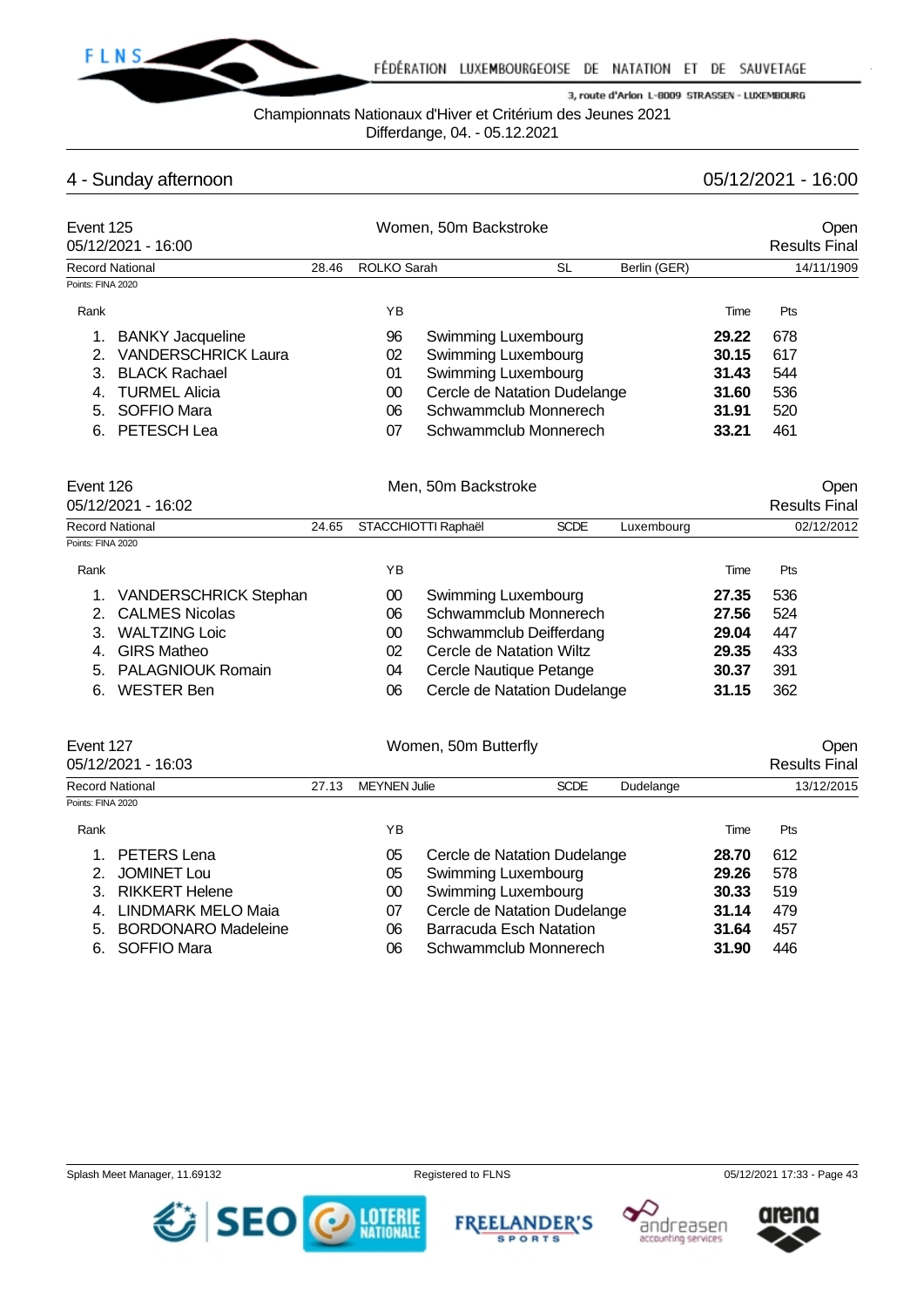Championnats Nationaux d'Hiver et Critérium des Jeunes 2021
Differdange, 04. - 05.12.2021

## 4 - Sunday afternoon

05/12/2021 - 16:00

### Event 125 — Women, 50m Backstroke — Open

05/12/2021 - 16:00 — Results Final

Record National 28.46 ROLKO Sarah SL Berlin (GER) 14/11/1909

Points: FINA 2020

| Rank | | YB | | Time | Pts |
|---|---|---|---|---|---|
| 1. | BANKY Jacqueline | 96 | Swimming Luxembourg | **29.22** | 678 |
| 2. | VANDERSCHRICK Laura | 02 | Swimming Luxembourg | **30.15** | 617 |
| 3. | BLACK Rachael | 01 | Swimming Luxembourg | **31.43** | 544 |
| 4. | TURMEL Alicia | 00 | Cercle de Natation Dudelange | **31.60** | 536 |
| 5. | SOFFIO Mara | 06 | Schwammclub Monnerech | **31.91** | 520 |
| 6. | PETESCH Lea | 07 | Schwammclub Monnerech | **33.21** | 461 |

### Event 126 — Men, 50m Backstroke — Open

05/12/2021 - 16:02 — Results Final

Record National 24.65 STACCHIOTTI Raphaël SCDE Luxembourg 02/12/2012

Points: FINA 2020

| Rank | | YB | | Time | Pts |
|---|---|---|---|---|---|
| 1. | VANDERSCHRICK Stephan | 00 | Swimming Luxembourg | **27.35** | 536 |
| 2. | CALMES Nicolas | 06 | Schwammclub Monnerech | **27.56** | 524 |
| 3. | WALTZING Loic | 00 | Schwammclub Deifferdang | **29.04** | 447 |
| 4. | GIRS Matheo | 02 | Cercle de Natation Wiltz | **29.35** | 433 |
| 5. | PALAGNIOUK Romain | 04 | Cercle Nautique Petange | **30.37** | 391 |
| 6. | WESTER Ben | 06 | Cercle de Natation Dudelange | **31.15** | 362 |

### Event 127 — Women, 50m Butterfly — Open

05/12/2021 - 16:03 — Results Final

Record National 27.13 MEYNEN Julie SCDE Dudelange 13/12/2015

Points: FINA 2020

| Rank | | YB | | Time | Pts |
|---|---|---|---|---|---|
| 1. | PETERS Lena | 05 | Cercle de Natation Dudelange | **28.70** | 612 |
| 2. | JOMINET Lou | 05 | Swimming Luxembourg | **29.26** | 578 |
| 3. | RIKKERT Helene | 00 | Swimming Luxembourg | **30.33** | 519 |
| 4. | LINDMARK MELO Maia | 07 | Cercle de Natation Dudelange | **31.14** | 479 |
| 5. | BORDONARO Madeleine | 06 | Barracuda Esch Natation | **31.64** | 457 |
| 6. | SOFFIO Mara | 06 | Schwammclub Monnerech | **31.90** | 446 |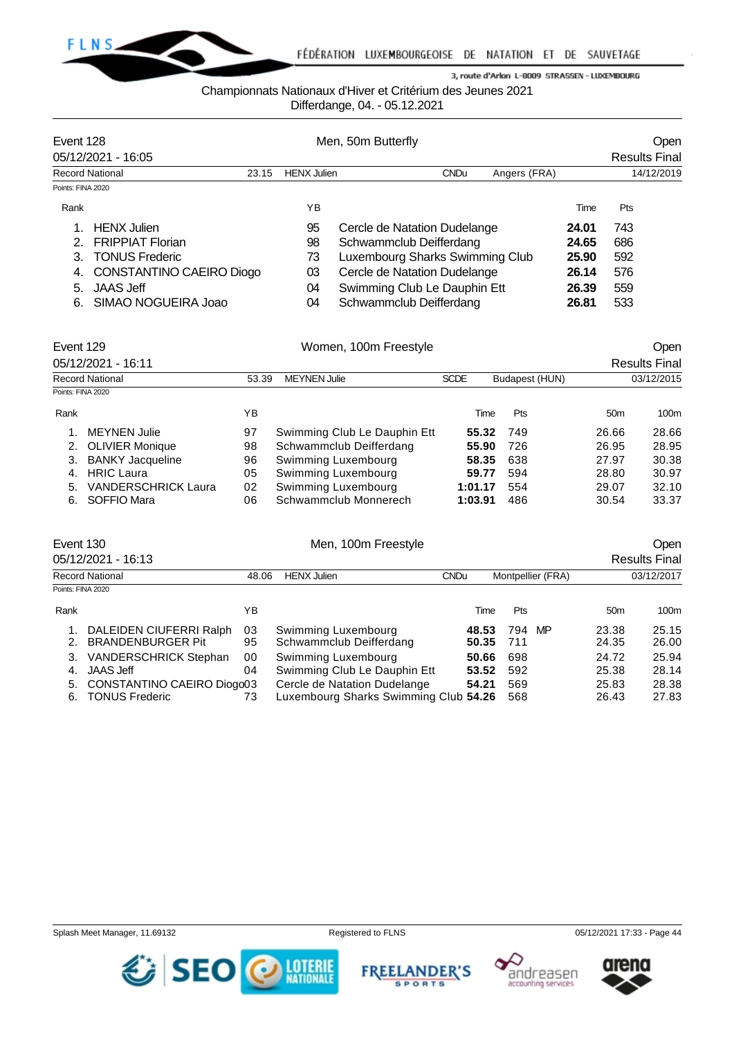Championnats Nationaux d'Hiver et Critérium des Jeunes 2021
Differdange, 04. - 05.12.2021

## Event 128 — Men, 50m Butterfly — Open

05/12/2021 - 16:05 — Results Final

| Record National | 23.15 | HENX Julien | CNDu | Angers (FRA) | 14/12/2019 |
|---|---|---|---|---|---|

Points: FINA 2020

| Rank | Name | YB | Club | Time | Pts |
|---|---|---|---|---|---|
| 1. | HENX Julien | 95 | Cercle de Natation Dudelange | **24.01** | 743 |
| 2. | FRIPPIAT Florian | 98 | Schwammclub Deifferdang | **24.65** | 686 |
| 3. | TONUS Frederic | 73 | Luxembourg Sharks Swimming Club | **25.90** | 592 |
| 4. | CONSTANTINO CAEIRO Diogo | 03 | Cercle de Natation Dudelange | **26.14** | 576 |
| 5. | JAAS Jeff | 04 | Swimming Club Le Dauphin Ett | **26.39** | 559 |
| 6. | SIMAO NOGUEIRA Joao | 04 | Schwammclub Deifferdang | **26.81** | 533 |

## Event 129 — Women, 100m Freestyle — Open

05/12/2021 - 16:11 — Results Final

| Record National | 53.39 | MEYNEN Julie | SCDE | Budapest (HUN) | 03/12/2015 |
|---|---|---|---|---|---|

Points: FINA 2020

| Rank | Name | YB | Club | Time | Pts | 50m | 100m |
|---|---|---|---|---|---|---|---|
| 1. | MEYNEN Julie | 97 | Swimming Club Le Dauphin Ett | **55.32** | 749 | 26.66 | 28.66 |
| 2. | OLIVIER Monique | 98 | Schwammclub Deifferdang | **55.90** | 726 | 26.95 | 28.95 |
| 3. | BANKY Jacqueline | 96 | Swimming Luxembourg | **58.35** | 638 | 27.97 | 30.38 |
| 4. | HRIC Laura | 05 | Swimming Luxembourg | **59.77** | 594 | 28.80 | 30.97 |
| 5. | VANDERSCHRICK Laura | 02 | Swimming Luxembourg | **1:01.17** | 554 | 29.07 | 32.10 |
| 6. | SOFFIO Mara | 06 | Schwammclub Monnerech | **1:03.91** | 486 | 30.54 | 33.37 |

## Event 130 — Men, 100m Freestyle — Open

05/12/2021 - 16:13 — Results Final

| Record National | 48.06 | HENX Julien | CNDu | Montpellier (FRA) | 03/12/2017 |
|---|---|---|---|---|---|

Points: FINA 2020

| Rank | Name | YB | Club | Time | Pts | | 50m | 100m |
|---|---|---|---|---|---|---|---|---|
| 1. | DALEIDEN CIUFERRI Ralph | 03 | Swimming Luxembourg | **48.53** | 794 | MP | 23.38 | 25.15 |
| 2. | BRANDENBURGER Pit | 95 | Schwammclub Deifferdang | **50.35** | 711 | | 24.35 | 26.00 |
| 3. | VANDERSCHRICK Stephan | 00 | Swimming Luxembourg | **50.66** | 698 | | 24.72 | 25.94 |
| 4. | JAAS Jeff | 04 | Swimming Club Le Dauphin Ett | **53.52** | 592 | | 25.38 | 28.14 |
| 5. | CONSTANTINO CAEIRO Diogo | 03 | Cercle de Natation Dudelange | **54.21** | 569 | | 25.83 | 28.38 |
| 6. | TONUS Frederic | 73 | Luxembourg Sharks Swimming Club | **54.26** | 568 | | 26.43 | 27.83 |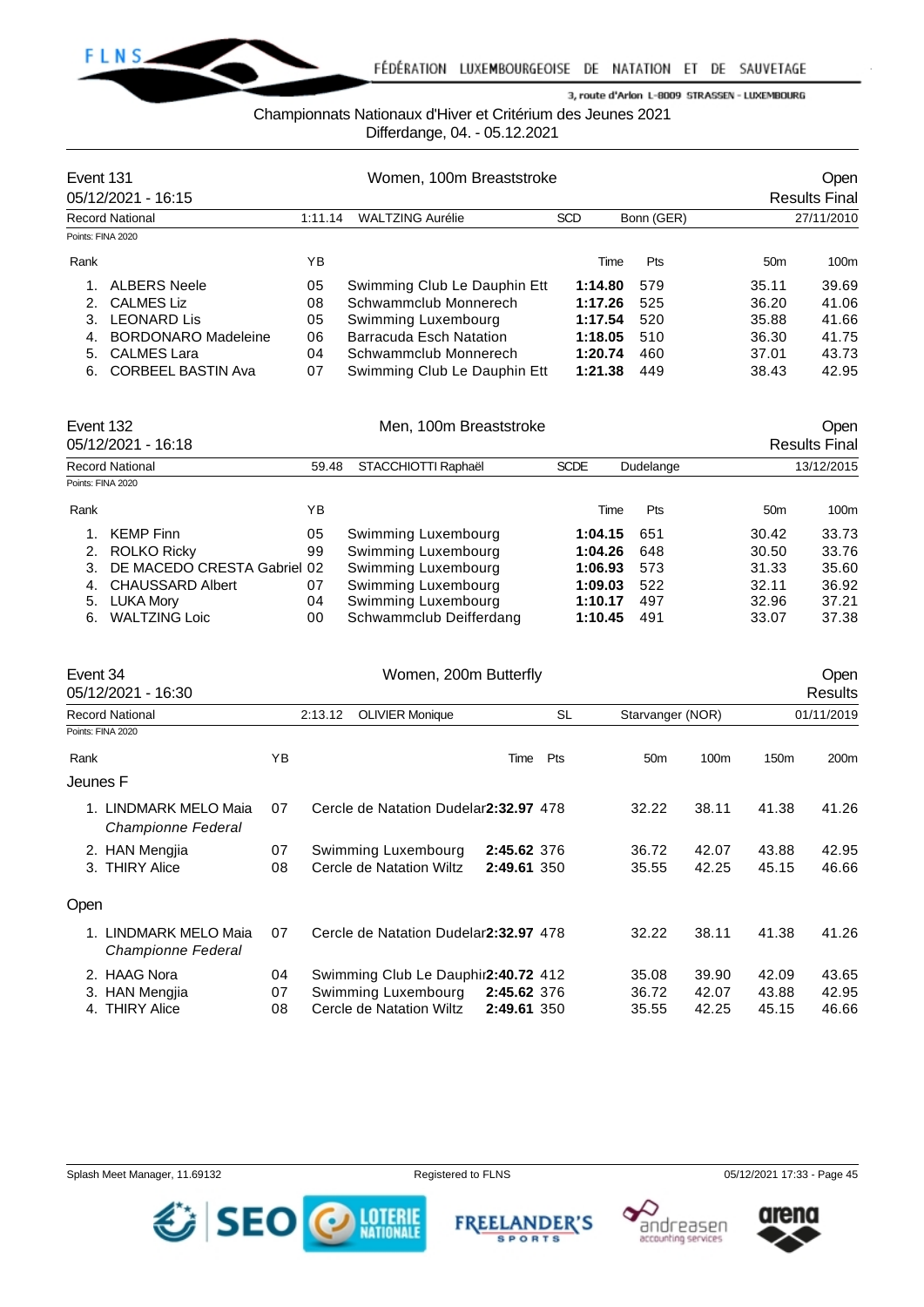Championnats Nationaux d'Hiver et Critérium des Jeunes 2021
Differdange, 04. - 05.12.2021

## Event 131 — Women, 100m Breaststroke — Open

05/12/2021 - 16:15 — Results Final

| Record National | 1:11.14 | WALTZING Aurélie | SCD | Bonn (GER) | 27/11/2010 |
|---|---|---|---|---|---|

Points: FINA 2020

| Rank | | YB | | Time | Pts | 50m | 100m |
|---|---|---|---|---|---|---|---|
| 1. | ALBERS Neele | 05 | Swimming Club Le Dauphin Ett | **1:14.80** | 579 | 35.11 | 39.69 |
| 2. | CALMES Liz | 08 | Schwammclub Monnerech | **1:17.26** | 525 | 36.20 | 41.06 |
| 3. | LEONARD Lis | 05 | Swimming Luxembourg | **1:17.54** | 520 | 35.88 | 41.66 |
| 4. | BORDONARO Madeleine | 06 | Barracuda Esch Natation | **1:18.05** | 510 | 36.30 | 41.75 |
| 5. | CALMES Lara | 04 | Schwammclub Monnerech | **1:20.74** | 460 | 37.01 | 43.73 |
| 6. | CORBEEL BASTIN Ava | 07 | Swimming Club Le Dauphin Ett | **1:21.38** | 449 | 38.43 | 42.95 |

## Event 132 — Men, 100m Breaststroke — Open

05/12/2021 - 16:18 — Results Final

| Record National | 59.48 | STACCHIOTTI Raphaël | SCDE | Dudelange | 13/12/2015 |
|---|---|---|---|---|---|

Points: FINA 2020

| Rank | | YB | | Time | Pts | 50m | 100m |
|---|---|---|---|---|---|---|---|
| 1. | KEMP Finn | 05 | Swimming Luxembourg | **1:04.15** | 651 | 30.42 | 33.73 |
| 2. | ROLKO Ricky | 99 | Swimming Luxembourg | **1:04.26** | 648 | 30.50 | 33.76 |
| 3. | DE MACEDO CRESTA Gabriel | 02 | Swimming Luxembourg | **1:06.93** | 573 | 31.33 | 35.60 |
| 4. | CHAUSSARD Albert | 07 | Swimming Luxembourg | **1:09.03** | 522 | 32.11 | 36.92 |
| 5. | LUKA Mory | 04 | Swimming Luxembourg | **1:10.17** | 497 | 32.96 | 37.21 |
| 6. | WALTZING Loic | 00 | Schwammclub Deifferdang | **1:10.45** | 491 | 33.07 | 37.38 |

## Event 34 — Women, 200m Butterfly — Open

05/12/2021 - 16:30 — Results

| Record National | 2:13.12 | OLIVIER Monique | SL | Starvanger (NOR) | 01/11/2019 |
|---|---|---|---|---|---|

Points: FINA 2020

| Rank | | YB | | Time | Pts | 50m | 100m | 150m | 200m |
|---|---|---|---|---|---|---|---|---|---|
| **Jeunes F** | | | | | | | | | |
| 1. | LINDMARK MELO Maia *Championne Federal* | 07 | Cercle de Natation Dudelar | **2:32.97** | 478 | 32.22 | 38.11 | 41.38 | 41.26 |
| 2. | HAN Mengjia | 07 | Swimming Luxembourg | **2:45.62** | 376 | 36.72 | 42.07 | 43.88 | 42.95 |
| 3. | THIRY Alice | 08 | Cercle de Natation Wiltz | **2:49.61** | 350 | 35.55 | 42.25 | 45.15 | 46.66 |
| **Open** | | | | | | | | | |
| 1. | LINDMARK MELO Maia *Championne Federal* | 07 | Cercle de Natation Dudelar | **2:32.97** | 478 | 32.22 | 38.11 | 41.38 | 41.26 |
| 2. | HAAG Nora | 04 | Swimming Club Le Dauphir | **2:40.72** | 412 | 35.08 | 39.90 | 42.09 | 43.65 |
| 3. | HAN Mengjia | 07 | Swimming Luxembourg | **2:45.62** | 376 | 36.72 | 42.07 | 43.88 | 42.95 |
| 4. | THIRY Alice | 08 | Cercle de Natation Wiltz | **2:49.61** | 350 | 35.55 | 42.25 | 45.15 | 46.66 |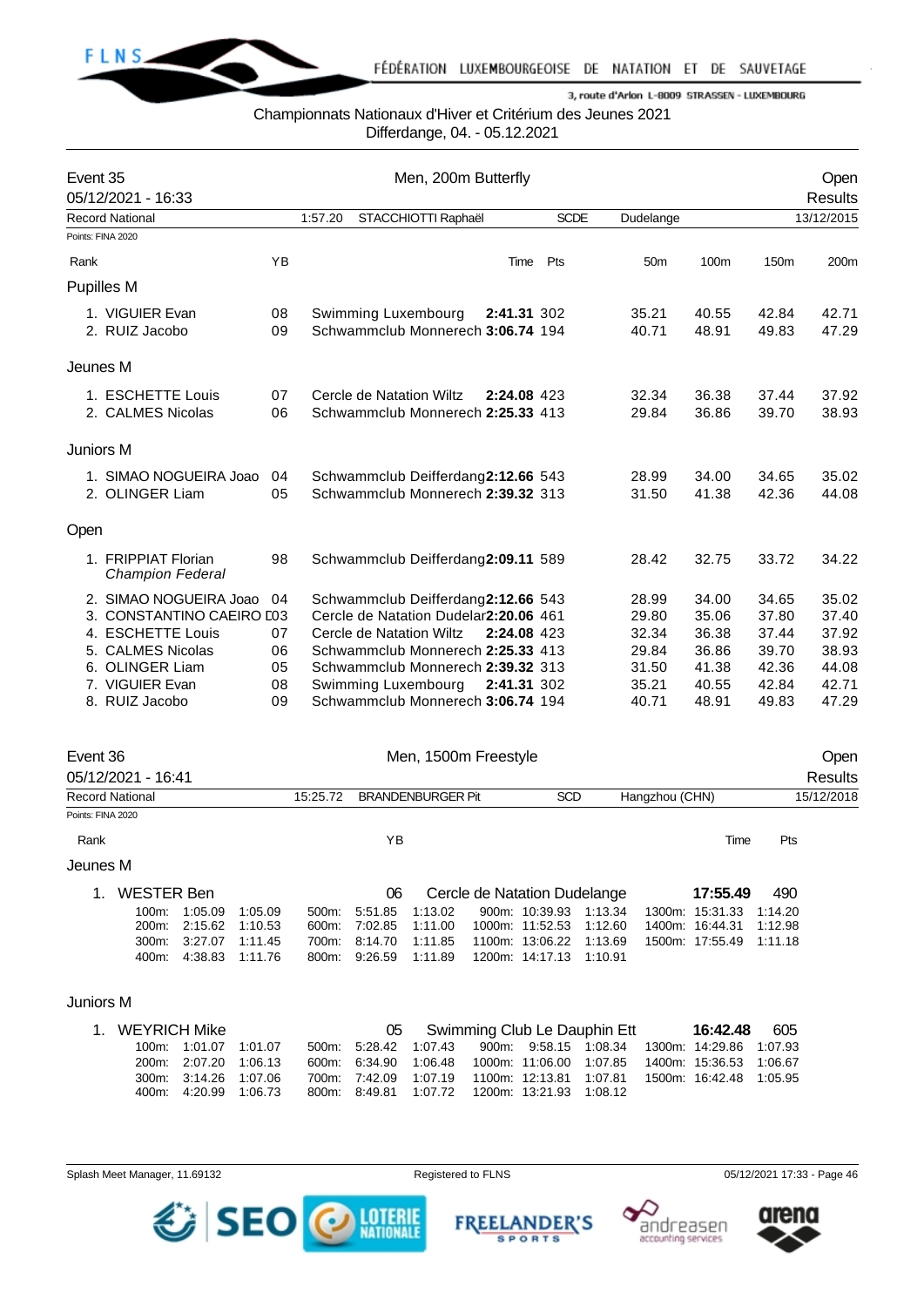Championnats Nationaux d'Hiver et Critérium des Jeunes 2021
Differdange, 04. - 05.12.2021

## Event 35 — Men, 200m Butterfly — Open Results

05/12/2021 - 16:33

Record National: 1:57.20 STACCHIOTTI Raphaël SCDE Dudelange 13/12/2015

Points: FINA 2020

| Rank | | YB | Club | Time | Pts | 50m | 100m | 150m | 200m |
|---|---|---|---|---|---|---|---|---|---|
| **Pupilles M** | | | | | | | | | |
| 1. | VIGUIER Evan | 08 | Swimming Luxembourg | **2:41.31** | 302 | 35.21 | 40.55 | 42.84 | 42.71 |
| 2. | RUIZ Jacobo | 09 | Schwammclub Monnerech | **3:06.74** | 194 | 40.71 | 48.91 | 49.83 | 47.29 |
| **Jeunes M** | | | | | | | | | |
| 1. | ESCHETTE Louis | 07 | Cercle de Natation Wiltz | **2:24.08** | 423 | 32.34 | 36.38 | 37.44 | 37.92 |
| 2. | CALMES Nicolas | 06 | Schwammclub Monnerech | **2:25.33** | 413 | 29.84 | 36.86 | 39.70 | 38.93 |
| **Juniors M** | | | | | | | | | |
| 1. | SIMAO NOGUEIRA Joao | 04 | Schwammclub Deifferdang | **2:12.66** | 543 | 28.99 | 34.00 | 34.65 | 35.02 |
| 2. | OLINGER Liam | 05 | Schwammclub Monnerech | **2:39.32** | 313 | 31.50 | 41.38 | 42.36 | 44.08 |
| **Open** | | | | | | | | | |
| 1. | FRIPPIAT Florian *Champion Federal* | 98 | Schwammclub Deifferdang | **2:09.11** | 589 | 28.42 | 32.75 | 33.72 | 34.22 |
| 2. | SIMAO NOGUEIRA Joao | 04 | Schwammclub Deifferdang | **2:12.66** | 543 | 28.99 | 34.00 | 34.65 | 35.02 |
| 3. | CONSTANTINO CAEIRO D | 03 | Cercle de Natation Dudelar | **2:20.06** | 461 | 29.80 | 35.06 | 37.80 | 37.40 |
| 4. | ESCHETTE Louis | 07 | Cercle de Natation Wiltz | **2:24.08** | 423 | 32.34 | 36.38 | 37.44 | 37.92 |
| 5. | CALMES Nicolas | 06 | Schwammclub Monnerech | **2:25.33** | 413 | 29.84 | 36.86 | 39.70 | 38.93 |
| 6. | OLINGER Liam | 05 | Schwammclub Monnerech | **2:39.32** | 313 | 31.50 | 41.38 | 42.36 | 44.08 |
| 7. | VIGUIER Evan | 08 | Swimming Luxembourg | **2:41.31** | 302 | 35.21 | 40.55 | 42.84 | 42.71 |
| 8. | RUIZ Jacobo | 09 | Schwammclub Monnerech | **3:06.74** | 194 | 40.71 | 48.91 | 49.83 | 47.29 |

## Event 36 — Men, 1500m Freestyle — Open Results

05/12/2021 - 16:41

Record National: 15:25.72 BRANDENBURGER Pit SCD Hangzhou (CHN) 15/12/2018

Points: FINA 2020

### Jeunes M

1. WESTER Ben — 06 — Cercle de Natation Dudelange — **17:55.49** — 490

| Dist. | Time | Split | Dist. | Time | Split | Dist. | Time | Split | Dist. | Time | Split |
|---|---|---|---|---|---|---|---|---|---|---|---|
| 100m: | 1:05.09 | 1:05.09 | 500m: | 5:51.85 | 1:13.02 | 900m: | 10:39.93 | 1:13.34 | 1300m: | 15:31.33 | 1:14.20 |
| 200m: | 2:15.62 | 1:10.53 | 600m: | 7:02.85 | 1:11.00 | 1000m: | 11:52.53 | 1:12.60 | 1400m: | 16:44.31 | 1:12.98 |
| 300m: | 3:27.07 | 1:11.45 | 700m: | 8:14.70 | 1:11.85 | 1100m: | 13:06.22 | 1:13.69 | 1500m: | 17:55.49 | 1:11.18 |
| 400m: | 4:38.83 | 1:11.76 | 800m: | 9:26.59 | 1:11.89 | 1200m: | 14:17.13 | 1:10.91 | | | |

### Juniors M

1. WEYRICH Mike — 05 — Swimming Club Le Dauphin Ett — **16:42.48** — 605

| Dist. | Time | Split | Dist. | Time | Split | Dist. | Time | Split | Dist. | Time | Split |
|---|---|---|---|---|---|---|---|---|---|---|---|
| 100m: | 1:01.07 | 1:01.07 | 500m: | 5:28.42 | 1:07.43 | 900m: | 9:58.15 | 1:08.34 | 1300m: | 14:29.86 | 1:07.93 |
| 200m: | 2:07.20 | 1:06.13 | 600m: | 6:34.90 | 1:06.48 | 1000m: | 11:06.00 | 1:07.85 | 1400m: | 15:36.53 | 1:06.67 |
| 300m: | 3:14.26 | 1:07.06 | 700m: | 7:42.09 | 1:07.19 | 1100m: | 12:13.81 | 1:07.81 | 1500m: | 16:42.48 | 1:05.95 |
| 400m: | 4:20.99 | 1:06.73 | 800m: | 8:49.81 | 1:07.72 | 1200m: | 13:21.93 | 1:08.12 | | | |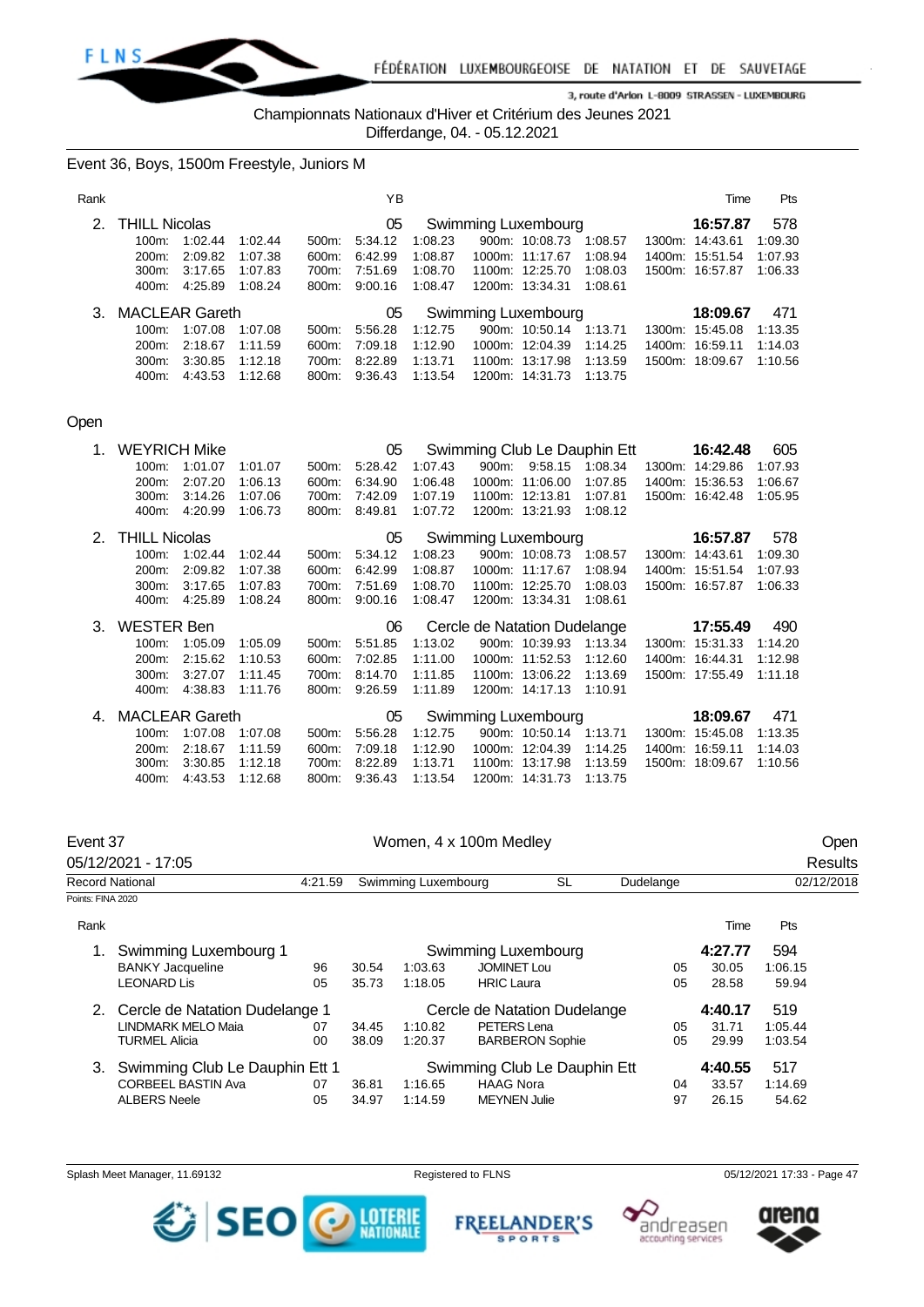Championnats Nationaux d'Hiver et Critérium des Jeunes 2021
Differdange, 04. - 05.12.2021

## Event 36, Boys, 1500m Freestyle, Juniors M

| Rank | Name | YB | Club | Time | Pts |
|---|---|---|---|---|---|
| 2. | THILL Nicolas | 05 | Swimming Luxembourg | 16:57.87 | 578 |
| | 100m: 1:02.44 1:02.44 / 200m: 2:09.82 1:07.38 / 300m: 3:17.65 1:07.83 / 400m: 4:25.89 1:08.24 / 500m: 5:34.12 1:08.23 / 600m: 6:42.99 1:08.87 / 700m: 7:51.69 1:08.70 / 800m: 9:00.16 1:08.47 / 900m: 10:08.73 1:08.57 / 1000m: 11:17.67 1:08.94 / 1100m: 12:25.70 1:08.03 / 1200m: 13:34.31 1:08.61 / 1300m: 14:43.61 1:09.30 / 1400m: 15:51.54 1:07.93 / 1500m: 16:57.87 1:06.33 | | | | |
| 3. | MACLEAR Gareth | 05 | Swimming Luxembourg | 18:09.67 | 471 |
| | 100m: 1:07.08 1:07.08 / 200m: 2:18.67 1:11.59 / 300m: 3:30.85 1:12.18 / 400m: 4:43.53 1:12.68 / 500m: 5:56.28 1:12.75 / 600m: 7:09.18 1:12.90 / 700m: 8:22.89 1:13.71 / 800m: 9:36.43 1:13.54 / 900m: 10:50.14 1:13.71 / 1000m: 12:04.39 1:14.25 / 1100m: 13:17.98 1:13.59 / 1200m: 14:31.73 1:13.75 / 1300m: 15:45.08 1:13.35 / 1400m: 16:59.11 1:14.03 / 1500m: 18:09.67 1:10.56 | | | | |

### Open

| Rank | Name | YB | Club | Time | Pts |
|---|---|---|---|---|---|
| 1. | WEYRICH Mike | 05 | Swimming Club Le Dauphin Ett | 16:42.48 | 605 |
| | 100m: 1:01.07 1:01.07 / 200m: 2:07.20 1:06.13 / 300m: 3:14.26 1:07.06 / 400m: 4:20.99 1:06.73 / 500m: 5:28.42 1:07.43 / 600m: 6:34.90 1:06.48 / 700m: 7:42.09 1:07.19 / 800m: 8:49.81 1:07.72 / 900m: 9:58.15 1:08.34 / 1000m: 11:06.00 1:07.85 / 1100m: 12:13.81 1:07.81 / 1200m: 13:21.93 1:08.12 / 1300m: 14:29.86 1:07.93 / 1400m: 15:36.53 1:06.67 / 1500m: 16:42.48 1:05.95 | | | | |
| 2. | THILL Nicolas | 05 | Swimming Luxembourg | 16:57.87 | 578 |
| | 100m: 1:02.44 1:02.44 / 200m: 2:09.82 1:07.38 / 300m: 3:17.65 1:07.83 / 400m: 4:25.89 1:08.24 / 500m: 5:34.12 1:08.23 / 600m: 6:42.99 1:08.87 / 700m: 7:51.69 1:08.70 / 800m: 9:00.16 1:08.47 / 900m: 10:08.73 1:08.57 / 1000m: 11:17.67 1:08.94 / 1100m: 12:25.70 1:08.03 / 1200m: 13:34.31 1:08.61 / 1300m: 14:43.61 1:09.30 / 1400m: 15:51.54 1:07.93 / 1500m: 16:57.87 1:06.33 | | | | |
| 3. | WESTER Ben | 06 | Cercle de Natation Dudelange | 17:55.49 | 490 |
| | 100m: 1:05.09 1:05.09 / 200m: 2:15.62 1:10.53 / 300m: 3:27.07 1:11.45 / 400m: 4:38.83 1:11.76 / 500m: 5:51.85 1:13.02 / 600m: 7:02.85 1:11.00 / 700m: 8:14.70 1:11.85 / 800m: 9:26.59 1:11.89 / 900m: 10:39.93 1:13.34 / 1000m: 11:52.53 1:12.60 / 1100m: 13:06.22 1:13.69 / 1200m: 14:17.13 1:10.91 / 1300m: 15:31.33 1:14.20 / 1400m: 16:44.31 1:12.98 / 1500m: 17:55.49 1:11.18 | | | | |
| 4. | MACLEAR Gareth | 05 | Swimming Luxembourg | 18:09.67 | 471 |
| | 100m: 1:07.08 1:07.08 / 200m: 2:18.67 1:11.59 / 300m: 3:30.85 1:12.18 / 400m: 4:43.53 1:12.68 / 500m: 5:56.28 1:12.75 / 600m: 7:09.18 1:12.90 / 700m: 8:22.89 1:13.71 / 800m: 9:36.43 1:13.54 / 900m: 10:50.14 1:13.71 / 1000m: 12:04.39 1:14.25 / 1100m: 13:17.98 1:13.59 / 1200m: 14:31.73 1:13.75 / 1300m: 15:45.08 1:13.35 / 1400m: 16:59.11 1:14.03 / 1500m: 18:09.67 1:10.56 | | | | |

## Event 37 — Women, 4 x 100m Medley — Open

05/12/2021 - 17:05 — Results

Record National: 4:21.59 Swimming Luxembourg SL Dudelange 02/12/2018

Points: FINA 2020

| Rank | Team / Swimmer | YB | Split | Time | Swimmer | YB | Split | Time | Pts |
|---|---|---|---|---|---|---|---|---|---|
| 1. | Swimming Luxembourg 1 | | | Swimming Luxembourg | | | | 4:27.77 | 594 |
| | BANKY Jacqueline | 96 | 30.54 | 1:03.63 | JOMINET Lou | 05 | 30.05 | 1:06.15 | |
| | LEONARD Lis | 05 | 35.73 | 1:18.05 | HRIC Laura | 05 | 28.58 | 59.94 | |
| 2. | Cercle de Natation Dudelange 1 | | | Cercle de Natation Dudelange | | | | 4:40.17 | 519 |
| | LINDMARK MELO Maia | 07 | 34.45 | 1:10.82 | PETERS Lena | 05 | 31.71 | 1:05.44 | |
| | TURMEL Alicia | 00 | 38.09 | 1:20.37 | BARBERON Sophie | 05 | 29.99 | 1:03.54 | |
| 3. | Swimming Club Le Dauphin Ett 1 | | | Swimming Club Le Dauphin Ett | | | | 4:40.55 | 517 |
| | CORBEEL BASTIN Ava | 07 | 36.81 | 1:16.65 | HAAG Nora | 04 | 33.57 | 1:14.69 | |
| | ALBERS Neele | 05 | 34.97 | 1:14.59 | MEYNEN Julie | 97 | 26.15 | 54.62 | |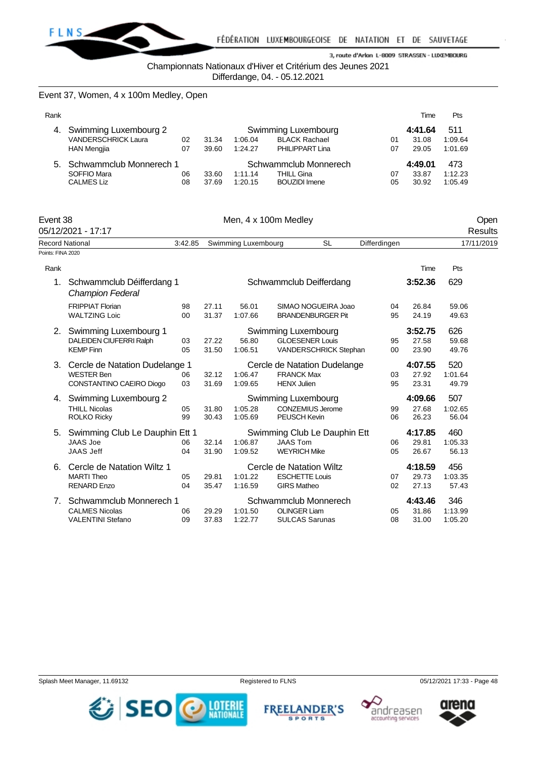Championnats Nationaux d'Hiver et Critérium des Jeunes 2021
Differdange, 04. - 05.12.2021

## Event 37, Women, 4 x 100m Medley, Open

| Rank | | | | | | | Time | Pts |
|---|---|---|---|---|---|---|---|---|
| 4. | Swimming Luxembourg 2 | | | | Swimming Luxembourg | | **4:41.64** | 511 |
| | VANDERSCHRICK Laura | 02 | 31.34 | 1:06.04 | BLACK Rachael | 01 | 31.08 | 1:09.64 |
| | HAN Mengjia | 07 | 39.60 | 1:24.27 | PHILIPPART Lina | 07 | 29.05 | 1:01.69 |
| 5. | Schwammclub Monnerech 1 | | | | Schwammclub Monnerech | | **4:49.01** | 473 |
| | SOFFIO Mara | 06 | 33.60 | 1:11.14 | THILL Gina | 07 | 33.87 | 1:12.23 |
| | CALMES Liz | 08 | 37.69 | 1:20.15 | BOUZIDI Imene | 05 | 30.92 | 1:05.49 |

## Event 38 — Men, 4 x 100m Medley — Open

05/12/2021 - 17:17 — Results

Record National 3:42.85 Swimming Luxembourg SL Differdingen 17/11/2019

Points: FINA 2020

| Rank | | | | | | | Time | Pts |
|---|---|---|---|---|---|---|---|---|
| 1. | Schwammclub Déifferdang 1 *Champion Federal* | | | | Schwammclub Deifferdang | | **3:52.36** | 629 |
| | FRIPPIAT Florian | 98 | 27.11 | 56.01 | SIMAO NOGUEIRA Joao | 04 | 26.84 | 59.06 |
| | WALTZING Loic | 00 | 31.37 | 1:07.66 | BRANDENBURGER Pit | 95 | 24.19 | 49.63 |
| 2. | Swimming Luxembourg 1 | | | | Swimming Luxembourg | | **3:52.75** | 626 |
| | DALEIDEN CIUFERRI Ralph | 03 | 27.22 | 56.80 | GLOESENER Louis | 95 | 27.58 | 59.68 |
| | KEMP Finn | 05 | 31.50 | 1:06.51 | VANDERSCHRICK Stephan | 00 | 23.90 | 49.76 |
| 3. | Cercle de Natation Dudelange 1 | | | | Cercle de Natation Dudelange | | **4:07.55** | 520 |
| | WESTER Ben | 06 | 32.12 | 1:06.47 | FRANCK Max | 03 | 27.92 | 1:01.64 |
| | CONSTANTINO CAEIRO Diogo | 03 | 31.69 | 1:09.65 | HENX Julien | 95 | 23.31 | 49.79 |
| 4. | Swimming Luxembourg 2 | | | | Swimming Luxembourg | | **4:09.66** | 507 |
| | THILL Nicolas | 05 | 31.80 | 1:05.28 | CONZEMIUS Jerome | 99 | 27.68 | 1:02.65 |
| | ROLKO Ricky | 99 | 30.43 | 1:05.69 | PEUSCH Kevin | 06 | 26.23 | 56.04 |
| 5. | Swimming Club Le Dauphin Ett 1 | | | | Swimming Club Le Dauphin Ett | | **4:17.85** | 460 |
| | JAAS Joe | 06 | 32.14 | 1:06.87 | JAAS Tom | 06 | 29.81 | 1:05.33 |
| | JAAS Jeff | 04 | 31.90 | 1:09.52 | WEYRICH Mike | 05 | 26.67 | 56.13 |
| 6. | Cercle de Natation Wiltz 1 | | | | Cercle de Natation Wiltz | | **4:18.59** | 456 |
| | MARTI Theo | 05 | 29.81 | 1:01.22 | ESCHETTE Louis | 07 | 29.73 | 1:03.35 |
| | RENARD Enzo | 04 | 35.47 | 1:16.59 | GIRS Matheo | 02 | 27.13 | 57.43 |
| 7. | Schwammclub Monnerech 1 | | | | Schwammclub Monnerech | | **4:43.46** | 346 |
| | CALMES Nicolas | 06 | 29.29 | 1:01.50 | OLINGER Liam | 05 | 31.86 | 1:13.99 |
| | VALENTINI Stefano | 09 | 37.83 | 1:22.77 | SULCAS Sarunas | 08 | 31.00 | 1:05.20 |